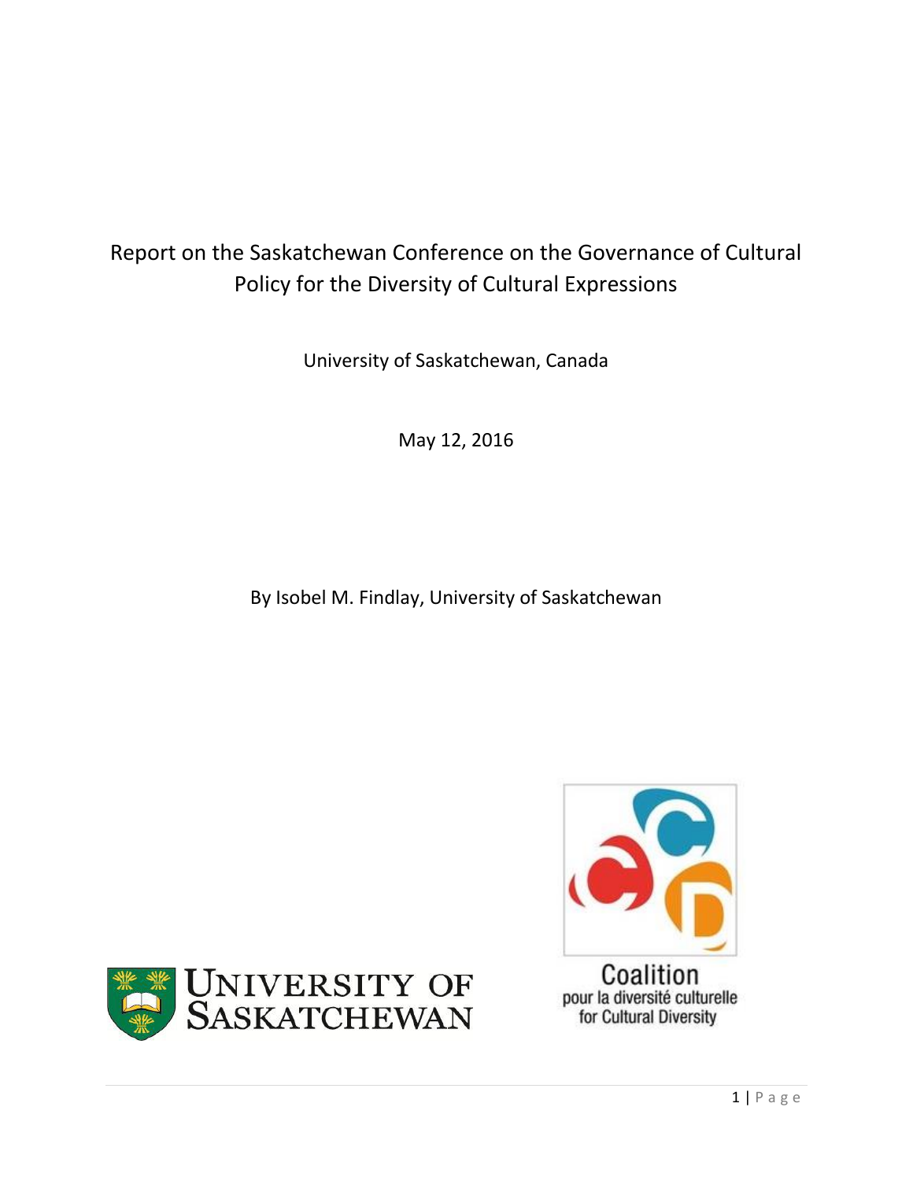# Report on the Saskatchewan Conference on the Governance of Cultural Policy for the Diversity of Cultural Expressions

University of Saskatchewan, Canada

May 12, 2016

By Isobel M. Findlay, University of Saskatchewan

University of Saskatchewan

Coalition pour la diversité culturelle for Cultural Diversity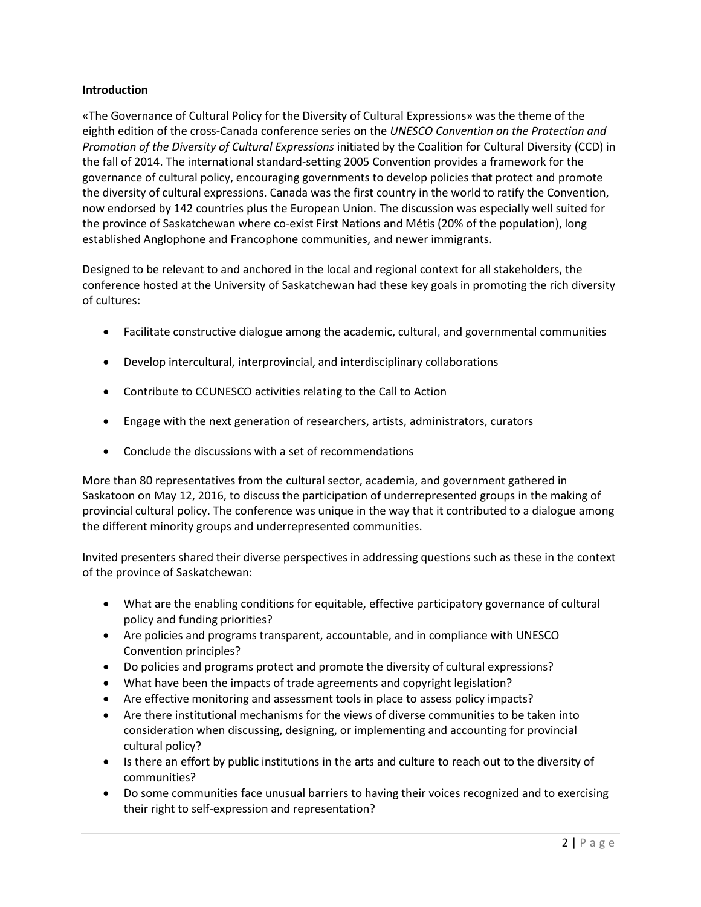**Introduction**

«The Governance of Cultural Policy for the Diversity of Cultural Expressions» was the theme of the eighth edition of the cross-Canada conference series on the *UNESCO Convention on the Protection and Promotion of the Diversity of Cultural Expressions* initiated by the Coalition for Cultural Diversity (CCD) in the fall of 2014. The international standard-setting 2005 Convention provides a framework for the governance of cultural policy, encouraging governments to develop policies that protect and promote the diversity of cultural expressions. Canada was the first country in the world to ratify the Convention, now endorsed by 142 countries plus the European Union. The discussion was especially well suited for the province of Saskatchewan where co-exist First Nations and Métis (20% of the population), long established Anglophone and Francophone communities, and newer immigrants.

Designed to be relevant to and anchored in the local and regional context for all stakeholders, the conference hosted at the University of Saskatchewan had these key goals in promoting the rich diversity of cultures:

- Facilitate constructive dialogue among the academic, cultural, and governmental communities
- Develop intercultural, interprovincial, and interdisciplinary collaborations
- Contribute to CCUNESCO activities relating to the Call to Action
- Engage with the next generation of researchers, artists, administrators, curators
- Conclude the discussions with a set of recommendations

More than 80 representatives from the cultural sector, academia, and government gathered in Saskatoon on May 12, 2016, to discuss the participation of underrepresented groups in the making of provincial cultural policy. The conference was unique in the way that it contributed to a dialogue among the different minority groups and underrepresented communities.

Invited presenters shared their diverse perspectives in addressing questions such as these in the context of the province of Saskatchewan:

- What are the enabling conditions for equitable, effective participatory governance of cultural policy and funding priorities?
- Are policies and programs transparent, accountable, and in compliance with UNESCO Convention principles?
- Do policies and programs protect and promote the diversity of cultural expressions?
- What have been the impacts of trade agreements and copyright legislation?
- Are effective monitoring and assessment tools in place to assess policy impacts?
- Are there institutional mechanisms for the views of diverse communities to be taken into consideration when discussing, designing, or implementing and accounting for provincial cultural policy?
- Is there an effort by public institutions in the arts and culture to reach out to the diversity of communities?
- Do some communities face unusual barriers to having their voices recognized and to exercising their right to self-expression and representation?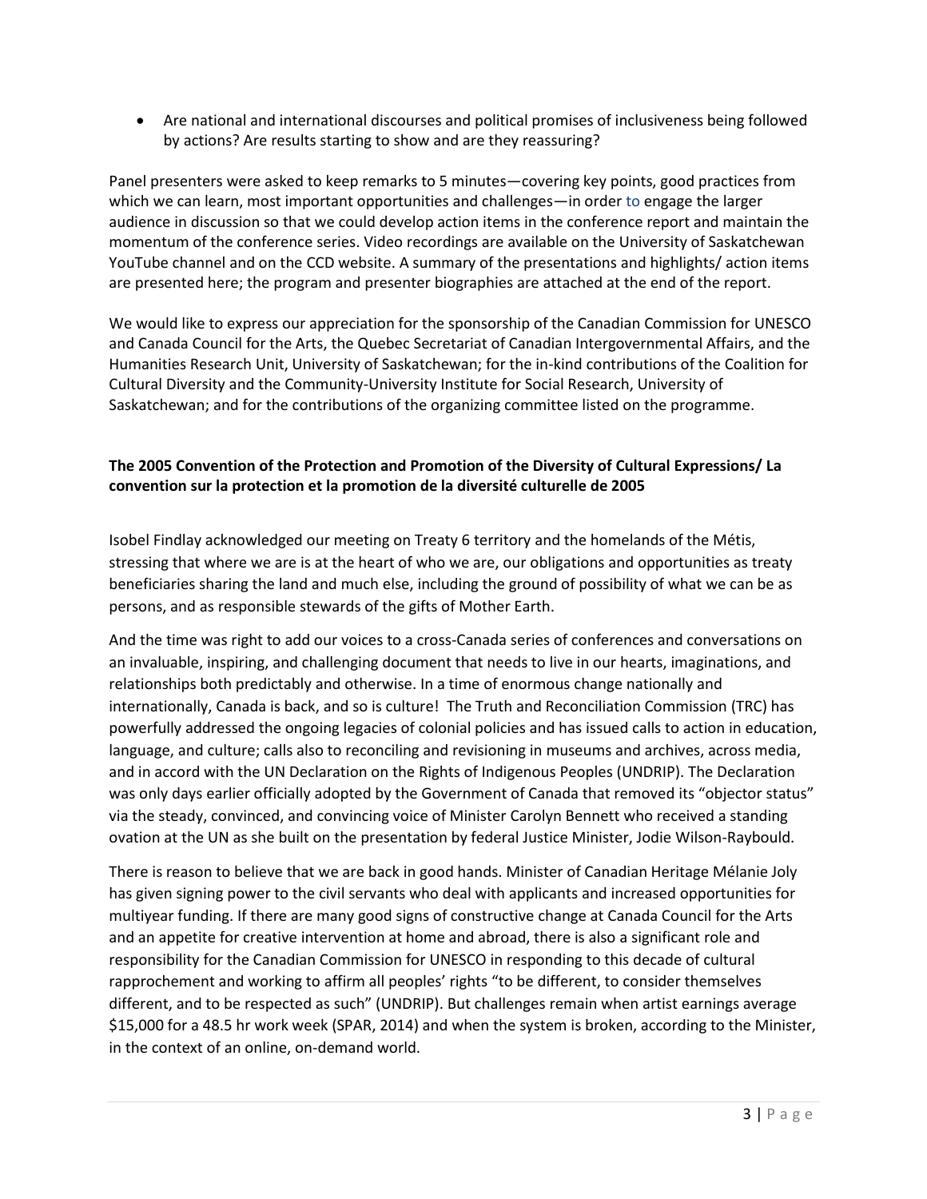- Are national and international discourses and political promises of inclusiveness being followed by actions? Are results starting to show and are they reassuring?

Panel presenters were asked to keep remarks to 5 minutes—covering key points, good practices from which we can learn, most important opportunities and challenges—in order to engage the larger audience in discussion so that we could develop action items in the conference report and maintain the momentum of the conference series. Video recordings are available on the University of Saskatchewan YouTube channel and on the CCD website. A summary of the presentations and highlights/ action items are presented here; the program and presenter biographies are attached at the end of the report.

We would like to express our appreciation for the sponsorship of the Canadian Commission for UNESCO and Canada Council for the Arts, the Quebec Secretariat of Canadian Intergovernmental Affairs, and the Humanities Research Unit, University of Saskatchewan; for the in-kind contributions of the Coalition for Cultural Diversity and the Community-University Institute for Social Research, University of Saskatchewan; and for the contributions of the organizing committee listed on the programme.

**The 2005 Convention of the Protection and Promotion of the Diversity of Cultural Expressions/ La convention sur la protection et la promotion de la diversité culturelle de 2005**

Isobel Findlay acknowledged our meeting on Treaty 6 territory and the homelands of the Métis, stressing that where we are is at the heart of who we are, our obligations and opportunities as treaty beneficiaries sharing the land and much else, including the ground of possibility of what we can be as persons, and as responsible stewards of the gifts of Mother Earth.

And the time was right to add our voices to a cross-Canada series of conferences and conversations on an invaluable, inspiring, and challenging document that needs to live in our hearts, imaginations, and relationships both predictably and otherwise. In a time of enormous change nationally and internationally, Canada is back, and so is culture! The Truth and Reconciliation Commission (TRC) has powerfully addressed the ongoing legacies of colonial policies and has issued calls to action in education, language, and culture; calls also to reconciling and revisioning in museums and archives, across media, and in accord with the UN Declaration on the Rights of Indigenous Peoples (UNDRIP). The Declaration was only days earlier officially adopted by the Government of Canada that removed its "objector status" via the steady, convinced, and convincing voice of Minister Carolyn Bennett who received a standing ovation at the UN as she built on the presentation by federal Justice Minister, Jodie Wilson-Raybould.

There is reason to believe that we are back in good hands. Minister of Canadian Heritage Mélanie Joly has given signing power to the civil servants who deal with applicants and increased opportunities for multiyear funding. If there are many good signs of constructive change at Canada Council for the Arts and an appetite for creative intervention at home and abroad, there is also a significant role and responsibility for the Canadian Commission for UNESCO in responding to this decade of cultural rapprochement and working to affirm all peoples' rights "to be different, to consider themselves different, and to be respected as such" (UNDRIP). But challenges remain when artist earnings average $15,000 for a 48.5 hr work week (SPAR, 2014) and when the system is broken, according to the Minister, in the context of an online, on-demand world.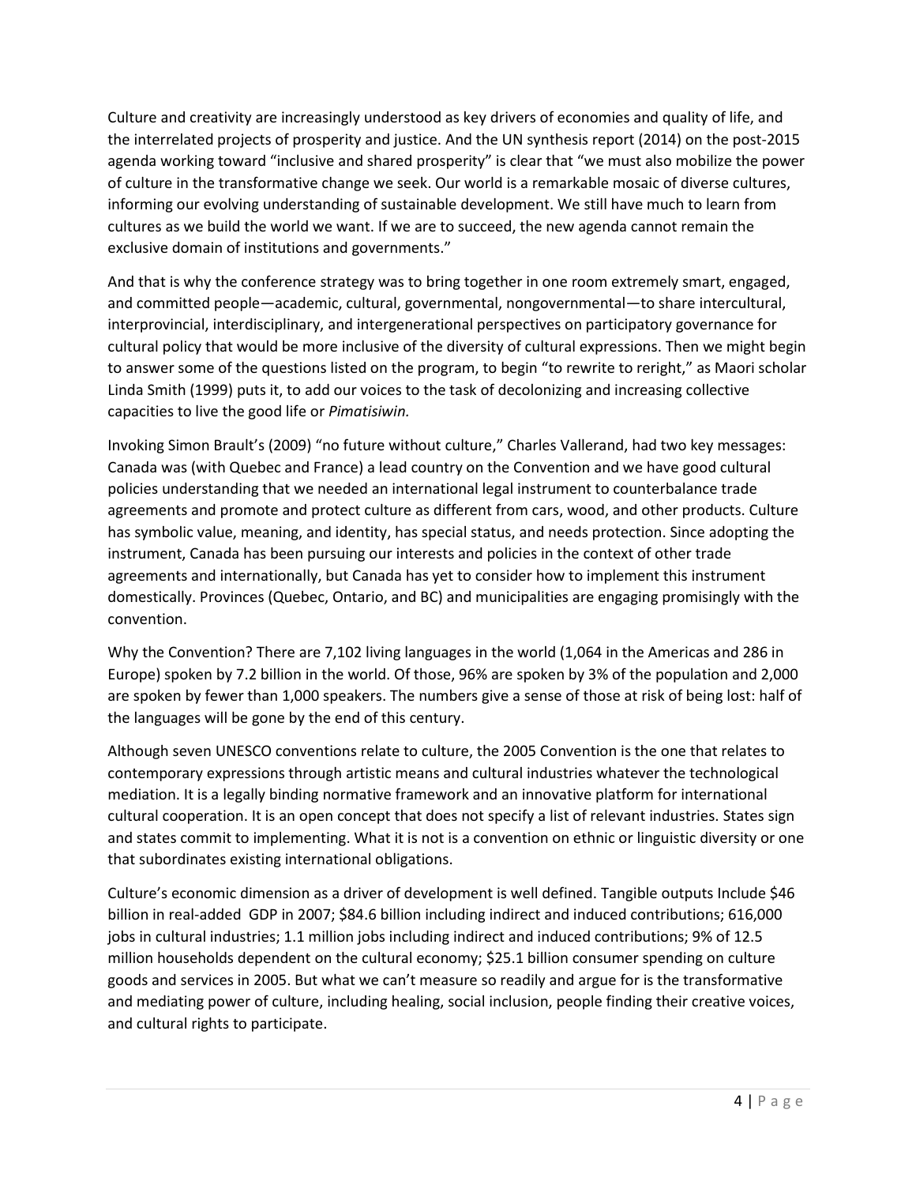Culture and creativity are increasingly understood as key drivers of economies and quality of life, and the interrelated projects of prosperity and justice. And the UN synthesis report (2014) on the post-2015 agenda working toward "inclusive and shared prosperity" is clear that "we must also mobilize the power of culture in the transformative change we seek. Our world is a remarkable mosaic of diverse cultures, informing our evolving understanding of sustainable development. We still have much to learn from cultures as we build the world we want. If we are to succeed, the new agenda cannot remain the exclusive domain of institutions and governments."

And that is why the conference strategy was to bring together in one room extremely smart, engaged, and committed people—academic, cultural, governmental, nongovernmental—to share intercultural, interprovincial, interdisciplinary, and intergenerational perspectives on participatory governance for cultural policy that would be more inclusive of the diversity of cultural expressions. Then we might begin to answer some of the questions listed on the program, to begin "to rewrite to reright," as Maori scholar Linda Smith (1999) puts it, to add our voices to the task of decolonizing and increasing collective capacities to live the good life or *Pimatisiwin.*

Invoking Simon Brault's (2009) "no future without culture," Charles Vallerand, had two key messages: Canada was (with Quebec and France) a lead country on the Convention and we have good cultural policies understanding that we needed an international legal instrument to counterbalance trade agreements and promote and protect culture as different from cars, wood, and other products. Culture has symbolic value, meaning, and identity, has special status, and needs protection. Since adopting the instrument, Canada has been pursuing our interests and policies in the context of other trade agreements and internationally, but Canada has yet to consider how to implement this instrument domestically. Provinces (Quebec, Ontario, and BC) and municipalities are engaging promisingly with the convention.

Why the Convention? There are 7,102 living languages in the world (1,064 in the Americas and 286 in Europe) spoken by 7.2 billion in the world. Of those, 96% are spoken by 3% of the population and 2,000 are spoken by fewer than 1,000 speakers. The numbers give a sense of those at risk of being lost: half of the languages will be gone by the end of this century.

Although seven UNESCO conventions relate to culture, the 2005 Convention is the one that relates to contemporary expressions through artistic means and cultural industries whatever the technological mediation. It is a legally binding normative framework and an innovative platform for international cultural cooperation. It is an open concept that does not specify a list of relevant industries. States sign and states commit to implementing. What it is not is a convention on ethnic or linguistic diversity or one that subordinates existing international obligations.

Culture's economic dimension as a driver of development is well defined. Tangible outputs Include $46 billion in real-added GDP in 2007; $84.6 billion including indirect and induced contributions; 616,000 jobs in cultural industries; 1.1 million jobs including indirect and induced contributions; 9% of 12.5 million households dependent on the cultural economy; $25.1 billion consumer spending on culture goods and services in 2005. But what we can't measure so readily and argue for is the transformative and mediating power of culture, including healing, social inclusion, people finding their creative voices, and cultural rights to participate.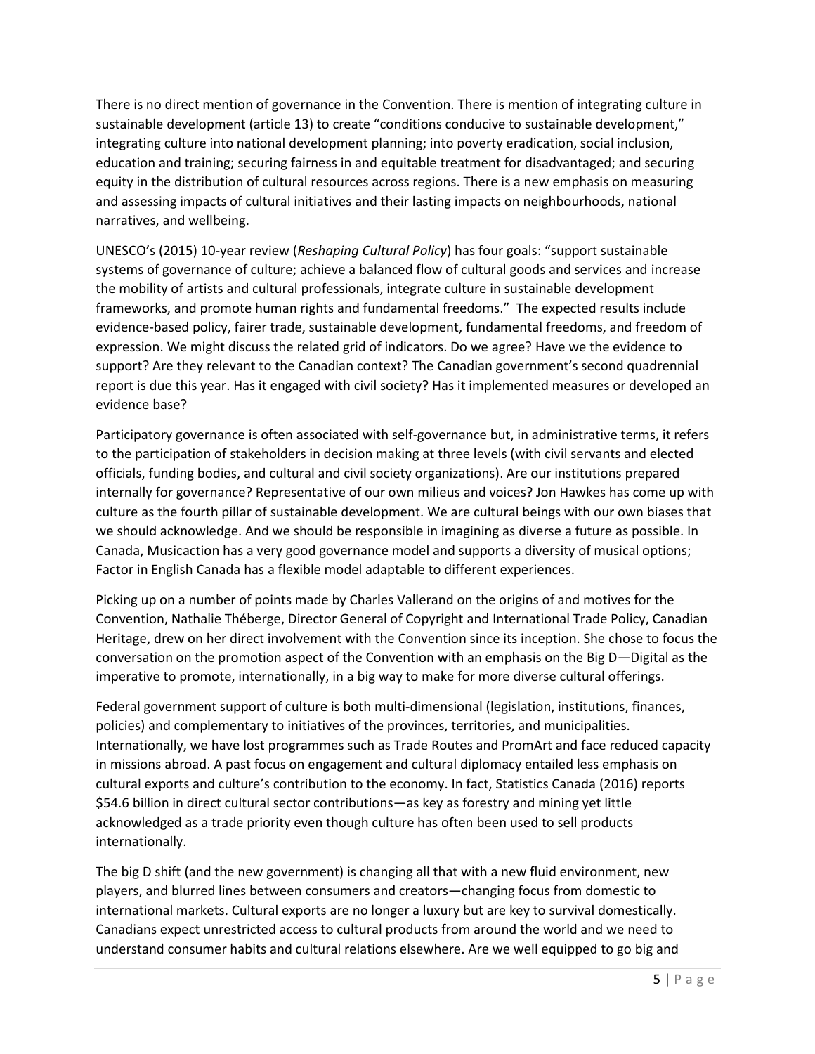There is no direct mention of governance in the Convention. There is mention of integrating culture in sustainable development (article 13) to create "conditions conducive to sustainable development," integrating culture into national development planning; into poverty eradication, social inclusion, education and training; securing fairness in and equitable treatment for disadvantaged; and securing equity in the distribution of cultural resources across regions. There is a new emphasis on measuring and assessing impacts of cultural initiatives and their lasting impacts on neighbourhoods, national narratives, and wellbeing.

UNESCO's (2015) 10-year review (*Reshaping Cultural Policy*) has four goals: "support sustainable systems of governance of culture; achieve a balanced flow of cultural goods and services and increase the mobility of artists and cultural professionals, integrate culture in sustainable development frameworks, and promote human rights and fundamental freedoms." The expected results include evidence-based policy, fairer trade, sustainable development, fundamental freedoms, and freedom of expression. We might discuss the related grid of indicators. Do we agree? Have we the evidence to support? Are they relevant to the Canadian context? The Canadian government's second quadrennial report is due this year. Has it engaged with civil society? Has it implemented measures or developed an evidence base?

Participatory governance is often associated with self-governance but, in administrative terms, it refers to the participation of stakeholders in decision making at three levels (with civil servants and elected officials, funding bodies, and cultural and civil society organizations). Are our institutions prepared internally for governance? Representative of our own milieus and voices? Jon Hawkes has come up with culture as the fourth pillar of sustainable development. We are cultural beings with our own biases that we should acknowledge. And we should be responsible in imagining as diverse a future as possible. In Canada, Musicaction has a very good governance model and supports a diversity of musical options; Factor in English Canada has a flexible model adaptable to different experiences.

Picking up on a number of points made by Charles Vallerand on the origins of and motives for the Convention, Nathalie Théberge, Director General of Copyright and International Trade Policy, Canadian Heritage, drew on her direct involvement with the Convention since its inception. She chose to focus the conversation on the promotion aspect of the Convention with an emphasis on the Big D—Digital as the imperative to promote, internationally, in a big way to make for more diverse cultural offerings.

Federal government support of culture is both multi-dimensional (legislation, institutions, finances, policies) and complementary to initiatives of the provinces, territories, and municipalities. Internationally, we have lost programmes such as Trade Routes and PromArt and face reduced capacity in missions abroad. A past focus on engagement and cultural diplomacy entailed less emphasis on cultural exports and culture's contribution to the economy. In fact, Statistics Canada (2016) reports $54.6 billion in direct cultural sector contributions—as key as forestry and mining yet little acknowledged as a trade priority even though culture has often been used to sell products internationally.

The big D shift (and the new government) is changing all that with a new fluid environment, new players, and blurred lines between consumers and creators—changing focus from domestic to international markets. Cultural exports are no longer a luxury but are key to survival domestically. Canadians expect unrestricted access to cultural products from around the world and we need to understand consumer habits and cultural relations elsewhere. Are we well equipped to go big and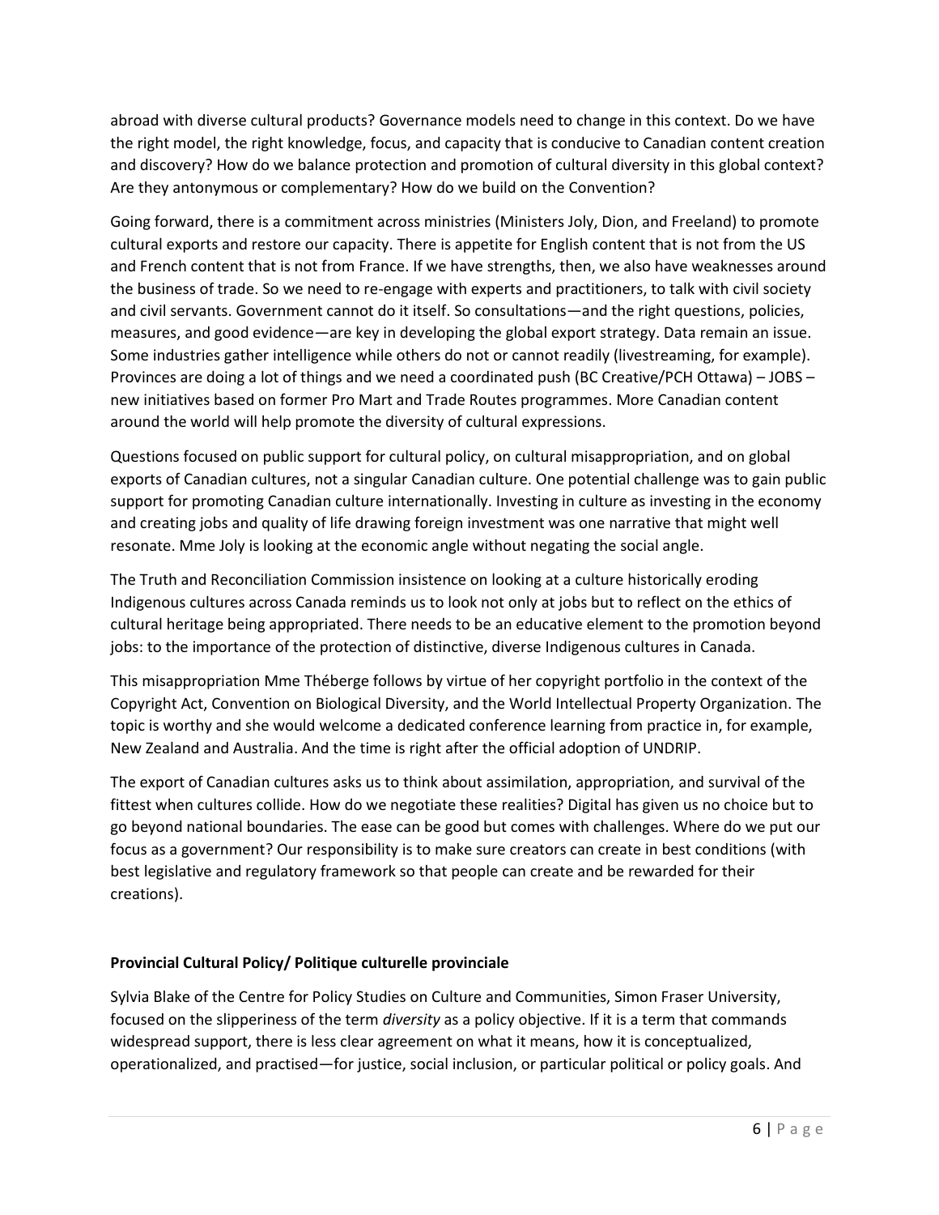abroad with diverse cultural products? Governance models need to change in this context. Do we have the right model, the right knowledge, focus, and capacity that is conducive to Canadian content creation and discovery? How do we balance protection and promotion of cultural diversity in this global context? Are they antonymous or complementary? How do we build on the Convention?

Going forward, there is a commitment across ministries (Ministers Joly, Dion, and Freeland) to promote cultural exports and restore our capacity. There is appetite for English content that is not from the US and French content that is not from France. If we have strengths, then, we also have weaknesses around the business of trade. So we need to re-engage with experts and practitioners, to talk with civil society and civil servants. Government cannot do it itself. So consultations—and the right questions, policies, measures, and good evidence—are key in developing the global export strategy. Data remain an issue. Some industries gather intelligence while others do not or cannot readily (livestreaming, for example). Provinces are doing a lot of things and we need a coordinated push (BC Creative/PCH Ottawa) – JOBS – new initiatives based on former Pro Mart and Trade Routes programmes. More Canadian content around the world will help promote the diversity of cultural expressions.

Questions focused on public support for cultural policy, on cultural misappropriation, and on global exports of Canadian cultures, not a singular Canadian culture. One potential challenge was to gain public support for promoting Canadian culture internationally. Investing in culture as investing in the economy and creating jobs and quality of life drawing foreign investment was one narrative that might well resonate. Mme Joly is looking at the economic angle without negating the social angle.

The Truth and Reconciliation Commission insistence on looking at a culture historically eroding Indigenous cultures across Canada reminds us to look not only at jobs but to reflect on the ethics of cultural heritage being appropriated. There needs to be an educative element to the promotion beyond jobs: to the importance of the protection of distinctive, diverse Indigenous cultures in Canada.

This misappropriation Mme Théberge follows by virtue of her copyright portfolio in the context of the Copyright Act, Convention on Biological Diversity, and the World Intellectual Property Organization. The topic is worthy and she would welcome a dedicated conference learning from practice in, for example, New Zealand and Australia. And the time is right after the official adoption of UNDRIP.

The export of Canadian cultures asks us to think about assimilation, appropriation, and survival of the fittest when cultures collide. How do we negotiate these realities? Digital has given us no choice but to go beyond national boundaries. The ease can be good but comes with challenges. Where do we put our focus as a government? Our responsibility is to make sure creators can create in best conditions (with best legislative and regulatory framework so that people can create and be rewarded for their creations).

**Provincial Cultural Policy/ Politique culturelle provinciale**

Sylvia Blake of the Centre for Policy Studies on Culture and Communities, Simon Fraser University, focused on the slipperiness of the term *diversity* as a policy objective. If it is a term that commands widespread support, there is less clear agreement on what it means, how it is conceptualized, operationalized, and practised—for justice, social inclusion, or particular political or policy goals. And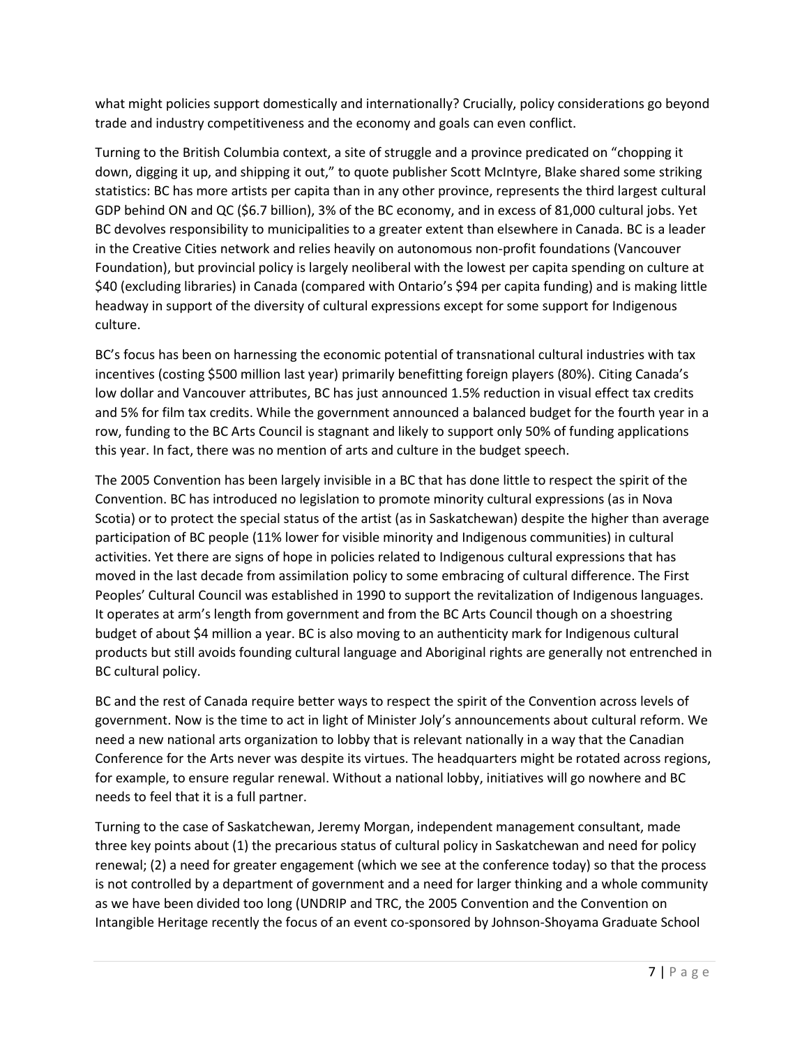what might policies support domestically and internationally? Crucially, policy considerations go beyond trade and industry competitiveness and the economy and goals can even conflict.

Turning to the British Columbia context, a site of struggle and a province predicated on "chopping it down, digging it up, and shipping it out," to quote publisher Scott McIntyre, Blake shared some striking statistics: BC has more artists per capita than in any other province, represents the third largest cultural GDP behind ON and QC ($6.7 billion), 3% of the BC economy, and in excess of 81,000 cultural jobs. Yet BC devolves responsibility to municipalities to a greater extent than elsewhere in Canada. BC is a leader in the Creative Cities network and relies heavily on autonomous non-profit foundations (Vancouver Foundation), but provincial policy is largely neoliberal with the lowest per capita spending on culture at $40 (excluding libraries) in Canada (compared with Ontario's $94 per capita funding) and is making little headway in support of the diversity of cultural expressions except for some support for Indigenous culture.

BC's focus has been on harnessing the economic potential of transnational cultural industries with tax incentives (costing $500 million last year) primarily benefitting foreign players (80%). Citing Canada's low dollar and Vancouver attributes, BC has just announced 1.5% reduction in visual effect tax credits and 5% for film tax credits. While the government announced a balanced budget for the fourth year in a row, funding to the BC Arts Council is stagnant and likely to support only 50% of funding applications this year. In fact, there was no mention of arts and culture in the budget speech.

The 2005 Convention has been largely invisible in a BC that has done little to respect the spirit of the Convention. BC has introduced no legislation to promote minority cultural expressions (as in Nova Scotia) or to protect the special status of the artist (as in Saskatchewan) despite the higher than average participation of BC people (11% lower for visible minority and Indigenous communities) in cultural activities. Yet there are signs of hope in policies related to Indigenous cultural expressions that has moved in the last decade from assimilation policy to some embracing of cultural difference. The First Peoples' Cultural Council was established in 1990 to support the revitalization of Indigenous languages. It operates at arm's length from government and from the BC Arts Council though on a shoestring budget of about $4 million a year. BC is also moving to an authenticity mark for Indigenous cultural products but still avoids founding cultural language and Aboriginal rights are generally not entrenched in BC cultural policy.

BC and the rest of Canada require better ways to respect the spirit of the Convention across levels of government. Now is the time to act in light of Minister Joly's announcements about cultural reform. We need a new national arts organization to lobby that is relevant nationally in a way that the Canadian Conference for the Arts never was despite its virtues. The headquarters might be rotated across regions, for example, to ensure regular renewal. Without a national lobby, initiatives will go nowhere and BC needs to feel that it is a full partner.

Turning to the case of Saskatchewan, Jeremy Morgan, independent management consultant, made three key points about (1) the precarious status of cultural policy in Saskatchewan and need for policy renewal; (2) a need for greater engagement (which we see at the conference today) so that the process is not controlled by a department of government and a need for larger thinking and a whole community as we have been divided too long (UNDRIP and TRC, the 2005 Convention and the Convention on Intangible Heritage recently the focus of an event co-sponsored by Johnson-Shoyama Graduate School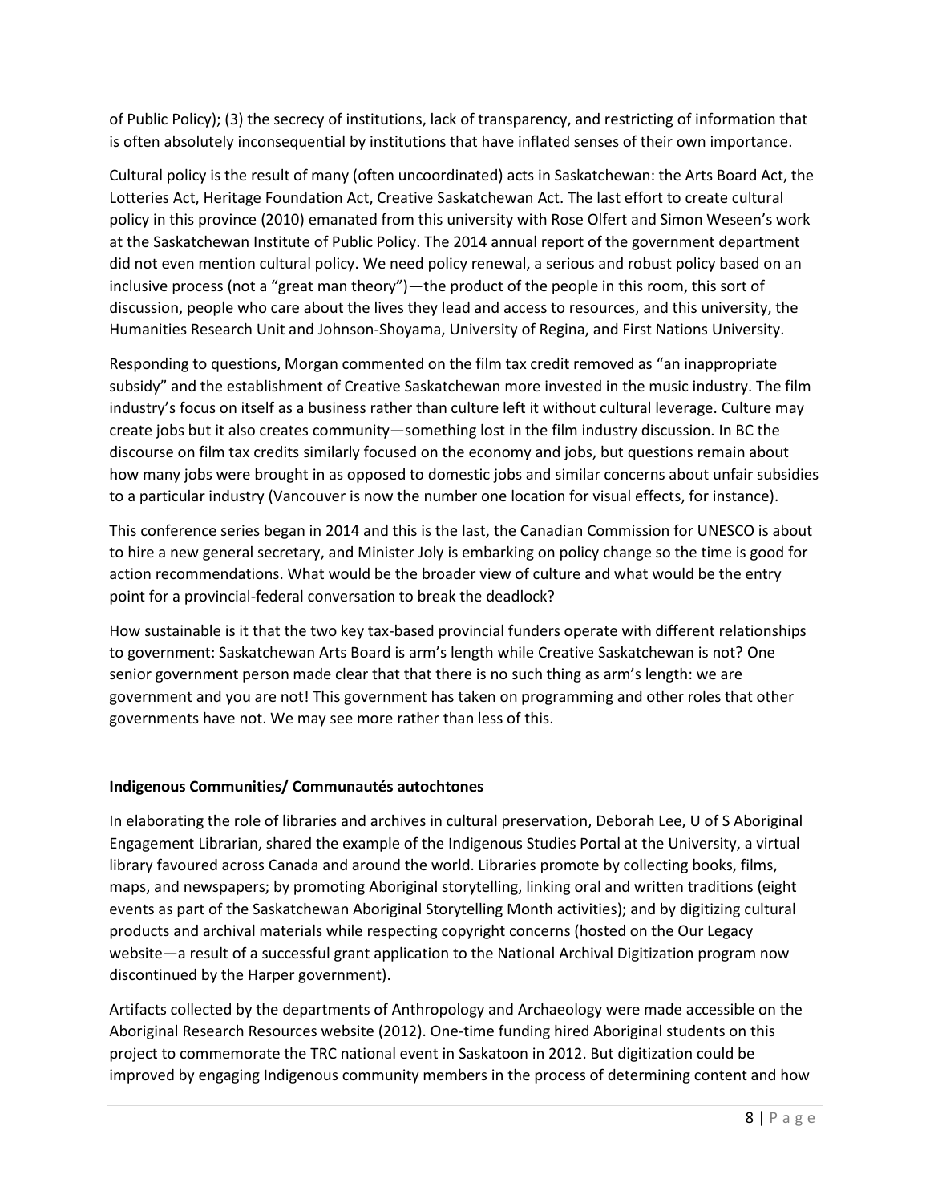of Public Policy); (3) the secrecy of institutions, lack of transparency, and restricting of information that is often absolutely inconsequential by institutions that have inflated senses of their own importance.

Cultural policy is the result of many (often uncoordinated) acts in Saskatchewan: the Arts Board Act, the Lotteries Act, Heritage Foundation Act, Creative Saskatchewan Act. The last effort to create cultural policy in this province (2010) emanated from this university with Rose Olfert and Simon Weseen's work at the Saskatchewan Institute of Public Policy. The 2014 annual report of the government department did not even mention cultural policy. We need policy renewal, a serious and robust policy based on an inclusive process (not a "great man theory")—the product of the people in this room, this sort of discussion, people who care about the lives they lead and access to resources, and this university, the Humanities Research Unit and Johnson-Shoyama, University of Regina, and First Nations University.

Responding to questions, Morgan commented on the film tax credit removed as "an inappropriate subsidy" and the establishment of Creative Saskatchewan more invested in the music industry. The film industry's focus on itself as a business rather than culture left it without cultural leverage. Culture may create jobs but it also creates community—something lost in the film industry discussion. In BC the discourse on film tax credits similarly focused on the economy and jobs, but questions remain about how many jobs were brought in as opposed to domestic jobs and similar concerns about unfair subsidies to a particular industry (Vancouver is now the number one location for visual effects, for instance).

This conference series began in 2014 and this is the last, the Canadian Commission for UNESCO is about to hire a new general secretary, and Minister Joly is embarking on policy change so the time is good for action recommendations. What would be the broader view of culture and what would be the entry point for a provincial-federal conversation to break the deadlock?

How sustainable is it that the two key tax-based provincial funders operate with different relationships to government: Saskatchewan Arts Board is arm's length while Creative Saskatchewan is not? One senior government person made clear that that there is no such thing as arm's length: we are government and you are not! This government has taken on programming and other roles that other governments have not. We may see more rather than less of this.

**Indigenous Communities/ Communautés autochtones**

In elaborating the role of libraries and archives in cultural preservation, Deborah Lee, U of S Aboriginal Engagement Librarian, shared the example of the Indigenous Studies Portal at the University, a virtual library favoured across Canada and around the world. Libraries promote by collecting books, films, maps, and newspapers; by promoting Aboriginal storytelling, linking oral and written traditions (eight events as part of the Saskatchewan Aboriginal Storytelling Month activities); and by digitizing cultural products and archival materials while respecting copyright concerns (hosted on the Our Legacy website—a result of a successful grant application to the National Archival Digitization program now discontinued by the Harper government).

Artifacts collected by the departments of Anthropology and Archaeology were made accessible on the Aboriginal Research Resources website (2012). One-time funding hired Aboriginal students on this project to commemorate the TRC national event in Saskatoon in 2012. But digitization could be improved by engaging Indigenous community members in the process of determining content and how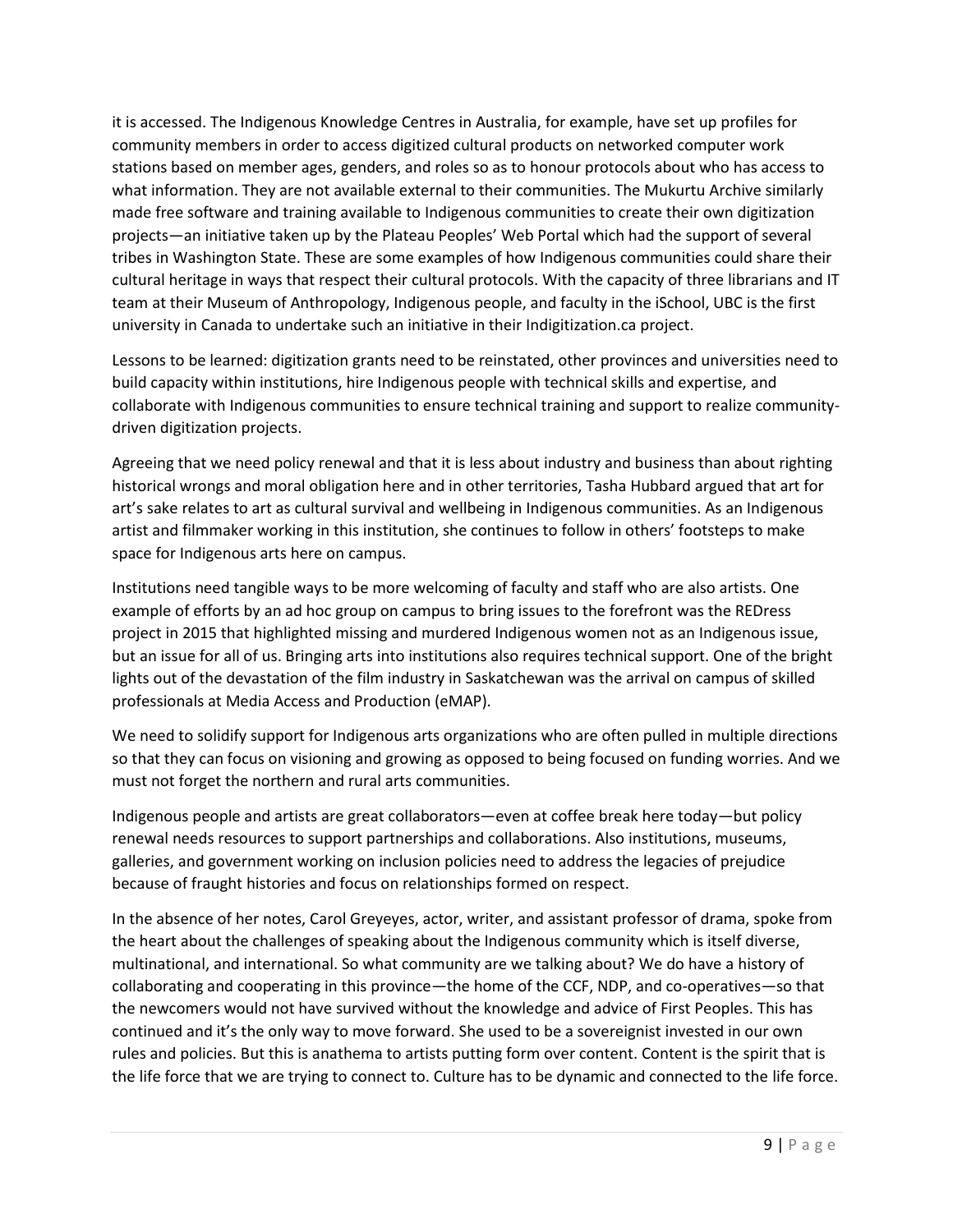it is accessed. The Indigenous Knowledge Centres in Australia, for example, have set up profiles for community members in order to access digitized cultural products on networked computer work stations based on member ages, genders, and roles so as to honour protocols about who has access to what information. They are not available external to their communities. The Mukurtu Archive similarly made free software and training available to Indigenous communities to create their own digitization projects—an initiative taken up by the Plateau Peoples' Web Portal which had the support of several tribes in Washington State. These are some examples of how Indigenous communities could share their cultural heritage in ways that respect their cultural protocols. With the capacity of three librarians and IT team at their Museum of Anthropology, Indigenous people, and faculty in the iSchool, UBC is the first university in Canada to undertake such an initiative in their Indigitization.ca project.

Lessons to be learned: digitization grants need to be reinstated, other provinces and universities need to build capacity within institutions, hire Indigenous people with technical skills and expertise, and collaborate with Indigenous communities to ensure technical training and support to realize community-driven digitization projects.

Agreeing that we need policy renewal and that it is less about industry and business than about righting historical wrongs and moral obligation here and in other territories, Tasha Hubbard argued that art for art's sake relates to art as cultural survival and wellbeing in Indigenous communities. As an Indigenous artist and filmmaker working in this institution, she continues to follow in others' footsteps to make space for Indigenous arts here on campus.

Institutions need tangible ways to be more welcoming of faculty and staff who are also artists. One example of efforts by an ad hoc group on campus to bring issues to the forefront was the REDress project in 2015 that highlighted missing and murdered Indigenous women not as an Indigenous issue, but an issue for all of us. Bringing arts into institutions also requires technical support. One of the bright lights out of the devastation of the film industry in Saskatchewan was the arrival on campus of skilled professionals at Media Access and Production (eMAP).

We need to solidify support for Indigenous arts organizations who are often pulled in multiple directions so that they can focus on visioning and growing as opposed to being focused on funding worries. And we must not forget the northern and rural arts communities.

Indigenous people and artists are great collaborators—even at coffee break here today—but policy renewal needs resources to support partnerships and collaborations. Also institutions, museums, galleries, and government working on inclusion policies need to address the legacies of prejudice because of fraught histories and focus on relationships formed on respect.

In the absence of her notes, Carol Greyeyes, actor, writer, and assistant professor of drama, spoke from the heart about the challenges of speaking about the Indigenous community which is itself diverse, multinational, and international. So what community are we talking about? We do have a history of collaborating and cooperating in this province—the home of the CCF, NDP, and co-operatives—so that the newcomers would not have survived without the knowledge and advice of First Peoples. This has continued and it's the only way to move forward. She used to be a sovereignist invested in our own rules and policies. But this is anathema to artists putting form over content. Content is the spirit that is the life force that we are trying to connect to. Culture has to be dynamic and connected to the life force.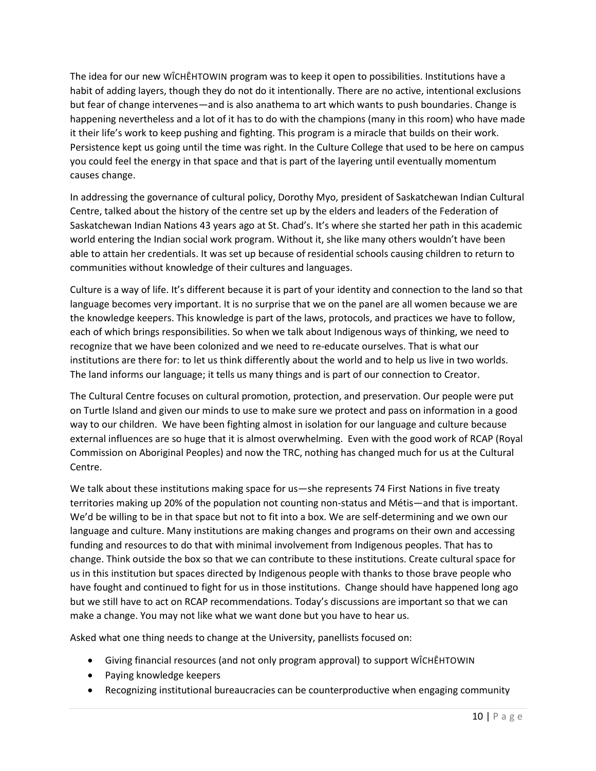The idea for our new WÎCHÊHTOWIN program was to keep it open to possibilities. Institutions have a habit of adding layers, though they do not do it intentionally. There are no active, intentional exclusions but fear of change intervenes—and is also anathema to art which wants to push boundaries. Change is happening nevertheless and a lot of it has to do with the champions (many in this room) who have made it their life's work to keep pushing and fighting. This program is a miracle that builds on their work. Persistence kept us going until the time was right. In the Culture College that used to be here on campus you could feel the energy in that space and that is part of the layering until eventually momentum causes change.

In addressing the governance of cultural policy, Dorothy Myo, president of Saskatchewan Indian Cultural Centre, talked about the history of the centre set up by the elders and leaders of the Federation of Saskatchewan Indian Nations 43 years ago at St. Chad's. It's where she started her path in this academic world entering the Indian social work program. Without it, she like many others wouldn't have been able to attain her credentials. It was set up because of residential schools causing children to return to communities without knowledge of their cultures and languages.

Culture is a way of life. It's different because it is part of your identity and connection to the land so that language becomes very important. It is no surprise that we on the panel are all women because we are the knowledge keepers. This knowledge is part of the laws, protocols, and practices we have to follow, each of which brings responsibilities. So when we talk about Indigenous ways of thinking, we need to recognize that we have been colonized and we need to re-educate ourselves. That is what our institutions are there for: to let us think differently about the world and to help us live in two worlds. The land informs our language; it tells us many things and is part of our connection to Creator.

The Cultural Centre focuses on cultural promotion, protection, and preservation. Our people were put on Turtle Island and given our minds to use to make sure we protect and pass on information in a good way to our children. We have been fighting almost in isolation for our language and culture because external influences are so huge that it is almost overwhelming. Even with the good work of RCAP (Royal Commission on Aboriginal Peoples) and now the TRC, nothing has changed much for us at the Cultural Centre.

We talk about these institutions making space for us—she represents 74 First Nations in five treaty territories making up 20% of the population not counting non-status and Métis—and that is important. We'd be willing to be in that space but not to fit into a box. We are self-determining and we own our language and culture. Many institutions are making changes and programs on their own and accessing funding and resources to do that with minimal involvement from Indigenous peoples. That has to change. Think outside the box so that we can contribute to these institutions. Create cultural space for us in this institution but spaces directed by Indigenous people with thanks to those brave people who have fought and continued to fight for us in those institutions. Change should have happened long ago but we still have to act on RCAP recommendations. Today's discussions are important so that we can make a change. You may not like what we want done but you have to hear us.

Asked what one thing needs to change at the University, panellists focused on:

- Giving financial resources (and not only program approval) to support WÎCHÊHTOWIN
- Paying knowledge keepers
- Recognizing institutional bureaucracies can be counterproductive when engaging community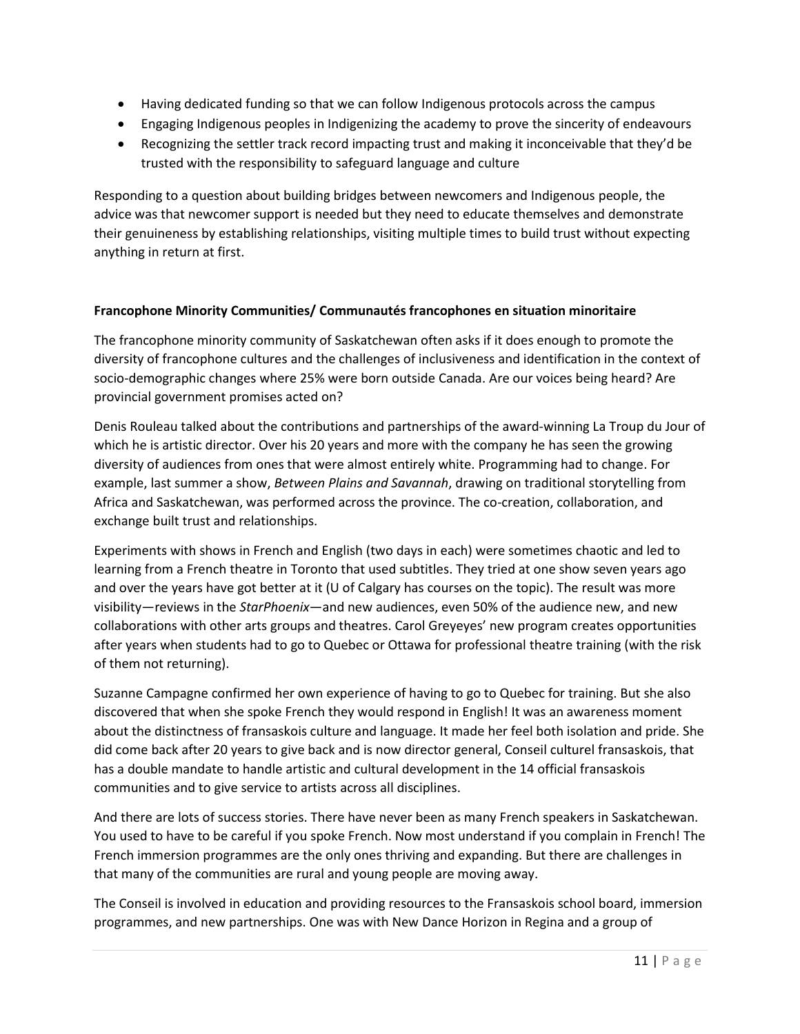- Having dedicated funding so that we can follow Indigenous protocols across the campus
- Engaging Indigenous peoples in Indigenizing the academy to prove the sincerity of endeavours
- Recognizing the settler track record impacting trust and making it inconceivable that they'd be trusted with the responsibility to safeguard language and culture

Responding to a question about building bridges between newcomers and Indigenous people, the advice was that newcomer support is needed but they need to educate themselves and demonstrate their genuineness by establishing relationships, visiting multiple times to build trust without expecting anything in return at first.

**Francophone Minority Communities/ Communautés francophones en situation minoritaire**

The francophone minority community of Saskatchewan often asks if it does enough to promote the diversity of francophone cultures and the challenges of inclusiveness and identification in the context of socio-demographic changes where 25% were born outside Canada. Are our voices being heard? Are provincial government promises acted on?

Denis Rouleau talked about the contributions and partnerships of the award-winning La Troup du Jour of which he is artistic director. Over his 20 years and more with the company he has seen the growing diversity of audiences from ones that were almost entirely white. Programming had to change. For example, last summer a show, *Between Plains and Savannah*, drawing on traditional storytelling from Africa and Saskatchewan, was performed across the province. The co-creation, collaboration, and exchange built trust and relationships.

Experiments with shows in French and English (two days in each) were sometimes chaotic and led to learning from a French theatre in Toronto that used subtitles. They tried at one show seven years ago and over the years have got better at it (U of Calgary has courses on the topic). The result was more visibility—reviews in the *StarPhoenix*—and new audiences, even 50% of the audience new, and new collaborations with other arts groups and theatres. Carol Greyeyes' new program creates opportunities after years when students had to go to Quebec or Ottawa for professional theatre training (with the risk of them not returning).

Suzanne Campagne confirmed her own experience of having to go to Quebec for training. But she also discovered that when she spoke French they would respond in English! It was an awareness moment about the distinctness of fransaskois culture and language. It made her feel both isolation and pride. She did come back after 20 years to give back and is now director general, Conseil culturel fransaskois, that has a double mandate to handle artistic and cultural development in the 14 official fransaskois communities and to give service to artists across all disciplines.

And there are lots of success stories. There have never been as many French speakers in Saskatchewan. You used to have to be careful if you spoke French. Now most understand if you complain in French! The French immersion programmes are the only ones thriving and expanding. But there are challenges in that many of the communities are rural and young people are moving away.

The Conseil is involved in education and providing resources to the Fransaskois school board, immersion programmes, and new partnerships. One was with New Dance Horizon in Regina and a group of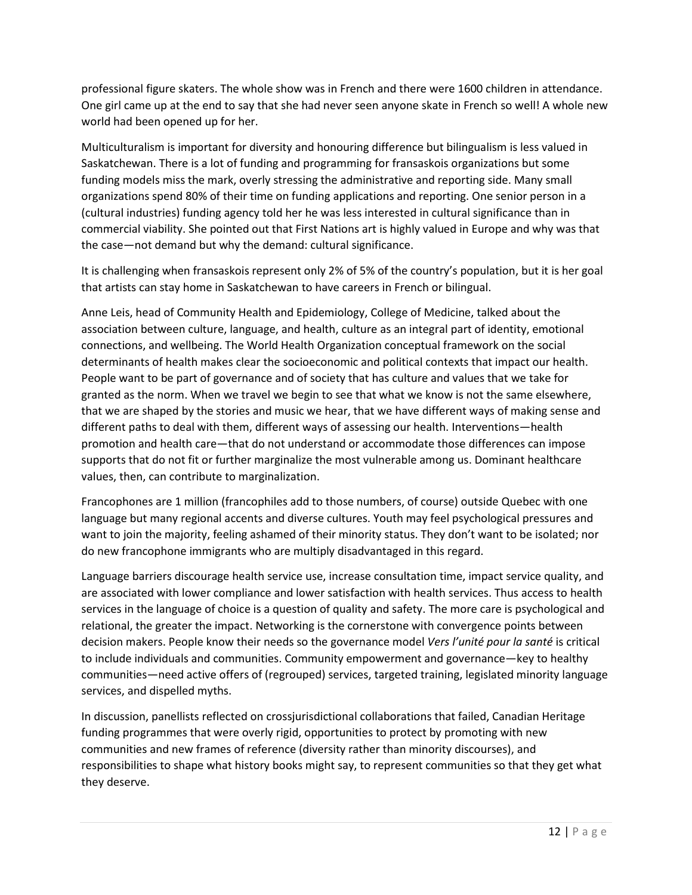professional figure skaters. The whole show was in French and there were 1600 children in attendance. One girl came up at the end to say that she had never seen anyone skate in French so well! A whole new world had been opened up for her.

Multiculturalism is important for diversity and honouring difference but bilingualism is less valued in Saskatchewan. There is a lot of funding and programming for fransaskois organizations but some funding models miss the mark, overly stressing the administrative and reporting side. Many small organizations spend 80% of their time on funding applications and reporting. One senior person in a (cultural industries) funding agency told her he was less interested in cultural significance than in commercial viability. She pointed out that First Nations art is highly valued in Europe and why was that the case—not demand but why the demand: cultural significance.

It is challenging when fransaskois represent only 2% of 5% of the country's population, but it is her goal that artists can stay home in Saskatchewan to have careers in French or bilingual.

Anne Leis, head of Community Health and Epidemiology, College of Medicine, talked about the association between culture, language, and health, culture as an integral part of identity, emotional connections, and wellbeing. The World Health Organization conceptual framework on the social determinants of health makes clear the socioeconomic and political contexts that impact our health. People want to be part of governance and of society that has culture and values that we take for granted as the norm. When we travel we begin to see that what we know is not the same elsewhere, that we are shaped by the stories and music we hear, that we have different ways of making sense and different paths to deal with them, different ways of assessing our health. Interventions—health promotion and health care—that do not understand or accommodate those differences can impose supports that do not fit or further marginalize the most vulnerable among us. Dominant healthcare values, then, can contribute to marginalization.

Francophones are 1 million (francophiles add to those numbers, of course) outside Quebec with one language but many regional accents and diverse cultures. Youth may feel psychological pressures and want to join the majority, feeling ashamed of their minority status. They don't want to be isolated; nor do new francophone immigrants who are multiply disadvantaged in this regard.

Language barriers discourage health service use, increase consultation time, impact service quality, and are associated with lower compliance and lower satisfaction with health services. Thus access to health services in the language of choice is a question of quality and safety. The more care is psychological and relational, the greater the impact. Networking is the cornerstone with convergence points between decision makers. People know their needs so the governance model *Vers l'unité pour la santé* is critical to include individuals and communities. Community empowerment and governance—key to healthy communities—need active offers of (regrouped) services, targeted training, legislated minority language services, and dispelled myths.

In discussion, panellists reflected on crossjurisdictional collaborations that failed, Canadian Heritage funding programmes that were overly rigid, opportunities to protect by promoting with new communities and new frames of reference (diversity rather than minority discourses), and responsibilities to shape what history books might say, to represent communities so that they get what they deserve.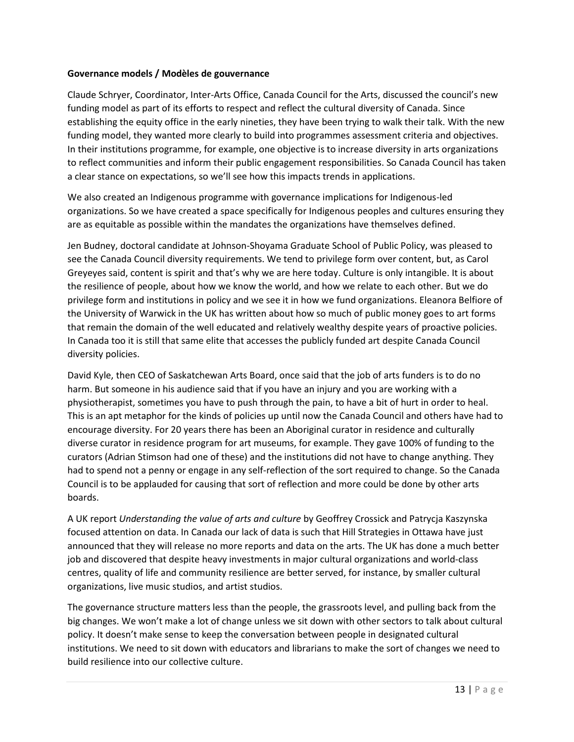**Governance models / Modèles de gouvernance**

Claude Schryer, Coordinator, Inter-Arts Office, Canada Council for the Arts, discussed the council's new funding model as part of its efforts to respect and reflect the cultural diversity of Canada. Since establishing the equity office in the early nineties, they have been trying to walk their talk. With the new funding model, they wanted more clearly to build into programmes assessment criteria and objectives. In their institutions programme, for example, one objective is to increase diversity in arts organizations to reflect communities and inform their public engagement responsibilities. So Canada Council has taken a clear stance on expectations, so we'll see how this impacts trends in applications.

We also created an Indigenous programme with governance implications for Indigenous-led organizations. So we have created a space specifically for Indigenous peoples and cultures ensuring they are as equitable as possible within the mandates the organizations have themselves defined.

Jen Budney, doctoral candidate at Johnson-Shoyama Graduate School of Public Policy, was pleased to see the Canada Council diversity requirements. We tend to privilege form over content, but, as Carol Greyeyes said, content is spirit and that's why we are here today. Culture is only intangible. It is about the resilience of people, about how we know the world, and how we relate to each other. But we do privilege form and institutions in policy and we see it in how we fund organizations. Eleanora Belfiore of the University of Warwick in the UK has written about how so much of public money goes to art forms that remain the domain of the well educated and relatively wealthy despite years of proactive policies. In Canada too it is still that same elite that accesses the publicly funded art despite Canada Council diversity policies.

David Kyle, then CEO of Saskatchewan Arts Board, once said that the job of arts funders is to do no harm. But someone in his audience said that if you have an injury and you are working with a physiotherapist, sometimes you have to push through the pain, to have a bit of hurt in order to heal. This is an apt metaphor for the kinds of policies up until now the Canada Council and others have had to encourage diversity. For 20 years there has been an Aboriginal curator in residence and culturally diverse curator in residence program for art museums, for example. They gave 100% of funding to the curators (Adrian Stimson had one of these) and the institutions did not have to change anything. They had to spend not a penny or engage in any self-reflection of the sort required to change. So the Canada Council is to be applauded for causing that sort of reflection and more could be done by other arts boards.

A UK report *Understanding the value of arts and culture* by Geoffrey Crossick and Patrycja Kaszynska focused attention on data. In Canada our lack of data is such that Hill Strategies in Ottawa have just announced that they will release no more reports and data on the arts. The UK has done a much better job and discovered that despite heavy investments in major cultural organizations and world-class centres, quality of life and community resilience are better served, for instance, by smaller cultural organizations, live music studios, and artist studios.

The governance structure matters less than the people, the grassroots level, and pulling back from the big changes. We won't make a lot of change unless we sit down with other sectors to talk about cultural policy. It doesn't make sense to keep the conversation between people in designated cultural institutions. We need to sit down with educators and librarians to make the sort of changes we need to build resilience into our collective culture.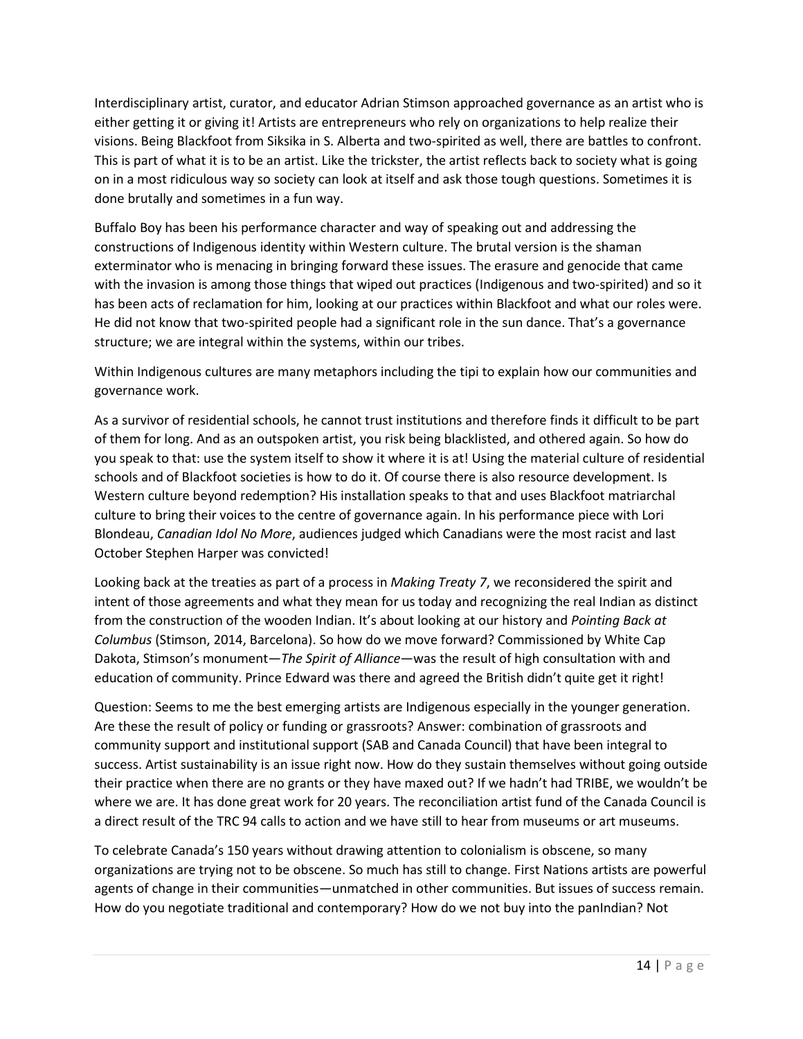Interdisciplinary artist, curator, and educator Adrian Stimson approached governance as an artist who is either getting it or giving it! Artists are entrepreneurs who rely on organizations to help realize their visions. Being Blackfoot from Siksika in S. Alberta and two-spirited as well, there are battles to confront. This is part of what it is to be an artist. Like the trickster, the artist reflects back to society what is going on in a most ridiculous way so society can look at itself and ask those tough questions. Sometimes it is done brutally and sometimes in a fun way.

Buffalo Boy has been his performance character and way of speaking out and addressing the constructions of Indigenous identity within Western culture. The brutal version is the shaman exterminator who is menacing in bringing forward these issues. The erasure and genocide that came with the invasion is among those things that wiped out practices (Indigenous and two-spirited) and so it has been acts of reclamation for him, looking at our practices within Blackfoot and what our roles were. He did not know that two-spirited people had a significant role in the sun dance. That's a governance structure; we are integral within the systems, within our tribes.

Within Indigenous cultures are many metaphors including the tipi to explain how our communities and governance work.

As a survivor of residential schools, he cannot trust institutions and therefore finds it difficult to be part of them for long. And as an outspoken artist, you risk being blacklisted, and othered again. So how do you speak to that: use the system itself to show it where it is at! Using the material culture of residential schools and of Blackfoot societies is how to do it. Of course there is also resource development. Is Western culture beyond redemption? His installation speaks to that and uses Blackfoot matriarchal culture to bring their voices to the centre of governance again. In his performance piece with Lori Blondeau, *Canadian Idol No More*, audiences judged which Canadians were the most racist and last October Stephen Harper was convicted!

Looking back at the treaties as part of a process in *Making Treaty 7*, we reconsidered the spirit and intent of those agreements and what they mean for us today and recognizing the real Indian as distinct from the construction of the wooden Indian. It's about looking at our history and *Pointing Back at Columbus* (Stimson, 2014, Barcelona). So how do we move forward? Commissioned by White Cap Dakota, Stimson's monument—*The Spirit of Alliance*—was the result of high consultation with and education of community. Prince Edward was there and agreed the British didn't quite get it right!

Question: Seems to me the best emerging artists are Indigenous especially in the younger generation. Are these the result of policy or funding or grassroots? Answer: combination of grassroots and community support and institutional support (SAB and Canada Council) that have been integral to success. Artist sustainability is an issue right now. How do they sustain themselves without going outside their practice when there are no grants or they have maxed out? If we hadn't had TRIBE, we wouldn't be where we are. It has done great work for 20 years. The reconciliation artist fund of the Canada Council is a direct result of the TRC 94 calls to action and we have still to hear from museums or art museums.

To celebrate Canada's 150 years without drawing attention to colonialism is obscene, so many organizations are trying not to be obscene. So much has still to change. First Nations artists are powerful agents of change in their communities—unmatched in other communities. But issues of success remain. How do you negotiate traditional and contemporary? How do we not buy into the panIndian? Not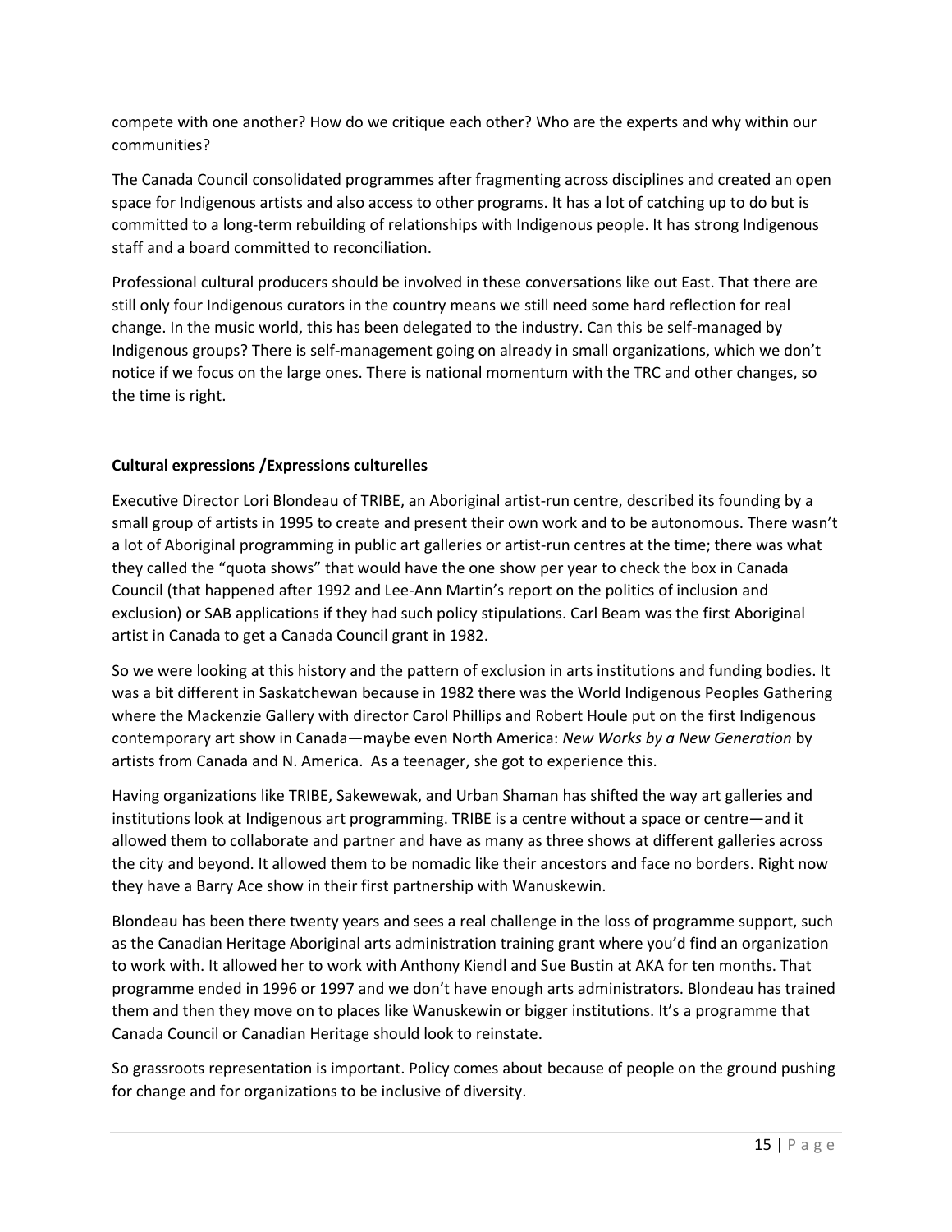compete with one another? How do we critique each other? Who are the experts and why within our communities?

The Canada Council consolidated programmes after fragmenting across disciplines and created an open space for Indigenous artists and also access to other programs. It has a lot of catching up to do but is committed to a long-term rebuilding of relationships with Indigenous people. It has strong Indigenous staff and a board committed to reconciliation.

Professional cultural producers should be involved in these conversations like out East. That there are still only four Indigenous curators in the country means we still need some hard reflection for real change. In the music world, this has been delegated to the industry. Can this be self-managed by Indigenous groups? There is self-management going on already in small organizations, which we don't notice if we focus on the large ones. There is national momentum with the TRC and other changes, so the time is right.

**Cultural expressions /Expressions culturelles**

Executive Director Lori Blondeau of TRIBE, an Aboriginal artist-run centre, described its founding by a small group of artists in 1995 to create and present their own work and to be autonomous. There wasn't a lot of Aboriginal programming in public art galleries or artist-run centres at the time; there was what they called the "quota shows" that would have the one show per year to check the box in Canada Council (that happened after 1992 and Lee-Ann Martin's report on the politics of inclusion and exclusion) or SAB applications if they had such policy stipulations. Carl Beam was the first Aboriginal artist in Canada to get a Canada Council grant in 1982.

So we were looking at this history and the pattern of exclusion in arts institutions and funding bodies. It was a bit different in Saskatchewan because in 1982 there was the World Indigenous Peoples Gathering where the Mackenzie Gallery with director Carol Phillips and Robert Houle put on the first Indigenous contemporary art show in Canada—maybe even North America: *New Works by a New Generation* by artists from Canada and N. America. As a teenager, she got to experience this.

Having organizations like TRIBE, Sakewewak, and Urban Shaman has shifted the way art galleries and institutions look at Indigenous art programming. TRIBE is a centre without a space or centre—and it allowed them to collaborate and partner and have as many as three shows at different galleries across the city and beyond. It allowed them to be nomadic like their ancestors and face no borders. Right now they have a Barry Ace show in their first partnership with Wanuskewin.

Blondeau has been there twenty years and sees a real challenge in the loss of programme support, such as the Canadian Heritage Aboriginal arts administration training grant where you'd find an organization to work with. It allowed her to work with Anthony Kiendl and Sue Bustin at AKA for ten months. That programme ended in 1996 or 1997 and we don't have enough arts administrators. Blondeau has trained them and then they move on to places like Wanuskewin or bigger institutions. It's a programme that Canada Council or Canadian Heritage should look to reinstate.

So grassroots representation is important. Policy comes about because of people on the ground pushing for change and for organizations to be inclusive of diversity.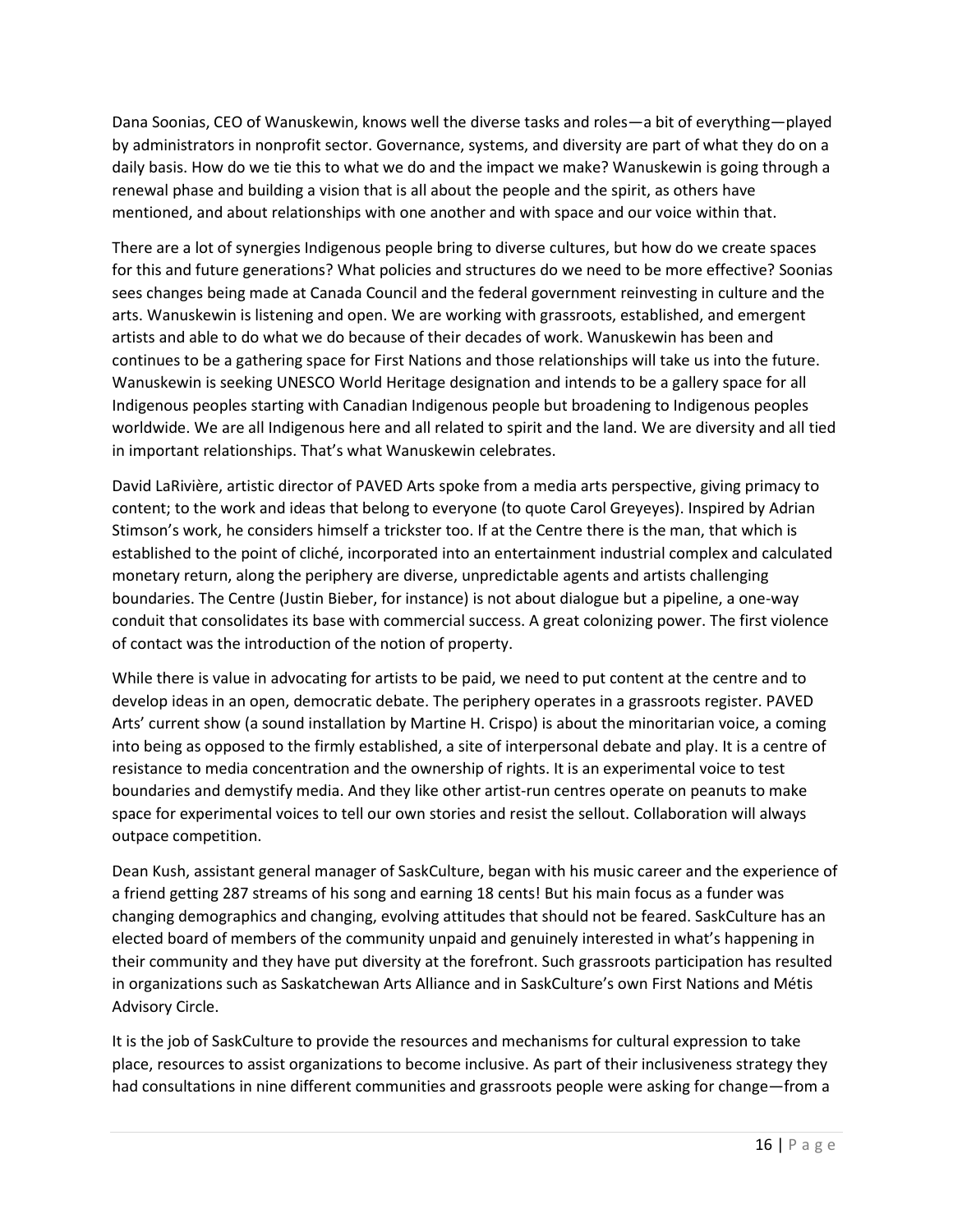Dana Soonias, CEO of Wanuskewin, knows well the diverse tasks and roles—a bit of everything—played by administrators in nonprofit sector. Governance, systems, and diversity are part of what they do on a daily basis. How do we tie this to what we do and the impact we make? Wanuskewin is going through a renewal phase and building a vision that is all about the people and the spirit, as others have mentioned, and about relationships with one another and with space and our voice within that.

There are a lot of synergies Indigenous people bring to diverse cultures, but how do we create spaces for this and future generations? What policies and structures do we need to be more effective? Soonias sees changes being made at Canada Council and the federal government reinvesting in culture and the arts. Wanuskewin is listening and open. We are working with grassroots, established, and emergent artists and able to do what we do because of their decades of work. Wanuskewin has been and continues to be a gathering space for First Nations and those relationships will take us into the future. Wanuskewin is seeking UNESCO World Heritage designation and intends to be a gallery space for all Indigenous peoples starting with Canadian Indigenous people but broadening to Indigenous peoples worldwide. We are all Indigenous here and all related to spirit and the land. We are diversity and all tied in important relationships. That's what Wanuskewin celebrates.

David LaRivière, artistic director of PAVED Arts spoke from a media arts perspective, giving primacy to content; to the work and ideas that belong to everyone (to quote Carol Greyeyes). Inspired by Adrian Stimson's work, he considers himself a trickster too. If at the Centre there is the man, that which is established to the point of cliché, incorporated into an entertainment industrial complex and calculated monetary return, along the periphery are diverse, unpredictable agents and artists challenging boundaries. The Centre (Justin Bieber, for instance) is not about dialogue but a pipeline, a one-way conduit that consolidates its base with commercial success. A great colonizing power. The first violence of contact was the introduction of the notion of property.

While there is value in advocating for artists to be paid, we need to put content at the centre and to develop ideas in an open, democratic debate. The periphery operates in a grassroots register. PAVED Arts' current show (a sound installation by Martine H. Crispo) is about the minoritarian voice, a coming into being as opposed to the firmly established, a site of interpersonal debate and play. It is a centre of resistance to media concentration and the ownership of rights. It is an experimental voice to test boundaries and demystify media. And they like other artist-run centres operate on peanuts to make space for experimental voices to tell our own stories and resist the sellout. Collaboration will always outpace competition.

Dean Kush, assistant general manager of SaskCulture, began with his music career and the experience of a friend getting 287 streams of his song and earning 18 cents! But his main focus as a funder was changing demographics and changing, evolving attitudes that should not be feared. SaskCulture has an elected board of members of the community unpaid and genuinely interested in what's happening in their community and they have put diversity at the forefront. Such grassroots participation has resulted in organizations such as Saskatchewan Arts Alliance and in SaskCulture's own First Nations and Métis Advisory Circle.

It is the job of SaskCulture to provide the resources and mechanisms for cultural expression to take place, resources to assist organizations to become inclusive. As part of their inclusiveness strategy they had consultations in nine different communities and grassroots people were asking for change—from a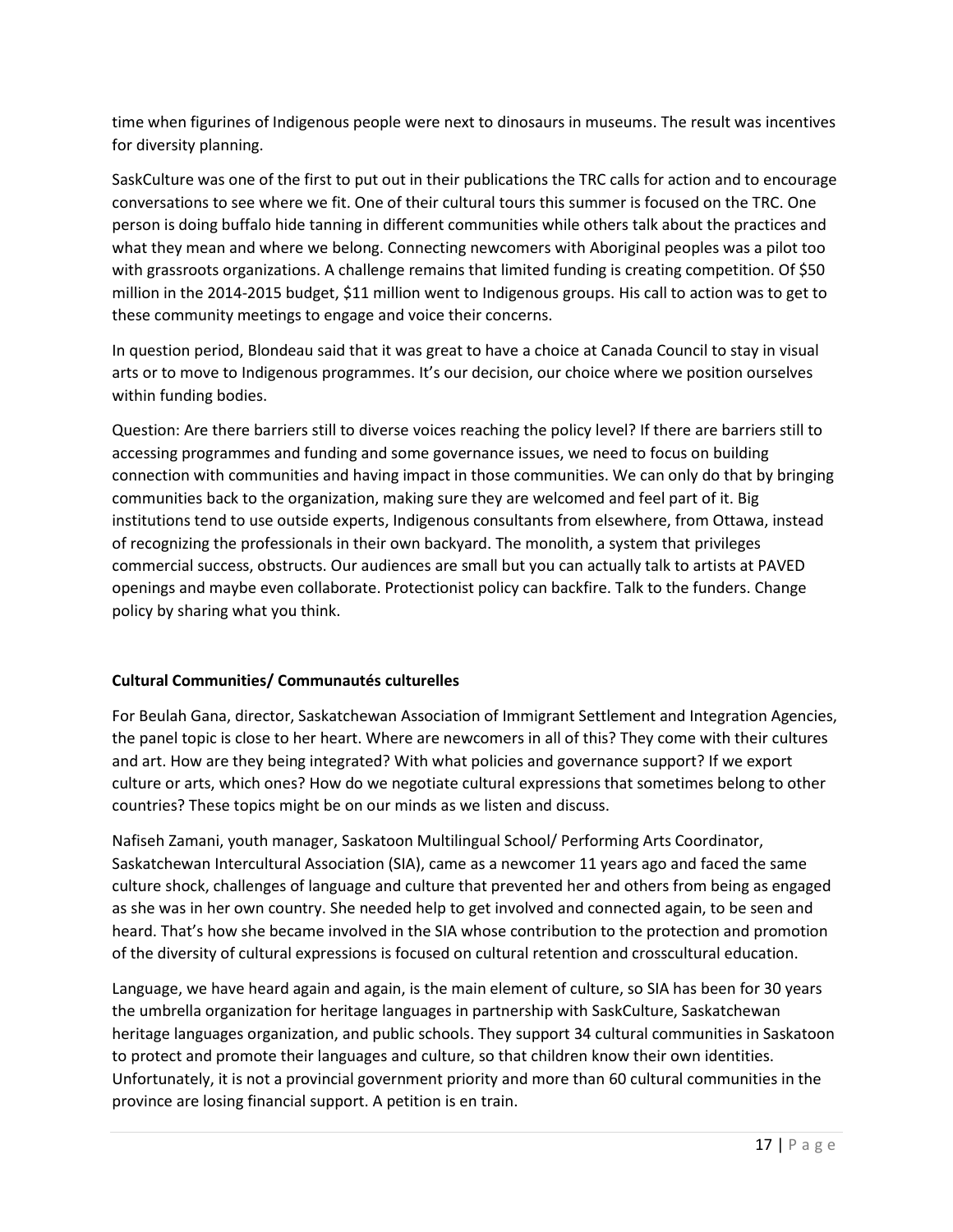time when figurines of Indigenous people were next to dinosaurs in museums. The result was incentives for diversity planning.

SaskCulture was one of the first to put out in their publications the TRC calls for action and to encourage conversations to see where we fit. One of their cultural tours this summer is focused on the TRC. One person is doing buffalo hide tanning in different communities while others talk about the practices and what they mean and where we belong. Connecting newcomers with Aboriginal peoples was a pilot too with grassroots organizations. A challenge remains that limited funding is creating competition. Of $50 million in the 2014-2015 budget, $11 million went to Indigenous groups. His call to action was to get to these community meetings to engage and voice their concerns.

In question period, Blondeau said that it was great to have a choice at Canada Council to stay in visual arts or to move to Indigenous programmes. It's our decision, our choice where we position ourselves within funding bodies.

Question: Are there barriers still to diverse voices reaching the policy level? If there are barriers still to accessing programmes and funding and some governance issues, we need to focus on building connection with communities and having impact in those communities. We can only do that by bringing communities back to the organization, making sure they are welcomed and feel part of it. Big institutions tend to use outside experts, Indigenous consultants from elsewhere, from Ottawa, instead of recognizing the professionals in their own backyard. The monolith, a system that privileges commercial success, obstructs. Our audiences are small but you can actually talk to artists at PAVED openings and maybe even collaborate. Protectionist policy can backfire. Talk to the funders. Change policy by sharing what you think.

**Cultural Communities/ Communautés culturelles**

For Beulah Gana, director, Saskatchewan Association of Immigrant Settlement and Integration Agencies, the panel topic is close to her heart. Where are newcomers in all of this? They come with their cultures and art. How are they being integrated? With what policies and governance support? If we export culture or arts, which ones? How do we negotiate cultural expressions that sometimes belong to other countries? These topics might be on our minds as we listen and discuss.

Nafiseh Zamani, youth manager, Saskatoon Multilingual School/ Performing Arts Coordinator, Saskatchewan Intercultural Association (SIA), came as a newcomer 11 years ago and faced the same culture shock, challenges of language and culture that prevented her and others from being as engaged as she was in her own country. She needed help to get involved and connected again, to be seen and heard. That's how she became involved in the SIA whose contribution to the protection and promotion of the diversity of cultural expressions is focused on cultural retention and crosscultural education.

Language, we have heard again and again, is the main element of culture, so SIA has been for 30 years the umbrella organization for heritage languages in partnership with SaskCulture, Saskatchewan heritage languages organization, and public schools. They support 34 cultural communities in Saskatoon to protect and promote their languages and culture, so that children know their own identities. Unfortunately, it is not a provincial government priority and more than 60 cultural communities in the province are losing financial support. A petition is en train.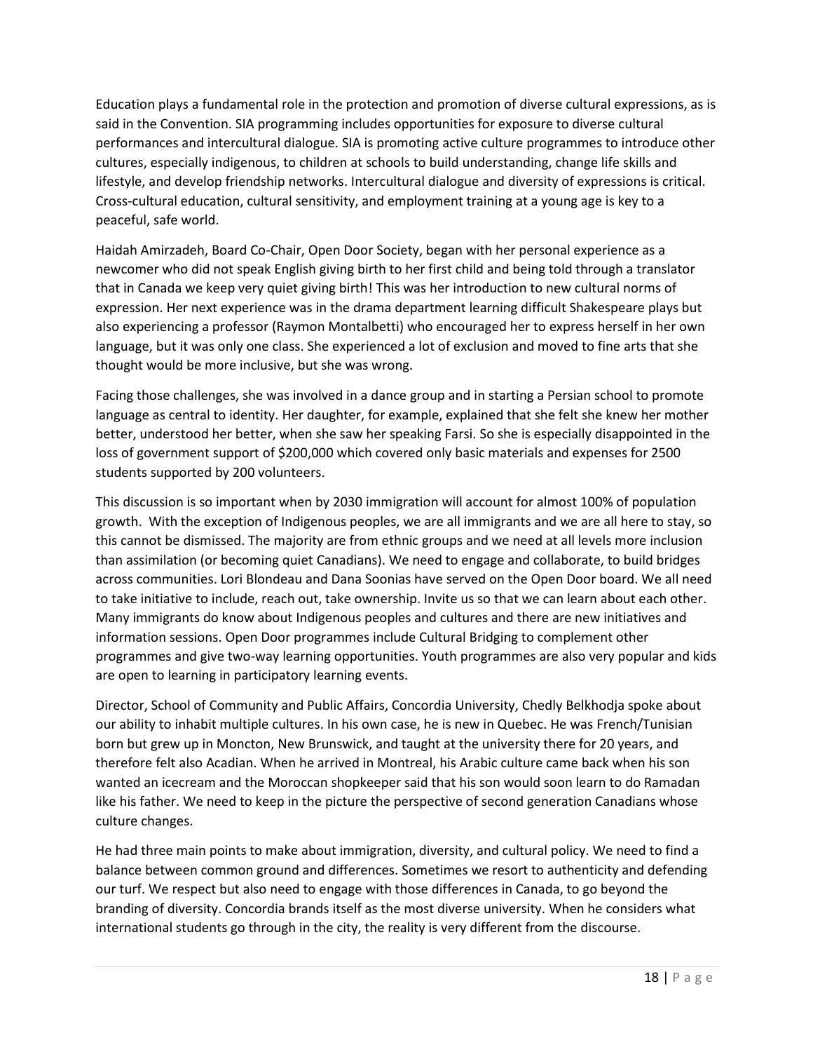Education plays a fundamental role in the protection and promotion of diverse cultural expressions, as is said in the Convention. SIA programming includes opportunities for exposure to diverse cultural performances and intercultural dialogue. SIA is promoting active culture programmes to introduce other cultures, especially indigenous, to children at schools to build understanding, change life skills and lifestyle, and develop friendship networks. Intercultural dialogue and diversity of expressions is critical. Cross-cultural education, cultural sensitivity, and employment training at a young age is key to a peaceful, safe world.

Haidah Amirzadeh, Board Co-Chair, Open Door Society, began with her personal experience as a newcomer who did not speak English giving birth to her first child and being told through a translator that in Canada we keep very quiet giving birth! This was her introduction to new cultural norms of expression. Her next experience was in the drama department learning difficult Shakespeare plays but also experiencing a professor (Raymon Montalbetti) who encouraged her to express herself in her own language, but it was only one class. She experienced a lot of exclusion and moved to fine arts that she thought would be more inclusive, but she was wrong.

Facing those challenges, she was involved in a dance group and in starting a Persian school to promote language as central to identity. Her daughter, for example, explained that she felt she knew her mother better, understood her better, when she saw her speaking Farsi. So she is especially disappointed in the loss of government support of $200,000 which covered only basic materials and expenses for 2500 students supported by 200 volunteers.

This discussion is so important when by 2030 immigration will account for almost 100% of population growth. With the exception of Indigenous peoples, we are all immigrants and we are all here to stay, so this cannot be dismissed. The majority are from ethnic groups and we need at all levels more inclusion than assimilation (or becoming quiet Canadians). We need to engage and collaborate, to build bridges across communities. Lori Blondeau and Dana Soonias have served on the Open Door board. We all need to take initiative to include, reach out, take ownership. Invite us so that we can learn about each other. Many immigrants do know about Indigenous peoples and cultures and there are new initiatives and information sessions. Open Door programmes include Cultural Bridging to complement other programmes and give two-way learning opportunities. Youth programmes are also very popular and kids are open to learning in participatory learning events.

Director, School of Community and Public Affairs, Concordia University, Chedly Belkhodja spoke about our ability to inhabit multiple cultures. In his own case, he is new in Quebec. He was French/Tunisian born but grew up in Moncton, New Brunswick, and taught at the university there for 20 years, and therefore felt also Acadian. When he arrived in Montreal, his Arabic culture came back when his son wanted an icecream and the Moroccan shopkeeper said that his son would soon learn to do Ramadan like his father. We need to keep in the picture the perspective of second generation Canadians whose culture changes.

He had three main points to make about immigration, diversity, and cultural policy. We need to find a balance between common ground and differences. Sometimes we resort to authenticity and defending our turf. We respect but also need to engage with those differences in Canada, to go beyond the branding of diversity. Concordia brands itself as the most diverse university. When he considers what international students go through in the city, the reality is very different from the discourse.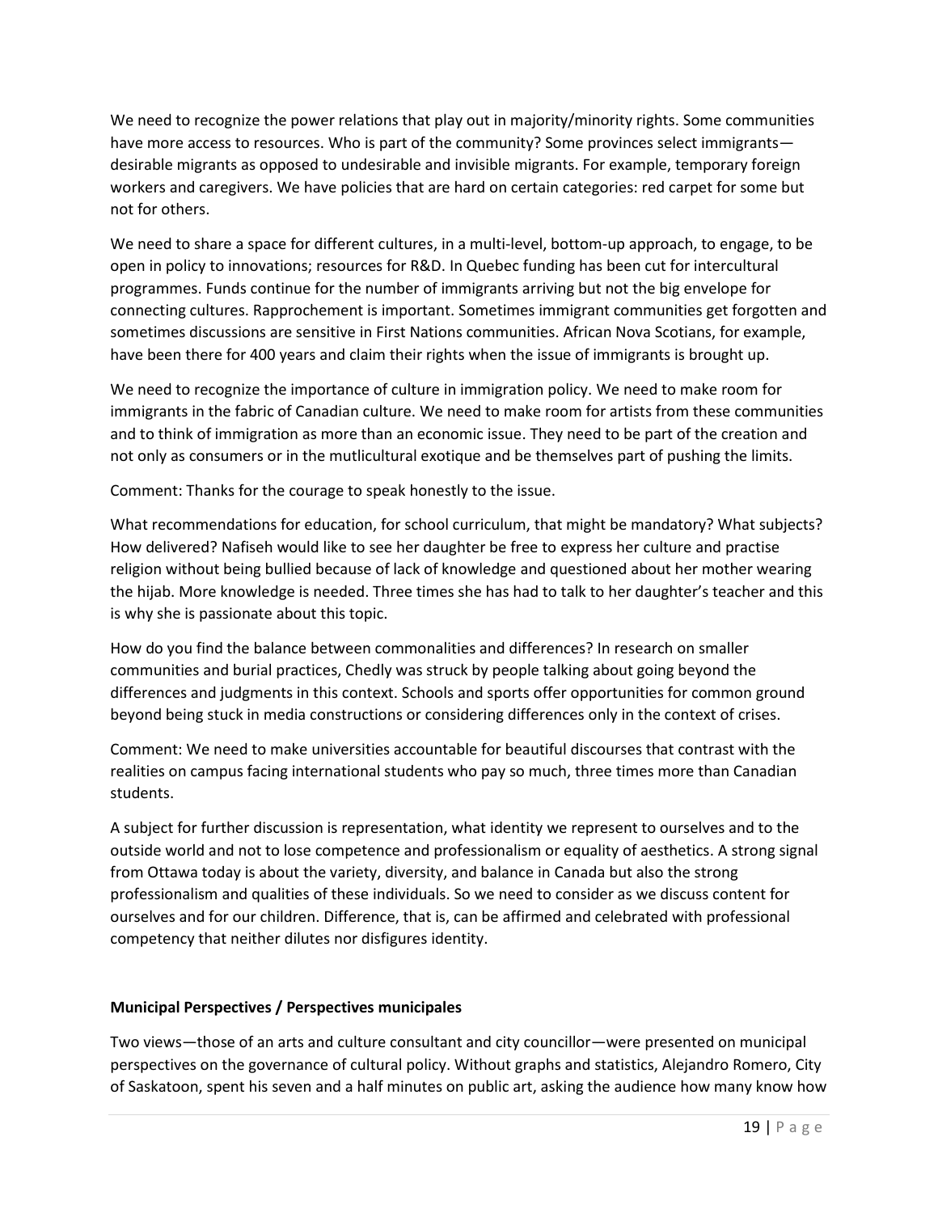We need to recognize the power relations that play out in majority/minority rights. Some communities have more access to resources. Who is part of the community? Some provinces select immigrants—desirable migrants as opposed to undesirable and invisible migrants. For example, temporary foreign workers and caregivers. We have policies that are hard on certain categories: red carpet for some but not for others.

We need to share a space for different cultures, in a multi-level, bottom-up approach, to engage, to be open in policy to innovations; resources for R&D. In Quebec funding has been cut for intercultural programmes. Funds continue for the number of immigrants arriving but not the big envelope for connecting cultures. Rapprochement is important. Sometimes immigrant communities get forgotten and sometimes discussions are sensitive in First Nations communities. African Nova Scotians, for example, have been there for 400 years and claim their rights when the issue of immigrants is brought up.

We need to recognize the importance of culture in immigration policy. We need to make room for immigrants in the fabric of Canadian culture. We need to make room for artists from these communities and to think of immigration as more than an economic issue. They need to be part of the creation and not only as consumers or in the mutlicultural exotique and be themselves part of pushing the limits.

Comment: Thanks for the courage to speak honestly to the issue.

What recommendations for education, for school curriculum, that might be mandatory? What subjects? How delivered? Nafiseh would like to see her daughter be free to express her culture and practise religion without being bullied because of lack of knowledge and questioned about her mother wearing the hijab. More knowledge is needed. Three times she has had to talk to her daughter's teacher and this is why she is passionate about this topic.

How do you find the balance between commonalities and differences? In research on smaller communities and burial practices, Chedly was struck by people talking about going beyond the differences and judgments in this context. Schools and sports offer opportunities for common ground beyond being stuck in media constructions or considering differences only in the context of crises.

Comment: We need to make universities accountable for beautiful discourses that contrast with the realities on campus facing international students who pay so much, three times more than Canadian students.

A subject for further discussion is representation, what identity we represent to ourselves and to the outside world and not to lose competence and professionalism or equality of aesthetics. A strong signal from Ottawa today is about the variety, diversity, and balance in Canada but also the strong professionalism and qualities of these individuals. So we need to consider as we discuss content for ourselves and for our children. Difference, that is, can be affirmed and celebrated with professional competency that neither dilutes nor disfigures identity.

**Municipal Perspectives / Perspectives municipales**

Two views—those of an arts and culture consultant and city councillor—were presented on municipal perspectives on the governance of cultural policy. Without graphs and statistics, Alejandro Romero, City of Saskatoon, spent his seven and a half minutes on public art, asking the audience how many know how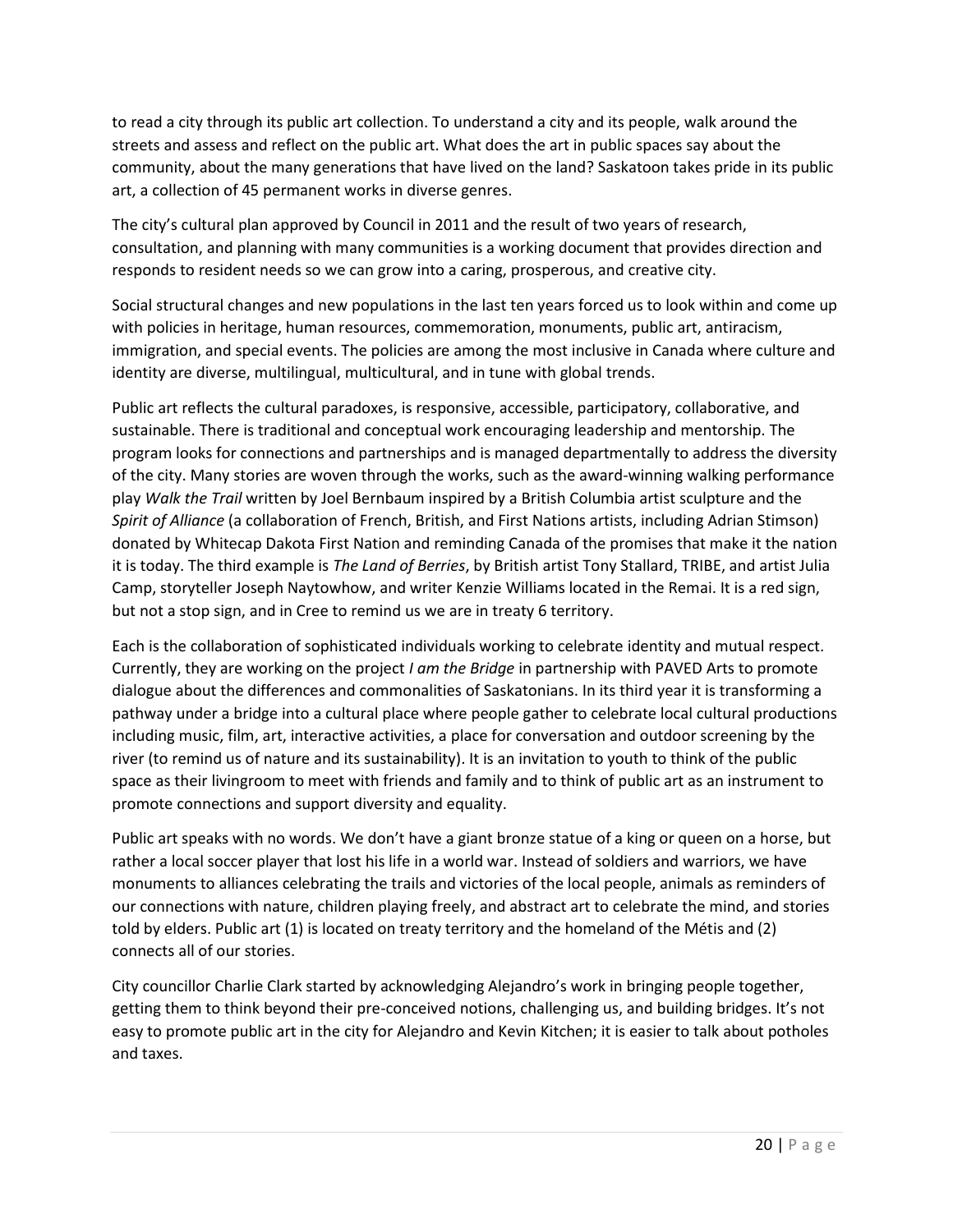to read a city through its public art collection. To understand a city and its people, walk around the streets and assess and reflect on the public art. What does the art in public spaces say about the community, about the many generations that have lived on the land? Saskatoon takes pride in its public art, a collection of 45 permanent works in diverse genres.

The city's cultural plan approved by Council in 2011 and the result of two years of research, consultation, and planning with many communities is a working document that provides direction and responds to resident needs so we can grow into a caring, prosperous, and creative city.

Social structural changes and new populations in the last ten years forced us to look within and come up with policies in heritage, human resources, commemoration, monuments, public art, antiracism, immigration, and special events. The policies are among the most inclusive in Canada where culture and identity are diverse, multilingual, multicultural, and in tune with global trends.

Public art reflects the cultural paradoxes, is responsive, accessible, participatory, collaborative, and sustainable. There is traditional and conceptual work encouraging leadership and mentorship. The program looks for connections and partnerships and is managed departmentally to address the diversity of the city. Many stories are woven through the works, such as the award-winning walking performance play *Walk the Trail* written by Joel Bernbaum inspired by a British Columbia artist sculpture and the *Spirit of Alliance* (a collaboration of French, British, and First Nations artists, including Adrian Stimson) donated by Whitecap Dakota First Nation and reminding Canada of the promises that make it the nation it is today. The third example is *The Land of Berries*, by British artist Tony Stallard, TRIBE, and artist Julia Camp, storyteller Joseph Naytowhow, and writer Kenzie Williams located in the Remai. It is a red sign, but not a stop sign, and in Cree to remind us we are in treaty 6 territory.

Each is the collaboration of sophisticated individuals working to celebrate identity and mutual respect. Currently, they are working on the project *I am the Bridge* in partnership with PAVED Arts to promote dialogue about the differences and commonalities of Saskatonians. In its third year it is transforming a pathway under a bridge into a cultural place where people gather to celebrate local cultural productions including music, film, art, interactive activities, a place for conversation and outdoor screening by the river (to remind us of nature and its sustainability). It is an invitation to youth to think of the public space as their livingroom to meet with friends and family and to think of public art as an instrument to promote connections and support diversity and equality.

Public art speaks with no words. We don't have a giant bronze statue of a king or queen on a horse, but rather a local soccer player that lost his life in a world war. Instead of soldiers and warriors, we have monuments to alliances celebrating the trails and victories of the local people, animals as reminders of our connections with nature, children playing freely, and abstract art to celebrate the mind, and stories told by elders. Public art (1) is located on treaty territory and the homeland of the Métis and (2) connects all of our stories.

City councillor Charlie Clark started by acknowledging Alejandro's work in bringing people together, getting them to think beyond their pre-conceived notions, challenging us, and building bridges. It's not easy to promote public art in the city for Alejandro and Kevin Kitchen; it is easier to talk about potholes and taxes.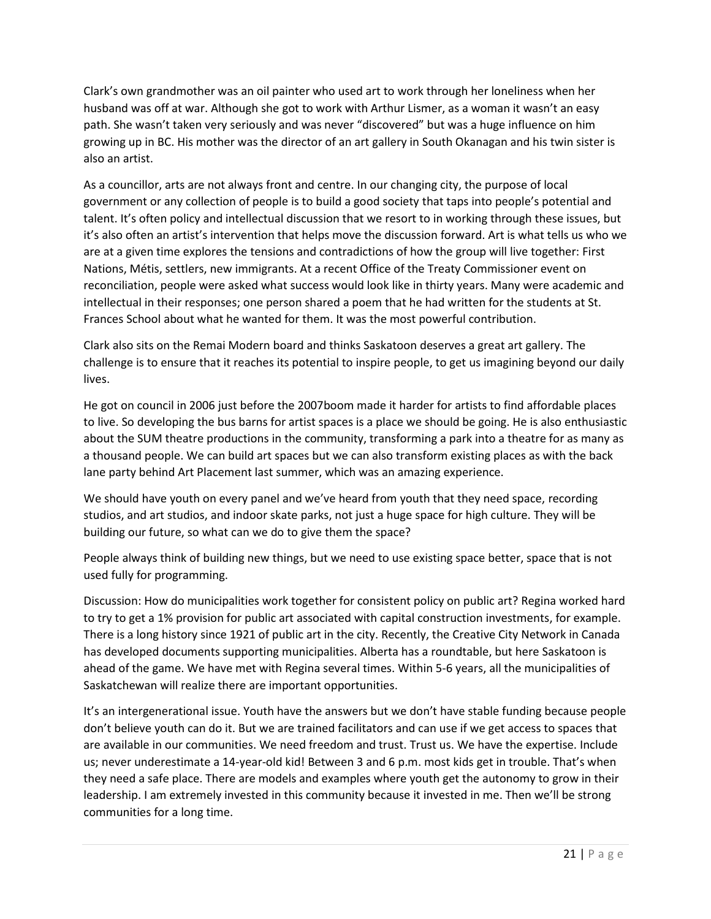Clark's own grandmother was an oil painter who used art to work through her loneliness when her husband was off at war. Although she got to work with Arthur Lismer, as a woman it wasn't an easy path. She wasn't taken very seriously and was never "discovered" but was a huge influence on him growing up in BC. His mother was the director of an art gallery in South Okanagan and his twin sister is also an artist.

As a councillor, arts are not always front and centre. In our changing city, the purpose of local government or any collection of people is to build a good society that taps into people's potential and talent. It's often policy and intellectual discussion that we resort to in working through these issues, but it's also often an artist's intervention that helps move the discussion forward. Art is what tells us who we are at a given time explores the tensions and contradictions of how the group will live together: First Nations, Métis, settlers, new immigrants. At a recent Office of the Treaty Commissioner event on reconciliation, people were asked what success would look like in thirty years. Many were academic and intellectual in their responses; one person shared a poem that he had written for the students at St. Frances School about what he wanted for them. It was the most powerful contribution.

Clark also sits on the Remai Modern board and thinks Saskatoon deserves a great art gallery. The challenge is to ensure that it reaches its potential to inspire people, to get us imagining beyond our daily lives.

He got on council in 2006 just before the 2007boom made it harder for artists to find affordable places to live. So developing the bus barns for artist spaces is a place we should be going. He is also enthusiastic about the SUM theatre productions in the community, transforming a park into a theatre for as many as a thousand people. We can build art spaces but we can also transform existing places as with the back lane party behind Art Placement last summer, which was an amazing experience.

We should have youth on every panel and we've heard from youth that they need space, recording studios, and art studios, and indoor skate parks, not just a huge space for high culture. They will be building our future, so what can we do to give them the space?

People always think of building new things, but we need to use existing space better, space that is not used fully for programming.

Discussion: How do municipalities work together for consistent policy on public art? Regina worked hard to try to get a 1% provision for public art associated with capital construction investments, for example. There is a long history since 1921 of public art in the city. Recently, the Creative City Network in Canada has developed documents supporting municipalities. Alberta has a roundtable, but here Saskatoon is ahead of the game. We have met with Regina several times. Within 5-6 years, all the municipalities of Saskatchewan will realize there are important opportunities.

It's an intergenerational issue. Youth have the answers but we don't have stable funding because people don't believe youth can do it. But we are trained facilitators and can use if we get access to spaces that are available in our communities. We need freedom and trust. Trust us. We have the expertise. Include us; never underestimate a 14-year-old kid! Between 3 and 6 p.m. most kids get in trouble. That's when they need a safe place. There are models and examples where youth get the autonomy to grow in their leadership. I am extremely invested in this community because it invested in me. Then we'll be strong communities for a long time.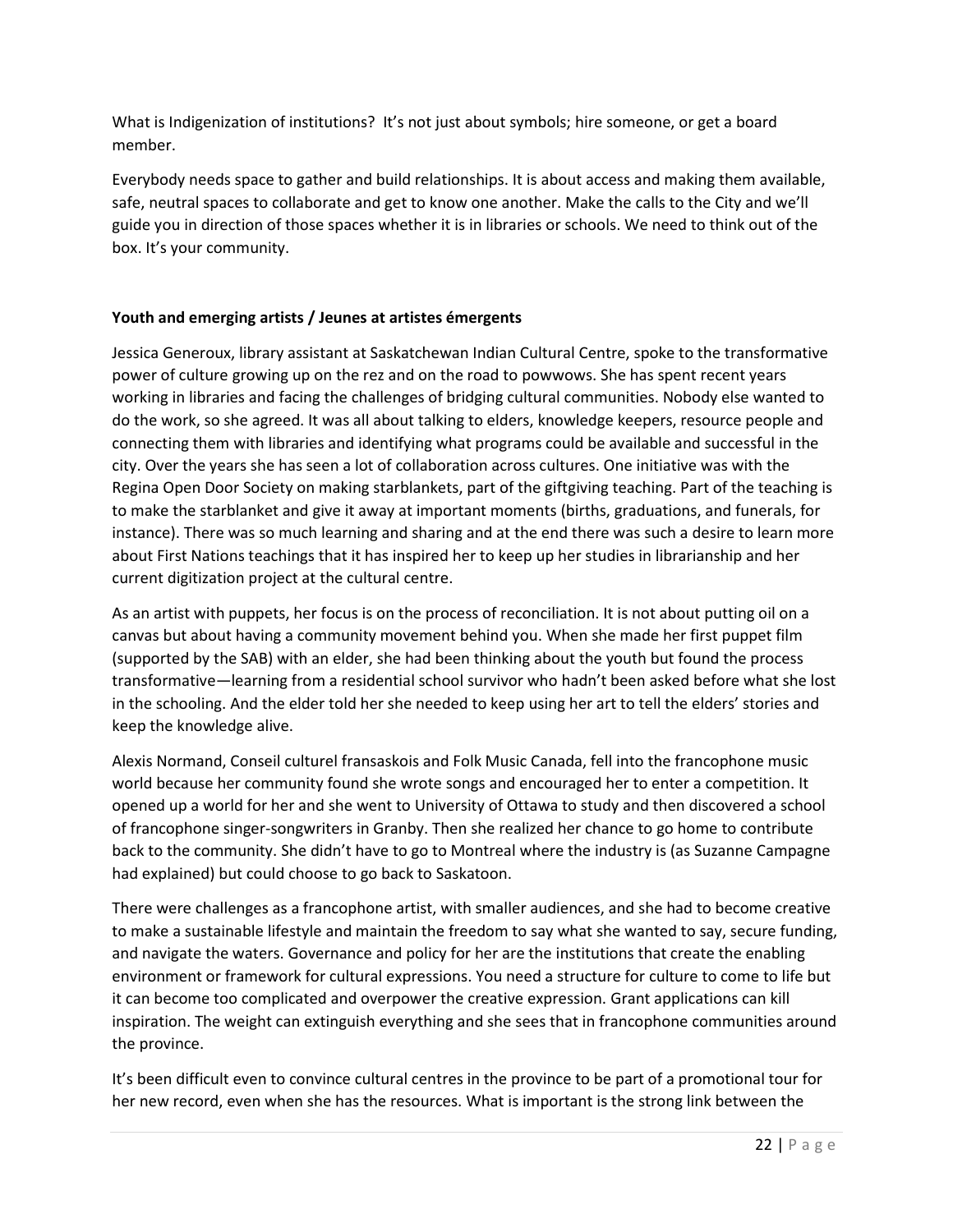What is Indigenization of institutions? It's not just about symbols; hire someone, or get a board member.

Everybody needs space to gather and build relationships. It is about access and making them available, safe, neutral spaces to collaborate and get to know one another. Make the calls to the City and we'll guide you in direction of those spaces whether it is in libraries or schools. We need to think out of the box. It's your community.

**Youth and emerging artists / Jeunes at artistes émergents**

Jessica Generoux, library assistant at Saskatchewan Indian Cultural Centre, spoke to the transformative power of culture growing up on the rez and on the road to powwows. She has spent recent years working in libraries and facing the challenges of bridging cultural communities. Nobody else wanted to do the work, so she agreed. It was all about talking to elders, knowledge keepers, resource people and connecting them with libraries and identifying what programs could be available and successful in the city. Over the years she has seen a lot of collaboration across cultures. One initiative was with the Regina Open Door Society on making starblankets, part of the giftgiving teaching. Part of the teaching is to make the starblanket and give it away at important moments (births, graduations, and funerals, for instance). There was so much learning and sharing and at the end there was such a desire to learn more about First Nations teachings that it has inspired her to keep up her studies in librarianship and her current digitization project at the cultural centre.

As an artist with puppets, her focus is on the process of reconciliation. It is not about putting oil on a canvas but about having a community movement behind you. When she made her first puppet film (supported by the SAB) with an elder, she had been thinking about the youth but found the process transformative—learning from a residential school survivor who hadn't been asked before what she lost in the schooling. And the elder told her she needed to keep using her art to tell the elders' stories and keep the knowledge alive.

Alexis Normand, Conseil culturel fransaskois and Folk Music Canada, fell into the francophone music world because her community found she wrote songs and encouraged her to enter a competition. It opened up a world for her and she went to University of Ottawa to study and then discovered a school of francophone singer-songwriters in Granby. Then she realized her chance to go home to contribute back to the community. She didn't have to go to Montreal where the industry is (as Suzanne Campagne had explained) but could choose to go back to Saskatoon.

There were challenges as a francophone artist, with smaller audiences, and she had to become creative to make a sustainable lifestyle and maintain the freedom to say what she wanted to say, secure funding, and navigate the waters. Governance and policy for her are the institutions that create the enabling environment or framework for cultural expressions. You need a structure for culture to come to life but it can become too complicated and overpower the creative expression. Grant applications can kill inspiration. The weight can extinguish everything and she sees that in francophone communities around the province.

It's been difficult even to convince cultural centres in the province to be part of a promotional tour for her new record, even when she has the resources. What is important is the strong link between the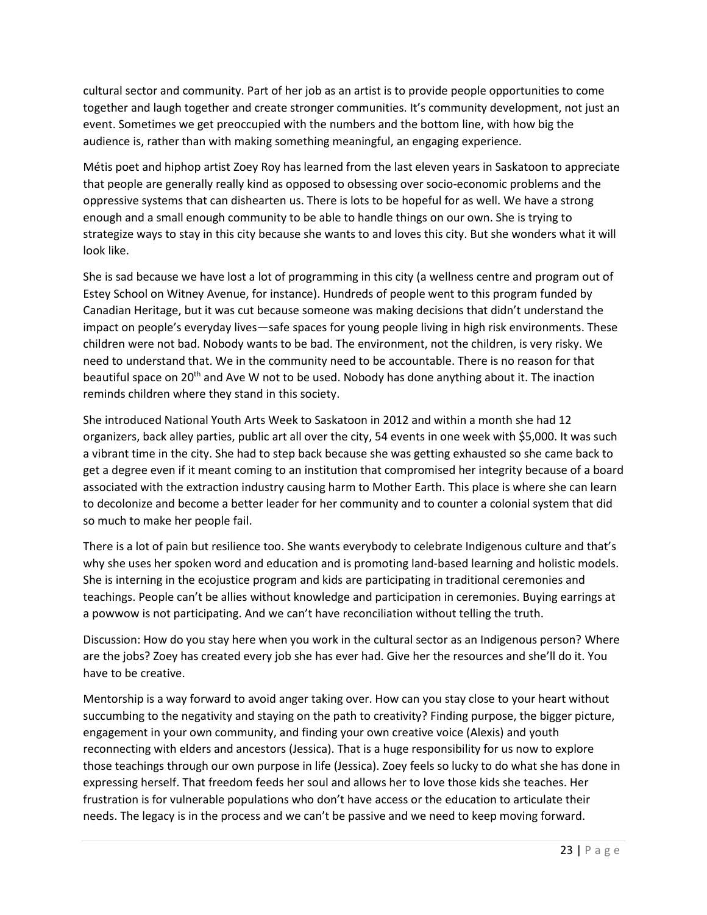cultural sector and community. Part of her job as an artist is to provide people opportunities to come together and laugh together and create stronger communities. It's community development, not just an event. Sometimes we get preoccupied with the numbers and the bottom line, with how big the audience is, rather than with making something meaningful, an engaging experience.

Métis poet and hiphop artist Zoey Roy has learned from the last eleven years in Saskatoon to appreciate that people are generally really kind as opposed to obsessing over socio-economic problems and the oppressive systems that can dishearten us. There is lots to be hopeful for as well. We have a strong enough and a small enough community to be able to handle things on our own. She is trying to strategize ways to stay in this city because she wants to and loves this city. But she wonders what it will look like.

She is sad because we have lost a lot of programming in this city (a wellness centre and program out of Estey School on Witney Avenue, for instance). Hundreds of people went to this program funded by Canadian Heritage, but it was cut because someone was making decisions that didn't understand the impact on people's everyday lives—safe spaces for young people living in high risk environments. These children were not bad. Nobody wants to be bad. The environment, not the children, is very risky. We need to understand that. We in the community need to be accountable. There is no reason for that beautiful space on 20th and Ave W not to be used. Nobody has done anything about it. The inaction reminds children where they stand in this society.

She introduced National Youth Arts Week to Saskatoon in 2012 and within a month she had 12 organizers, back alley parties, public art all over the city, 54 events in one week with $5,000. It was such a vibrant time in the city. She had to step back because she was getting exhausted so she came back to get a degree even if it meant coming to an institution that compromised her integrity because of a board associated with the extraction industry causing harm to Mother Earth. This place is where she can learn to decolonize and become a better leader for her community and to counter a colonial system that did so much to make her people fail.

There is a lot of pain but resilience too. She wants everybody to celebrate Indigenous culture and that's why she uses her spoken word and education and is promoting land-based learning and holistic models. She is interning in the ecojustice program and kids are participating in traditional ceremonies and teachings. People can't be allies without knowledge and participation in ceremonies. Buying earrings at a powwow is not participating. And we can't have reconciliation without telling the truth.

Discussion: How do you stay here when you work in the cultural sector as an Indigenous person? Where are the jobs? Zoey has created every job she has ever had. Give her the resources and she'll do it. You have to be creative.

Mentorship is a way forward to avoid anger taking over. How can you stay close to your heart without succumbing to the negativity and staying on the path to creativity? Finding purpose, the bigger picture, engagement in your own community, and finding your own creative voice (Alexis) and youth reconnecting with elders and ancestors (Jessica). That is a huge responsibility for us now to explore those teachings through our own purpose in life (Jessica). Zoey feels so lucky to do what she has done in expressing herself. That freedom feeds her soul and allows her to love those kids she teaches. Her frustration is for vulnerable populations who don't have access or the education to articulate their needs. The legacy is in the process and we can't be passive and we need to keep moving forward.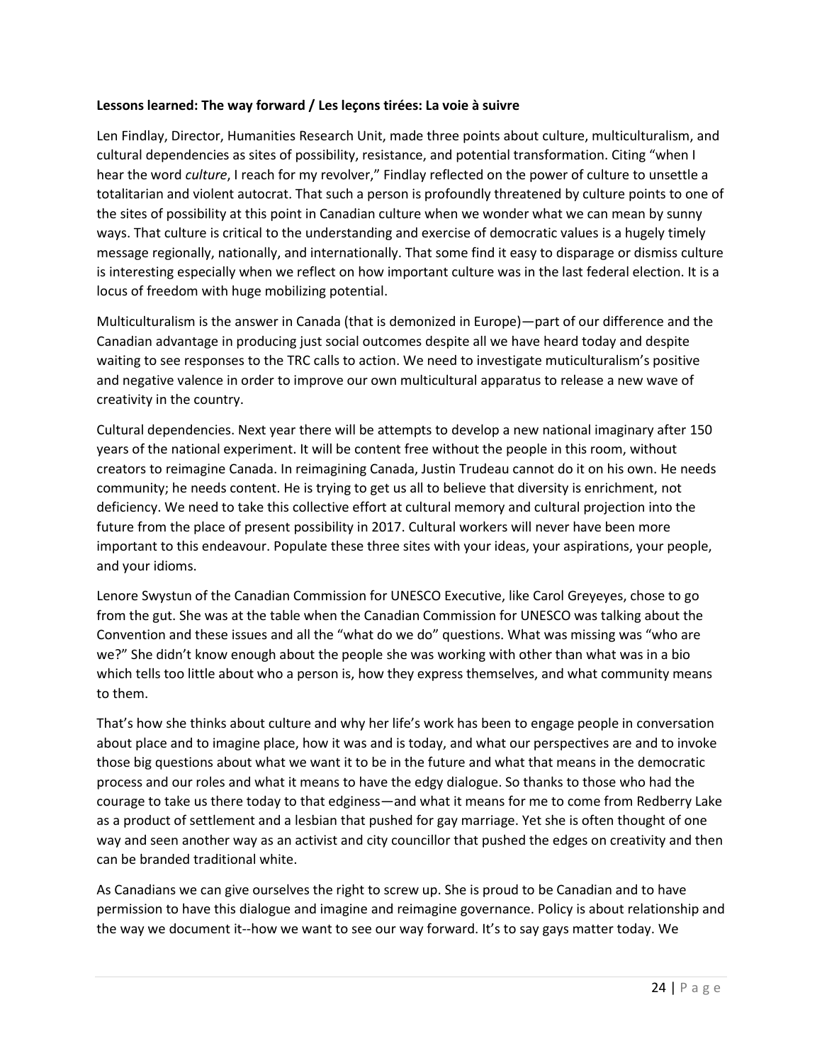**Lessons learned: The way forward / Les leçons tirées: La voie à suivre**

Len Findlay, Director, Humanities Research Unit, made three points about culture, multiculturalism, and cultural dependencies as sites of possibility, resistance, and potential transformation. Citing "when I hear the word *culture*, I reach for my revolver," Findlay reflected on the power of culture to unsettle a totalitarian and violent autocrat. That such a person is profoundly threatened by culture points to one of the sites of possibility at this point in Canadian culture when we wonder what we can mean by sunny ways. That culture is critical to the understanding and exercise of democratic values is a hugely timely message regionally, nationally, and internationally. That some find it easy to disparage or dismiss culture is interesting especially when we reflect on how important culture was in the last federal election. It is a locus of freedom with huge mobilizing potential.

Multiculturalism is the answer in Canada (that is demonized in Europe)—part of our difference and the Canadian advantage in producing just social outcomes despite all we have heard today and despite waiting to see responses to the TRC calls to action. We need to investigate muticulturalism's positive and negative valence in order to improve our own multicultural apparatus to release a new wave of creativity in the country.

Cultural dependencies. Next year there will be attempts to develop a new national imaginary after 150 years of the national experiment. It will be content free without the people in this room, without creators to reimagine Canada. In reimagining Canada, Justin Trudeau cannot do it on his own. He needs community; he needs content. He is trying to get us all to believe that diversity is enrichment, not deficiency. We need to take this collective effort at cultural memory and cultural projection into the future from the place of present possibility in 2017. Cultural workers will never have been more important to this endeavour. Populate these three sites with your ideas, your aspirations, your people, and your idioms.

Lenore Swystun of the Canadian Commission for UNESCO Executive, like Carol Greyeyes, chose to go from the gut. She was at the table when the Canadian Commission for UNESCO was talking about the Convention and these issues and all the "what do we do" questions. What was missing was "who are we?" She didn't know enough about the people she was working with other than what was in a bio which tells too little about who a person is, how they express themselves, and what community means to them.

That's how she thinks about culture and why her life's work has been to engage people in conversation about place and to imagine place, how it was and is today, and what our perspectives are and to invoke those big questions about what we want it to be in the future and what that means in the democratic process and our roles and what it means to have the edgy dialogue. So thanks to those who had the courage to take us there today to that edginess—and what it means for me to come from Redberry Lake as a product of settlement and a lesbian that pushed for gay marriage. Yet she is often thought of one way and seen another way as an activist and city councillor that pushed the edges on creativity and then can be branded traditional white.

As Canadians we can give ourselves the right to screw up. She is proud to be Canadian and to have permission to have this dialogue and imagine and reimagine governance. Policy is about relationship and the way we document it--how we want to see our way forward. It's to say gays matter today. We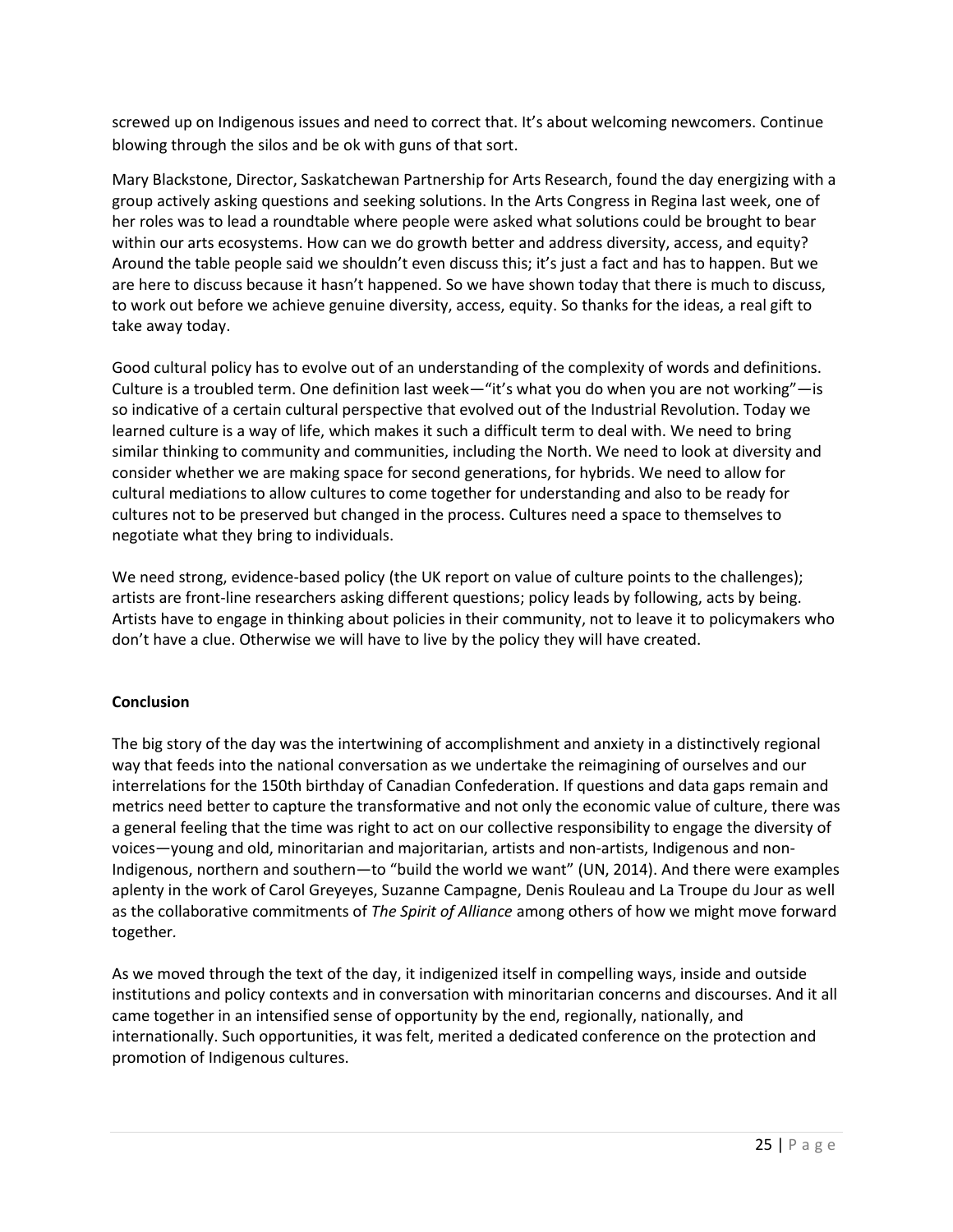screwed up on Indigenous issues and need to correct that. It's about welcoming newcomers. Continue blowing through the silos and be ok with guns of that sort.

Mary Blackstone, Director, Saskatchewan Partnership for Arts Research, found the day energizing with a group actively asking questions and seeking solutions. In the Arts Congress in Regina last week, one of her roles was to lead a roundtable where people were asked what solutions could be brought to bear within our arts ecosystems. How can we do growth better and address diversity, access, and equity? Around the table people said we shouldn't even discuss this; it's just a fact and has to happen. But we are here to discuss because it hasn't happened. So we have shown today that there is much to discuss, to work out before we achieve genuine diversity, access, equity. So thanks for the ideas, a real gift to take away today.

Good cultural policy has to evolve out of an understanding of the complexity of words and definitions. Culture is a troubled term. One definition last week—"it's what you do when you are not working"—is so indicative of a certain cultural perspective that evolved out of the Industrial Revolution. Today we learned culture is a way of life, which makes it such a difficult term to deal with. We need to bring similar thinking to community and communities, including the North. We need to look at diversity and consider whether we are making space for second generations, for hybrids. We need to allow for cultural mediations to allow cultures to come together for understanding and also to be ready for cultures not to be preserved but changed in the process. Cultures need a space to themselves to negotiate what they bring to individuals.

We need strong, evidence-based policy (the UK report on value of culture points to the challenges); artists are front-line researchers asking different questions; policy leads by following, acts by being. Artists have to engage in thinking about policies in their community, not to leave it to policymakers who don't have a clue. Otherwise we will have to live by the policy they will have created.

**Conclusion**

The big story of the day was the intertwining of accomplishment and anxiety in a distinctively regional way that feeds into the national conversation as we undertake the reimagining of ourselves and our interrelations for the 150th birthday of Canadian Confederation. If questions and data gaps remain and metrics need better to capture the transformative and not only the economic value of culture, there was a general feeling that the time was right to act on our collective responsibility to engage the diversity of voices—young and old, minoritarian and majoritarian, artists and non-artists, Indigenous and non-Indigenous, northern and southern—to "build the world we want" (UN, 2014). And there were examples aplenty in the work of Carol Greyeyes, Suzanne Campagne, Denis Rouleau and La Troupe du Jour as well as the collaborative commitments of *The Spirit of Alliance* among others of how we might move forward together.

As we moved through the text of the day, it indigenized itself in compelling ways, inside and outside institutions and policy contexts and in conversation with minoritarian concerns and discourses. And it all came together in an intensified sense of opportunity by the end, regionally, nationally, and internationally. Such opportunities, it was felt, merited a dedicated conference on the protection and promotion of Indigenous cultures.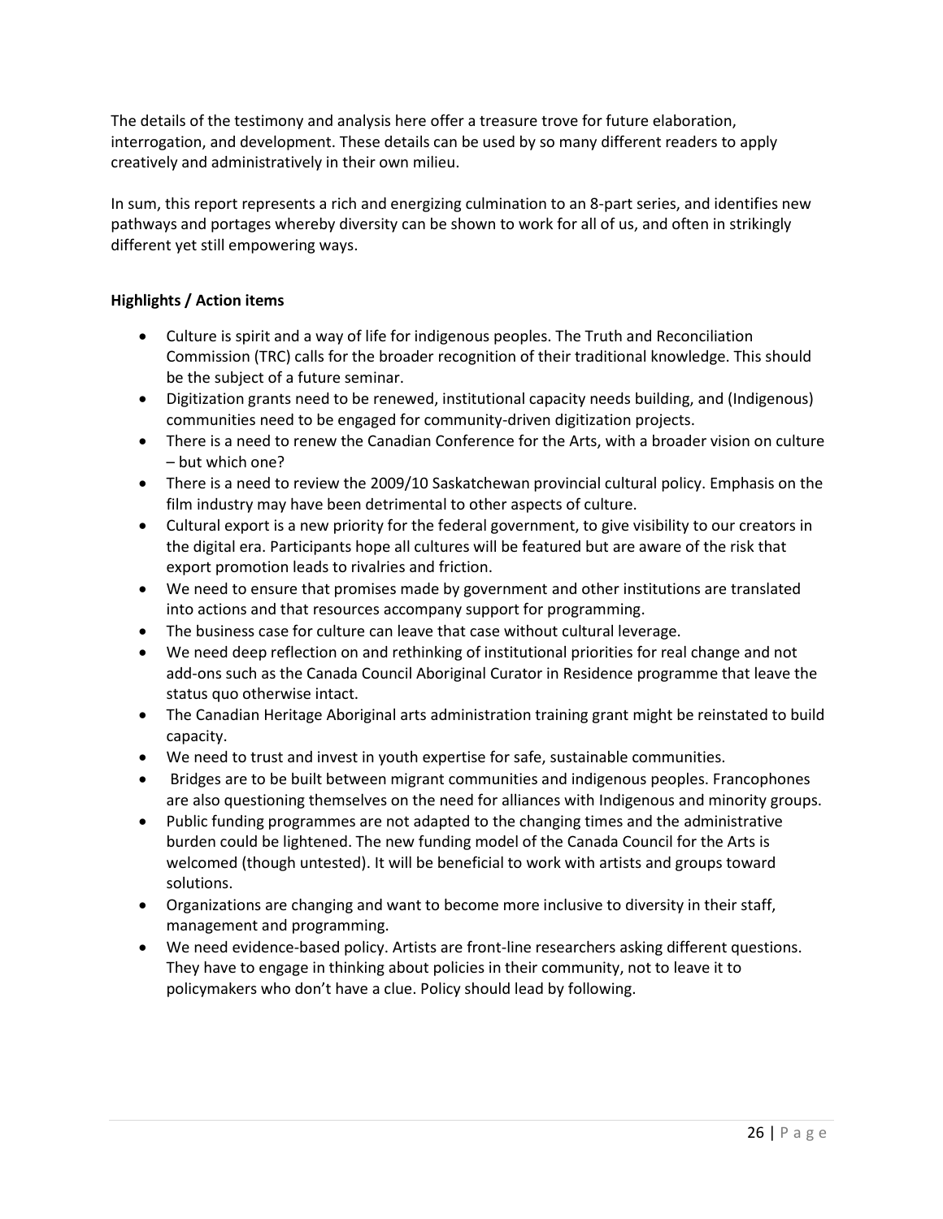The details of the testimony and analysis here offer a treasure trove for future elaboration, interrogation, and development. These details can be used by so many different readers to apply creatively and administratively in their own milieu.

In sum, this report represents a rich and energizing culmination to an 8-part series, and identifies new pathways and portages whereby diversity can be shown to work for all of us, and often in strikingly different yet still empowering ways.

**Highlights / Action items**

- Culture is spirit and a way of life for indigenous peoples. The Truth and Reconciliation Commission (TRC) calls for the broader recognition of their traditional knowledge. This should be the subject of a future seminar.
- Digitization grants need to be renewed, institutional capacity needs building, and (Indigenous) communities need to be engaged for community-driven digitization projects.
- There is a need to renew the Canadian Conference for the Arts, with a broader vision on culture – but which one?
- There is a need to review the 2009/10 Saskatchewan provincial cultural policy. Emphasis on the film industry may have been detrimental to other aspects of culture.
- Cultural export is a new priority for the federal government, to give visibility to our creators in the digital era. Participants hope all cultures will be featured but are aware of the risk that export promotion leads to rivalries and friction.
- We need to ensure that promises made by government and other institutions are translated into actions and that resources accompany support for programming.
- The business case for culture can leave that case without cultural leverage.
- We need deep reflection on and rethinking of institutional priorities for real change and not add-ons such as the Canada Council Aboriginal Curator in Residence programme that leave the status quo otherwise intact.
- The Canadian Heritage Aboriginal arts administration training grant might be reinstated to build capacity.
- We need to trust and invest in youth expertise for safe, sustainable communities.
- Bridges are to be built between migrant communities and indigenous peoples. Francophones are also questioning themselves on the need for alliances with Indigenous and minority groups.
- Public funding programmes are not adapted to the changing times and the administrative burden could be lightened. The new funding model of the Canada Council for the Arts is welcomed (though untested). It will be beneficial to work with artists and groups toward solutions.
- Organizations are changing and want to become more inclusive to diversity in their staff, management and programming.
- We need evidence-based policy. Artists are front-line researchers asking different questions. They have to engage in thinking about policies in their community, not to leave it to policymakers who don't have a clue. Policy should lead by following.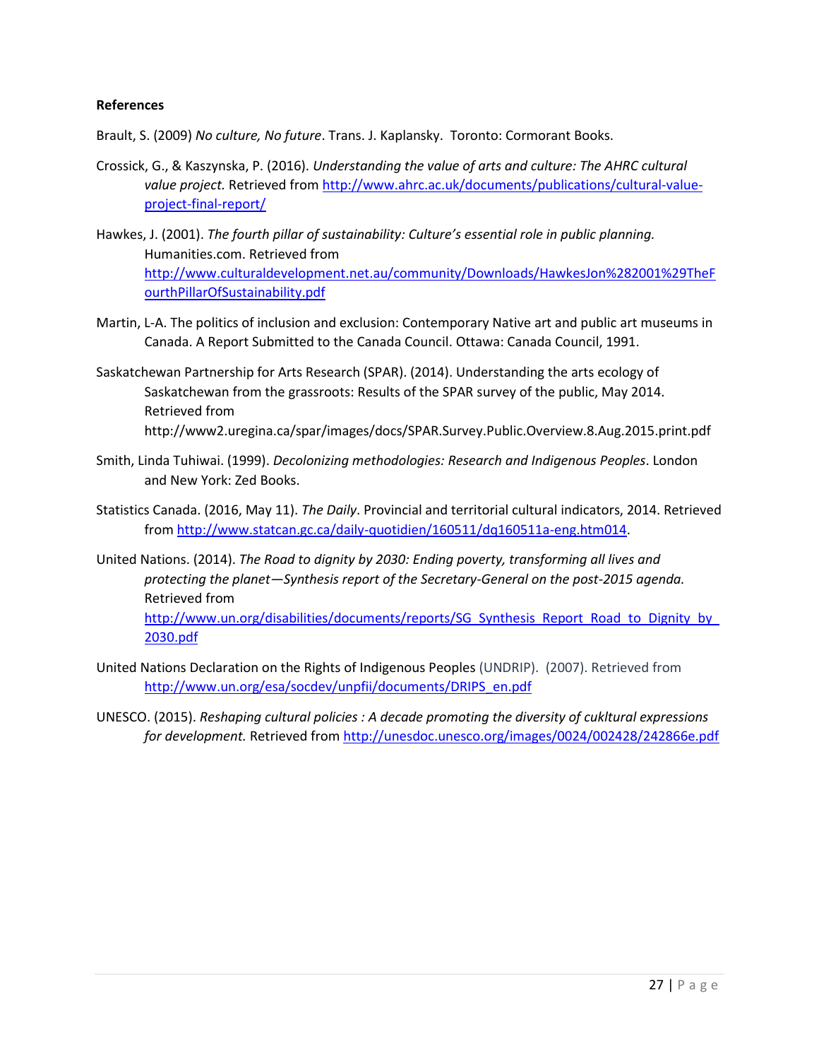**References**

Brault, S. (2009) *No culture, No future*. Trans. J. Kaplansky. Toronto: Cormorant Books.

Crossick, G., & Kaszynska, P. (2016). *Understanding the value of arts and culture: The AHRC cultural value project.* Retrieved from http://www.ahrc.ac.uk/documents/publications/cultural-value-project-final-report/

Hawkes, J. (2001). *The fourth pillar of sustainability: Culture's essential role in public planning.* Humanities.com. Retrieved from http://www.culturaldevelopment.net.au/community/Downloads/HawkesJon%282001%29TheFourthPillarOfSustainability.pdf

Martin, L-A. The politics of inclusion and exclusion: Contemporary Native art and public art museums in Canada. A Report Submitted to the Canada Council. Ottawa: Canada Council, 1991.

Saskatchewan Partnership for Arts Research (SPAR). (2014). Understanding the arts ecology of Saskatchewan from the grassroots: Results of the SPAR survey of the public, May 2014. Retrieved from http://www2.uregina.ca/spar/images/docs/SPAR.Survey.Public.Overview.8.Aug.2015.print.pdf

Smith, Linda Tuhiwai. (1999). *Decolonizing methodologies: Research and Indigenous Peoples*. London and New York: Zed Books.

Statistics Canada. (2016, May 11). *The Daily*. Provincial and territorial cultural indicators, 2014. Retrieved from http://www.statcan.gc.ca/daily-quotidien/160511/dq160511a-eng.htm014.

United Nations. (2014). *The Road to dignity by 2030: Ending poverty, transforming all lives and protecting the planet—Synthesis report of the Secretary-General on the post-2015 agenda.* Retrieved from http://www.un.org/disabilities/documents/reports/SG_Synthesis_Report_Road_to_Dignity_by_2030.pdf

United Nations Declaration on the Rights of Indigenous Peoples (UNDRIP). (2007). Retrieved from http://www.un.org/esa/socdev/unpfii/documents/DRIPS_en.pdf

UNESCO. (2015). *Reshaping cultural policies : A decade promoting the diversity of cukltural expressions for development.* Retrieved from http://unesdoc.unesco.org/images/0024/002428/242866e.pdf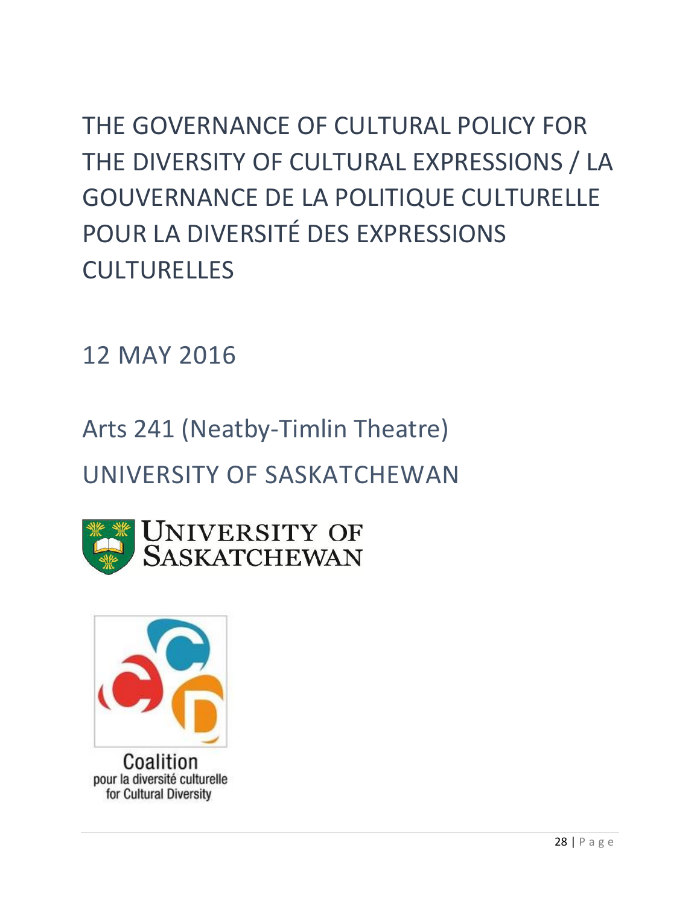# THE GOVERNANCE OF CULTURAL POLICY FOR THE DIVERSITY OF CULTURAL EXPRESSIONS / LA GOUVERNANCE DE LA POLITIQUE CULTURELLE POUR LA DIVERSITÉ DES EXPRESSIONS CULTURELLES

## 12 MAY 2016

## Arts 241 (Neatby-Timlin Theatre)

## UNIVERSITY OF SASKATCHEWAN

UNIVERSITY OF SASKATCHEWAN

Coalition
pour la diversité culturelle
for Cultural Diversity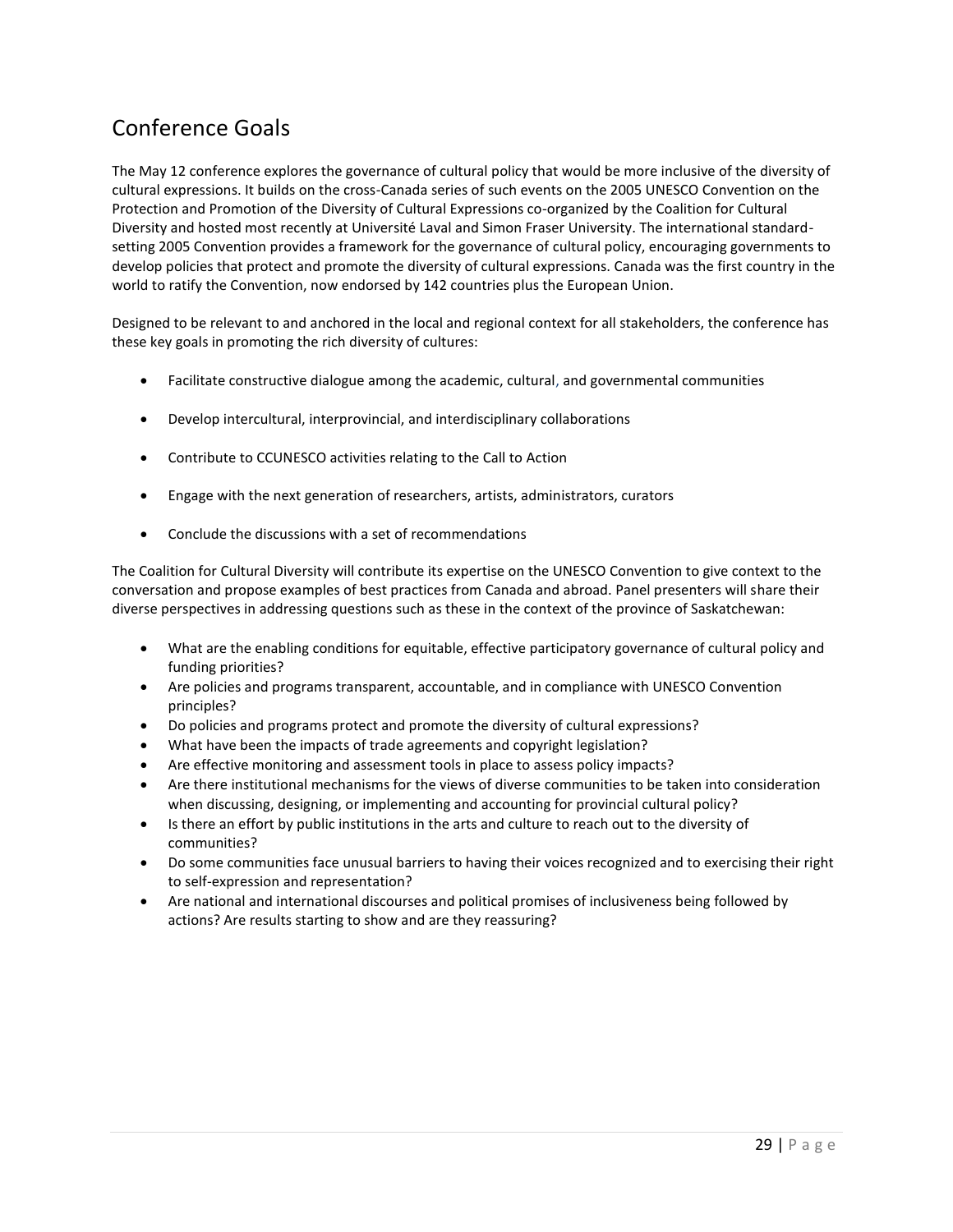## Conference Goals

The May 12 conference explores the governance of cultural policy that would be more inclusive of the diversity of cultural expressions. It builds on the cross-Canada series of such events on the 2005 UNESCO Convention on the Protection and Promotion of the Diversity of Cultural Expressions co-organized by the Coalition for Cultural Diversity and hosted most recently at Université Laval and Simon Fraser University. The international standard-setting 2005 Convention provides a framework for the governance of cultural policy, encouraging governments to develop policies that protect and promote the diversity of cultural expressions. Canada was the first country in the world to ratify the Convention, now endorsed by 142 countries plus the European Union.

Designed to be relevant to and anchored in the local and regional context for all stakeholders, the conference has these key goals in promoting the rich diversity of cultures:

- Facilitate constructive dialogue among the academic, cultural, and governmental communities
- Develop intercultural, interprovincial, and interdisciplinary collaborations
- Contribute to CCUNESCO activities relating to the Call to Action
- Engage with the next generation of researchers, artists, administrators, curators
- Conclude the discussions with a set of recommendations

The Coalition for Cultural Diversity will contribute its expertise on the UNESCO Convention to give context to the conversation and propose examples of best practices from Canada and abroad. Panel presenters will share their diverse perspectives in addressing questions such as these in the context of the province of Saskatchewan:

- What are the enabling conditions for equitable, effective participatory governance of cultural policy and funding priorities?
- Are policies and programs transparent, accountable, and in compliance with UNESCO Convention principles?
- Do policies and programs protect and promote the diversity of cultural expressions?
- What have been the impacts of trade agreements and copyright legislation?
- Are effective monitoring and assessment tools in place to assess policy impacts?
- Are there institutional mechanisms for the views of diverse communities to be taken into consideration when discussing, designing, or implementing and accounting for provincial cultural policy?
- Is there an effort by public institutions in the arts and culture to reach out to the diversity of communities?
- Do some communities face unusual barriers to having their voices recognized and to exercising their right to self-expression and representation?
- Are national and international discourses and political promises of inclusiveness being followed by actions? Are results starting to show and are they reassuring?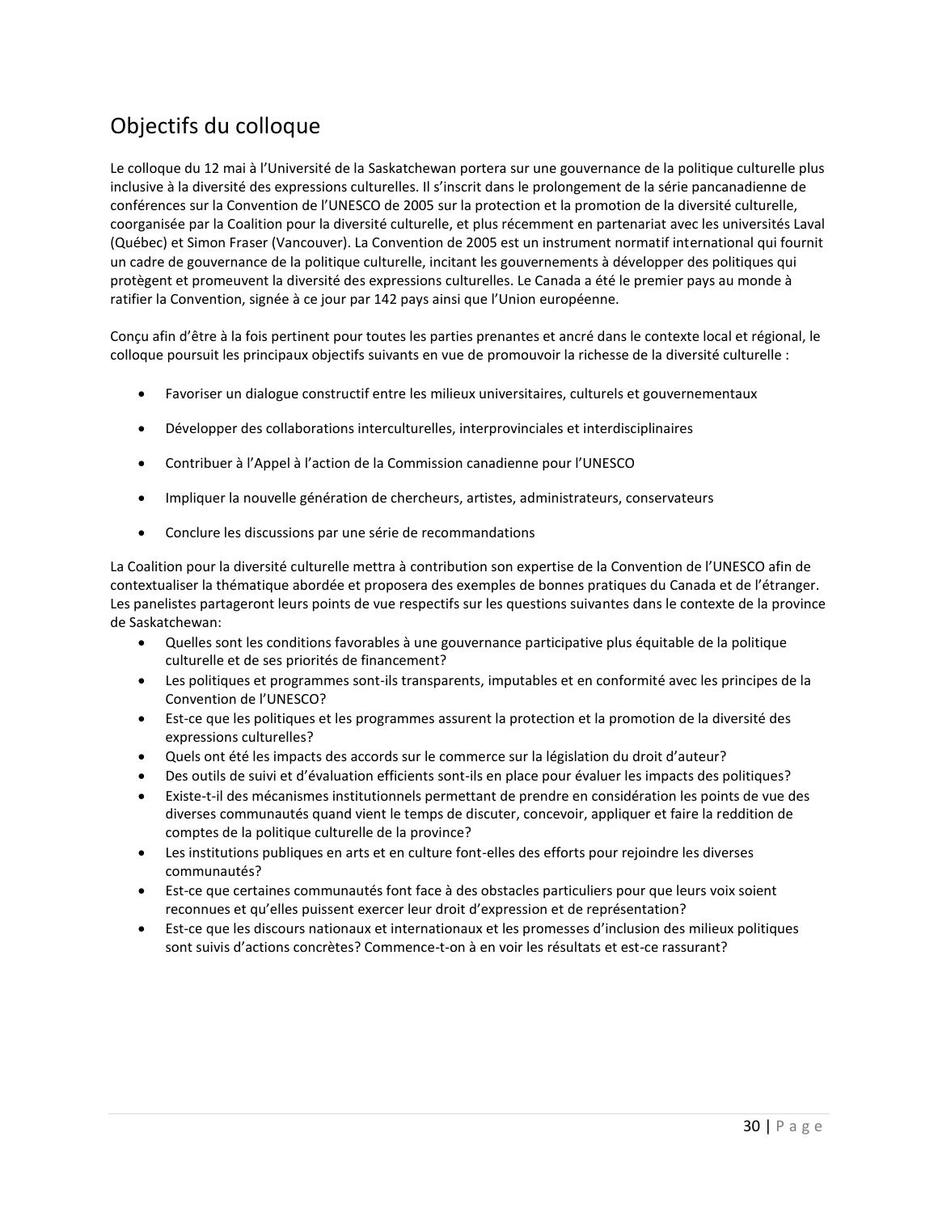## Objectifs du colloque

Le colloque du 12 mai à l'Université de la Saskatchewan portera sur une gouvernance de la politique culturelle plus inclusive à la diversité des expressions culturelles. Il s'inscrit dans le prolongement de la série pancanadienne de conférences sur la Convention de l'UNESCO de 2005 sur la protection et la promotion de la diversité culturelle, coorganisée par la Coalition pour la diversité culturelle, et plus récemment en partenariat avec les universités Laval (Québec) et Simon Fraser (Vancouver). La Convention de 2005 est un instrument normatif international qui fournit un cadre de gouvernance de la politique culturelle, incitant les gouvernements à développer des politiques qui protègent et promeuvent la diversité des expressions culturelles. Le Canada a été le premier pays au monde à ratifier la Convention, signée à ce jour par 142 pays ainsi que l'Union européenne.

Conçu afin d'être à la fois pertinent pour toutes les parties prenantes et ancré dans le contexte local et régional, le colloque poursuit les principaux objectifs suivants en vue de promouvoir la richesse de la diversité culturelle :

- Favoriser un dialogue constructif entre les milieux universitaires, culturels et gouvernementaux
- Développer des collaborations interculturelles, interprovinciales et interdisciplinaires
- Contribuer à l'Appel à l'action de la Commission canadienne pour l'UNESCO
- Impliquer la nouvelle génération de chercheurs, artistes, administrateurs, conservateurs
- Conclure les discussions par une série de recommandations

La Coalition pour la diversité culturelle mettra à contribution son expertise de la Convention de l'UNESCO afin de contextualiser la thématique abordée et proposera des exemples de bonnes pratiques du Canada et de l'étranger. Les panelistes partageront leurs points de vue respectifs sur les questions suivantes dans le contexte de la province de Saskatchewan:

- Quelles sont les conditions favorables à une gouvernance participative plus équitable de la politique culturelle et de ses priorités de financement?
- Les politiques et programmes sont-ils transparents, imputables et en conformité avec les principes de la Convention de l'UNESCO?
- Est-ce que les politiques et les programmes assurent la protection et la promotion de la diversité des expressions culturelles?
- Quels ont été les impacts des accords sur le commerce sur la législation du droit d'auteur?
- Des outils de suivi et d'évaluation efficients sont-ils en place pour évaluer les impacts des politiques?
- Existe-t-il des mécanismes institutionnels permettant de prendre en considération les points de vue des diverses communautés quand vient le temps de discuter, concevoir, appliquer et faire la reddition de comptes de la politique culturelle de la province?
- Les institutions publiques en arts et en culture font-elles des efforts pour rejoindre les diverses communautés?
- Est-ce que certaines communautés font face à des obstacles particuliers pour que leurs voix soient reconnues et qu'elles puissent exercer leur droit d'expression et de représentation?
- Est-ce que les discours nationaux et internationaux et les promesses d'inclusion des milieux politiques sont suivis d'actions concrètes? Commence-t-on à en voir les résultats et est-ce rassurant?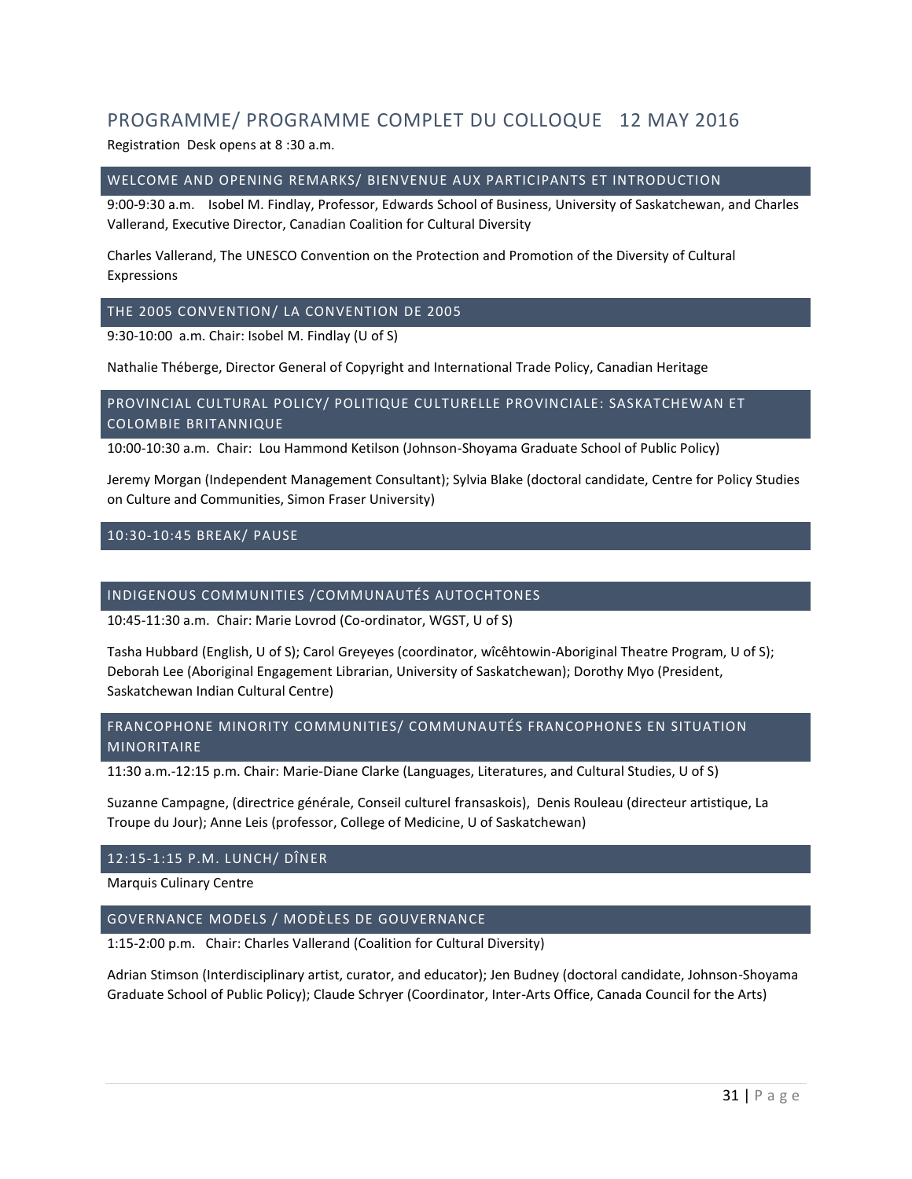## PROGRAMME/ PROGRAMME COMPLET DU COLLOQUE 12 MAY 2016

Registration Desk opens at 8 :30 a.m.

### WELCOME AND OPENING REMARKS/ BIENVENUE AUX PARTICIPANTS ET INTRODUCTION

9:00-9:30 a.m. Isobel M. Findlay, Professor, Edwards School of Business, University of Saskatchewan, and Charles Vallerand, Executive Director, Canadian Coalition for Cultural Diversity

Charles Vallerand, The UNESCO Convention on the Protection and Promotion of the Diversity of Cultural Expressions

### THE 2005 CONVENTION/ LA CONVENTION DE 2005

9:30-10:00 a.m. Chair: Isobel M. Findlay (U of S)

Nathalie Théberge, Director General of Copyright and International Trade Policy, Canadian Heritage

### PROVINCIAL CULTURAL POLICY/ POLITIQUE CULTURELLE PROVINCIALE: SASKATCHEWAN ET COLOMBIE BRITANNIQUE

10:00-10:30 a.m. Chair: Lou Hammond Ketilson (Johnson-Shoyama Graduate School of Public Policy)

Jeremy Morgan (Independent Management Consultant); Sylvia Blake (doctoral candidate, Centre for Policy Studies on Culture and Communities, Simon Fraser University)

### 10:30-10:45 BREAK/ PAUSE

### INDIGENOUS COMMUNITIES /COMMUNAUTÉS AUTOCHTONES

10:45-11:30 a.m. Chair: Marie Lovrod (Co-ordinator, WGST, U of S)

Tasha Hubbard (English, U of S); Carol Greyeyes (coordinator, wîcêhtowin-Aboriginal Theatre Program, U of S); Deborah Lee (Aboriginal Engagement Librarian, University of Saskatchewan); Dorothy Myo (President, Saskatchewan Indian Cultural Centre)

### FRANCOPHONE MINORITY COMMUNITIES/ COMMUNAUTÉS FRANCOPHONES EN SITUATION MINORITAIRE

11:30 a.m.-12:15 p.m. Chair: Marie-Diane Clarke (Languages, Literatures, and Cultural Studies, U of S)

Suzanne Campagne, (directrice générale, Conseil culturel fransaskois), Denis Rouleau (directeur artistique, La Troupe du Jour); Anne Leis (professor, College of Medicine, U of Saskatchewan)

### 12:15-1:15 P.M. LUNCH/ DÎNER

Marquis Culinary Centre

### GOVERNANCE MODELS / MODÈLES DE GOUVERNANCE

1:15-2:00 p.m. Chair: Charles Vallerand (Coalition for Cultural Diversity)

Adrian Stimson (Interdisciplinary artist, curator, and educator); Jen Budney (doctoral candidate, Johnson-Shoyama Graduate School of Public Policy); Claude Schryer (Coordinator, Inter-Arts Office, Canada Council for the Arts)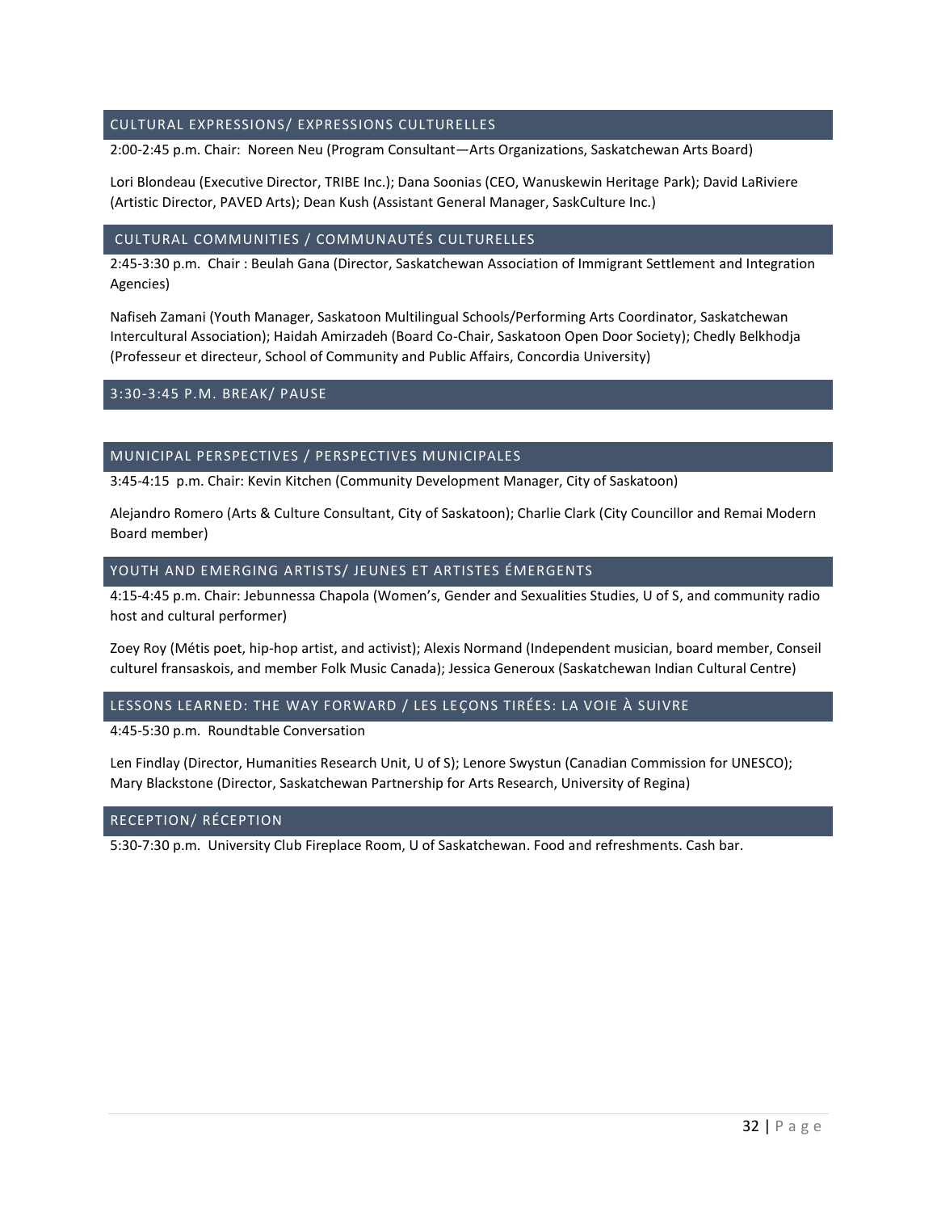## CULTURAL EXPRESSIONS/ EXPRESSIONS CULTURELLES

2:00-2:45 p.m. Chair: Noreen Neu (Program Consultant—Arts Organizations, Saskatchewan Arts Board)

Lori Blondeau (Executive Director, TRIBE Inc.); Dana Soonias (CEO, Wanuskewin Heritage Park); David LaRiviere (Artistic Director, PAVED Arts); Dean Kush (Assistant General Manager, SaskCulture Inc.)

## CULTURAL COMMUNITIES / COMMUNAUTÉS CULTURELLES

2:45-3:30 p.m. Chair : Beulah Gana (Director, Saskatchewan Association of Immigrant Settlement and Integration Agencies)

Nafiseh Zamani (Youth Manager, Saskatoon Multilingual Schools/Performing Arts Coordinator, Saskatchewan Intercultural Association); Haidah Amirzadeh (Board Co-Chair, Saskatoon Open Door Society); Chedly Belkhodja (Professeur et directeur, School of Community and Public Affairs, Concordia University)

## 3:30-3:45 P.M. BREAK/ PAUSE

## MUNICIPAL PERSPECTIVES / PERSPECTIVES MUNICIPALES

3:45-4:15 p.m. Chair: Kevin Kitchen (Community Development Manager, City of Saskatoon)

Alejandro Romero (Arts & Culture Consultant, City of Saskatoon); Charlie Clark (City Councillor and Remai Modern Board member)

## YOUTH AND EMERGING ARTISTS/ JEUNES ET ARTISTES ÉMERGENTS

4:15-4:45 p.m. Chair: Jebunnessa Chapola (Women's, Gender and Sexualities Studies, U of S, and community radio host and cultural performer)

Zoey Roy (Métis poet, hip-hop artist, and activist); Alexis Normand (Independent musician, board member, Conseil culturel fransaskois, and member Folk Music Canada); Jessica Generoux (Saskatchewan Indian Cultural Centre)

## LESSONS LEARNED: THE WAY FORWARD / LES LEÇONS TIRÉES: LA VOIE À SUIVRE

4:45-5:30 p.m. Roundtable Conversation

Len Findlay (Director, Humanities Research Unit, U of S); Lenore Swystun (Canadian Commission for UNESCO); Mary Blackstone (Director, Saskatchewan Partnership for Arts Research, University of Regina)

## RECEPTION/ RÉCEPTION

5:30-7:30 p.m. University Club Fireplace Room, U of Saskatchewan. Food and refreshments. Cash bar.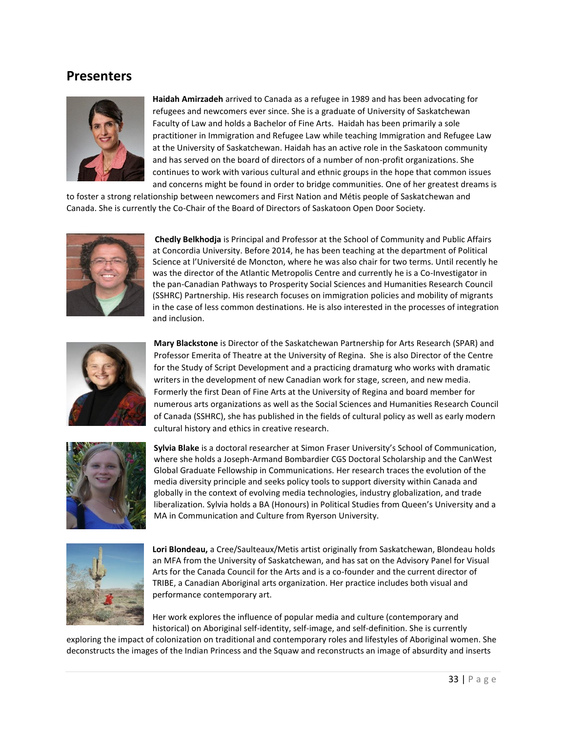## Presenters

**Haidah Amirzadeh** arrived to Canada as a refugee in 1989 and has been advocating for refugees and newcomers ever since. She is a graduate of University of Saskatchewan Faculty of Law and holds a Bachelor of Fine Arts. Haidah has been primarily a sole practitioner in Immigration and Refugee Law while teaching Immigration and Refugee Law at the University of Saskatchewan. Haidah has an active role in the Saskatoon community and has served on the board of directors of a number of non-profit organizations. She continues to work with various cultural and ethnic groups in the hope that common issues and concerns might be found in order to bridge communities. One of her greatest dreams is to foster a strong relationship between newcomers and First Nation and Métis people of Saskatchewan and Canada. She is currently the Co-Chair of the Board of Directors of Saskatoon Open Door Society.

**Chedly Belkhodja** is Principal and Professor at the School of Community and Public Affairs at Concordia University. Before 2014, he has been teaching at the department of Political Science at l'Université de Moncton, where he was also chair for two terms. Until recently he was the director of the Atlantic Metropolis Centre and currently he is a Co-Investigator in the pan-Canadian Pathways to Prosperity Social Sciences and Humanities Research Council (SSHRC) Partnership. His research focuses on immigration policies and mobility of migrants in the case of less common destinations. He is also interested in the processes of integration and inclusion.

**Mary Blackstone** is Director of the Saskatchewan Partnership for Arts Research (SPAR) and Professor Emerita of Theatre at the University of Regina. She is also Director of the Centre for the Study of Script Development and a practicing dramaturg who works with dramatic writers in the development of new Canadian work for stage, screen, and new media. Formerly the first Dean of Fine Arts at the University of Regina and board member for numerous arts organizations as well as the Social Sciences and Humanities Research Council of Canada (SSHRC), she has published in the fields of cultural policy as well as early modern cultural history and ethics in creative research.

**Sylvia Blake** is a doctoral researcher at Simon Fraser University's School of Communication, where she holds a Joseph-Armand Bombardier CGS Doctoral Scholarship and the CanWest Global Graduate Fellowship in Communications. Her research traces the evolution of the media diversity principle and seeks policy tools to support diversity within Canada and globally in the context of evolving media technologies, industry globalization, and trade liberalization. Sylvia holds a BA (Honours) in Political Studies from Queen's University and a MA in Communication and Culture from Ryerson University.

**Lori Blondeau,** a Cree/Saulteaux/Metis artist originally from Saskatchewan, Blondeau holds an MFA from the University of Saskatchewan, and has sat on the Advisory Panel for Visual Arts for the Canada Council for the Arts and is a co-founder and the current director of TRIBE, a Canadian Aboriginal arts organization. Her practice includes both visual and performance contemporary art.

Her work explores the influence of popular media and culture (contemporary and historical) on Aboriginal self-identity, self-image, and self-definition. She is currently exploring the impact of colonization on traditional and contemporary roles and lifestyles of Aboriginal women. She deconstructs the images of the Indian Princess and the Squaw and reconstructs an image of absurdity and inserts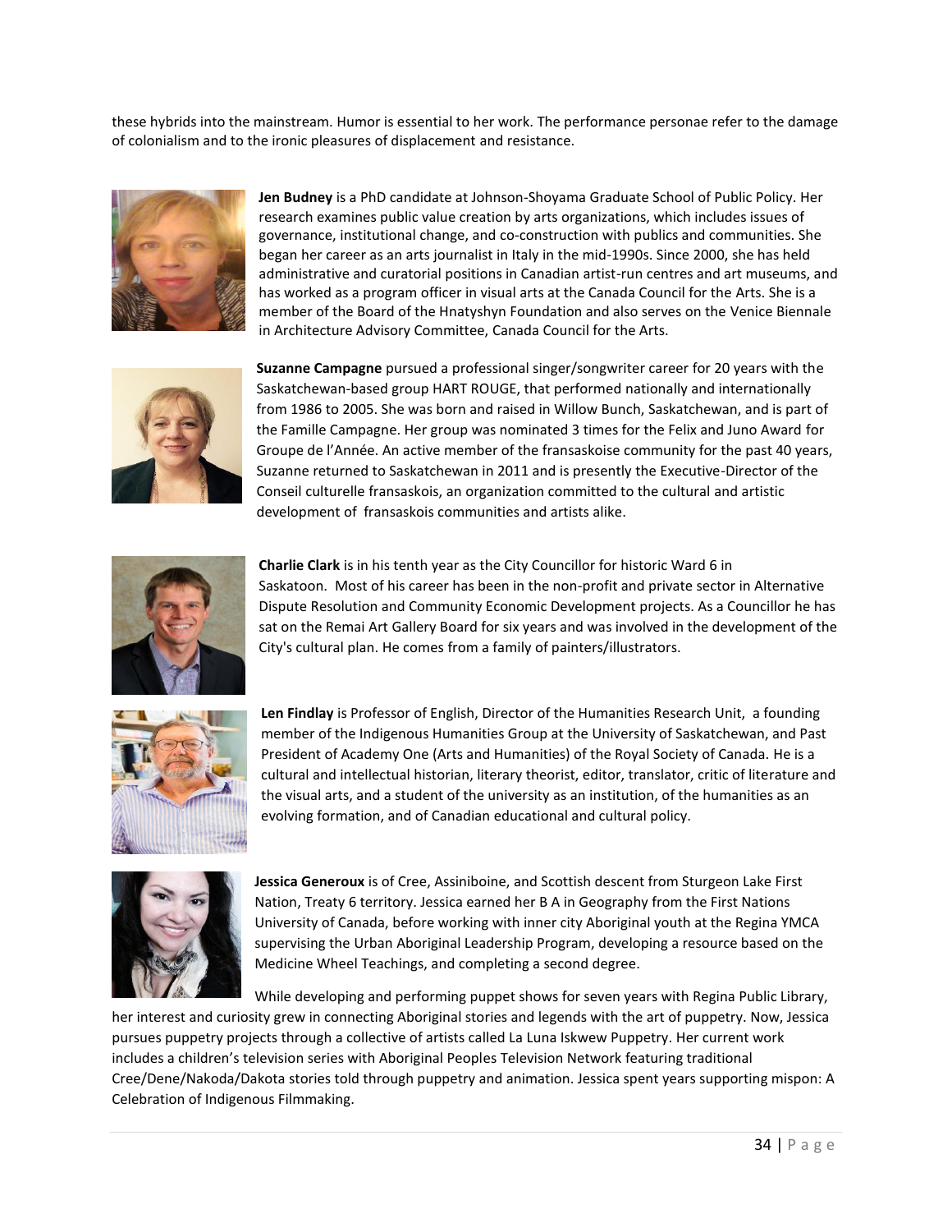these hybrids into the mainstream. Humor is essential to her work. The performance personae refer to the damage of colonialism and to the ironic pleasures of displacement and resistance.

**Jen Budney** is a PhD candidate at Johnson-Shoyama Graduate School of Public Policy. Her research examines public value creation by arts organizations, which includes issues of governance, institutional change, and co-construction with publics and communities. She began her career as an arts journalist in Italy in the mid-1990s. Since 2000, she has held administrative and curatorial positions in Canadian artist-run centres and art museums, and has worked as a program officer in visual arts at the Canada Council for the Arts. She is a member of the Board of the Hnatyshyn Foundation and also serves on the Venice Biennale in Architecture Advisory Committee, Canada Council for the Arts.

**Suzanne Campagne** pursued a professional singer/songwriter career for 20 years with the Saskatchewan-based group HART ROUGE, that performed nationally and internationally from 1986 to 2005. She was born and raised in Willow Bunch, Saskatchewan, and is part of the Famille Campagne. Her group was nominated 3 times for the Felix and Juno Award for Groupe de l'Année. An active member of the fransaskoise community for the past 40 years, Suzanne returned to Saskatchewan in 2011 and is presently the Executive-Director of the Conseil culturelle fransaskois, an organization committed to the cultural and artistic development of fransaskois communities and artists alike.

**Charlie Clark** is in his tenth year as the City Councillor for historic Ward 6 in Saskatoon. Most of his career has been in the non-profit and private sector in Alternative Dispute Resolution and Community Economic Development projects. As a Councillor he has sat on the Remai Art Gallery Board for six years and was involved in the development of the City's cultural plan. He comes from a family of painters/illustrators.

**Len Findlay** is Professor of English, Director of the Humanities Research Unit, a founding member of the Indigenous Humanities Group at the University of Saskatchewan, and Past President of Academy One (Arts and Humanities) of the Royal Society of Canada. He is a cultural and intellectual historian, literary theorist, editor, translator, critic of literature and the visual arts, and a student of the university as an institution, of the humanities as an evolving formation, and of Canadian educational and cultural policy.

**Jessica Generoux** is of Cree, Assiniboine, and Scottish descent from Sturgeon Lake First Nation, Treaty 6 territory. Jessica earned her B A in Geography from the First Nations University of Canada, before working with inner city Aboriginal youth at the Regina YMCA supervising the Urban Aboriginal Leadership Program, developing a resource based on the Medicine Wheel Teachings, and completing a second degree.

While developing and performing puppet shows for seven years with Regina Public Library, her interest and curiosity grew in connecting Aboriginal stories and legends with the art of puppetry. Now, Jessica pursues puppetry projects through a collective of artists called La Luna Iskwew Puppetry. Her current work includes a children's television series with Aboriginal Peoples Television Network featuring traditional Cree/Dene/Nakoda/Dakota stories told through puppetry and animation. Jessica spent years supporting mispon: A Celebration of Indigenous Filmmaking.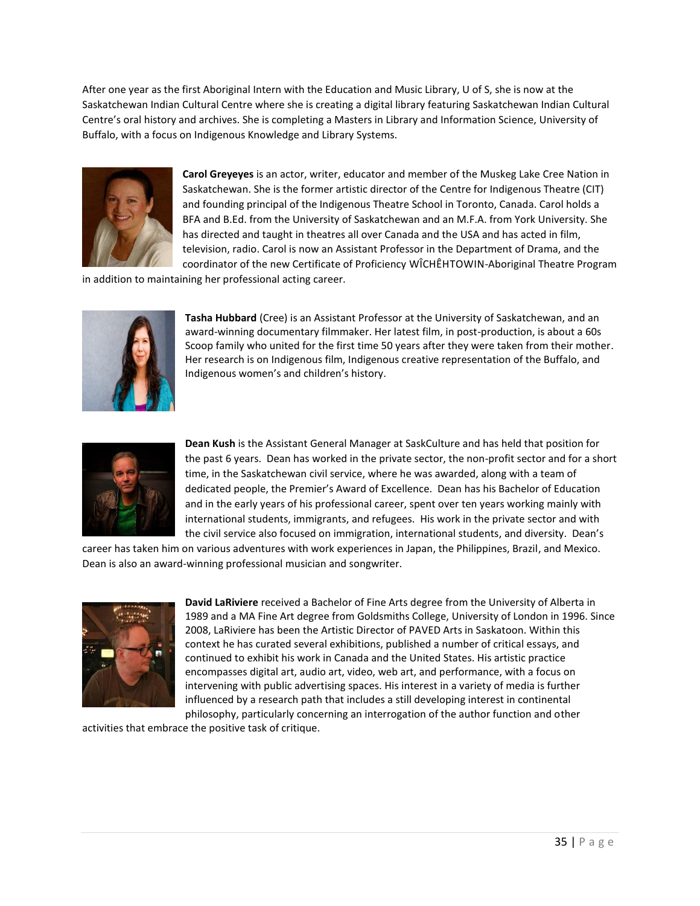After one year as the first Aboriginal Intern with the Education and Music Library, U of S, she is now at the Saskatchewan Indian Cultural Centre where she is creating a digital library featuring Saskatchewan Indian Cultural Centre's oral history and archives. She is completing a Masters in Library and Information Science, University of Buffalo, with a focus on Indigenous Knowledge and Library Systems.

**Carol Greyeyes** is an actor, writer, educator and member of the Muskeg Lake Cree Nation in Saskatchewan. She is the former artistic director of the Centre for Indigenous Theatre (CIT) and founding principal of the Indigenous Theatre School in Toronto, Canada. Carol holds a BFA and B.Ed. from the University of Saskatchewan and an M.F.A. from York University. She has directed and taught in theatres all over Canada and the USA and has acted in film, television, radio. Carol is now an Assistant Professor in the Department of Drama, and the coordinator of the new Certificate of Proficiency WÎCHÊHTOWIN-Aboriginal Theatre Program in addition to maintaining her professional acting career.

**Tasha Hubbard** (Cree) is an Assistant Professor at the University of Saskatchewan, and an award-winning documentary filmmaker. Her latest film, in post-production, is about a 60s Scoop family who united for the first time 50 years after they were taken from their mother. Her research is on Indigenous film, Indigenous creative representation of the Buffalo, and Indigenous women's and children's history.

**Dean Kush** is the Assistant General Manager at SaskCulture and has held that position for the past 6 years. Dean has worked in the private sector, the non-profit sector and for a short time, in the Saskatchewan civil service, where he was awarded, along with a team of dedicated people, the Premier's Award of Excellence. Dean has his Bachelor of Education and in the early years of his professional career, spent over ten years working mainly with international students, immigrants, and refugees. His work in the private sector and with the civil service also focused on immigration, international students, and diversity. Dean's career has taken him on various adventures with work experiences in Japan, the Philippines, Brazil, and Mexico. Dean is also an award-winning professional musician and songwriter.

**David LaRiviere** received a Bachelor of Fine Arts degree from the University of Alberta in 1989 and a MA Fine Art degree from Goldsmiths College, University of London in 1996. Since 2008, LaRiviere has been the Artistic Director of PAVED Arts in Saskatoon. Within this context he has curated several exhibitions, published a number of critical essays, and continued to exhibit his work in Canada and the United States. His artistic practice encompasses digital art, audio art, video, web art, and performance, with a focus on intervening with public advertising spaces. His interest in a variety of media is further influenced by a research path that includes a still developing interest in continental philosophy, particularly concerning an interrogation of the author function and other activities that embrace the positive task of critique.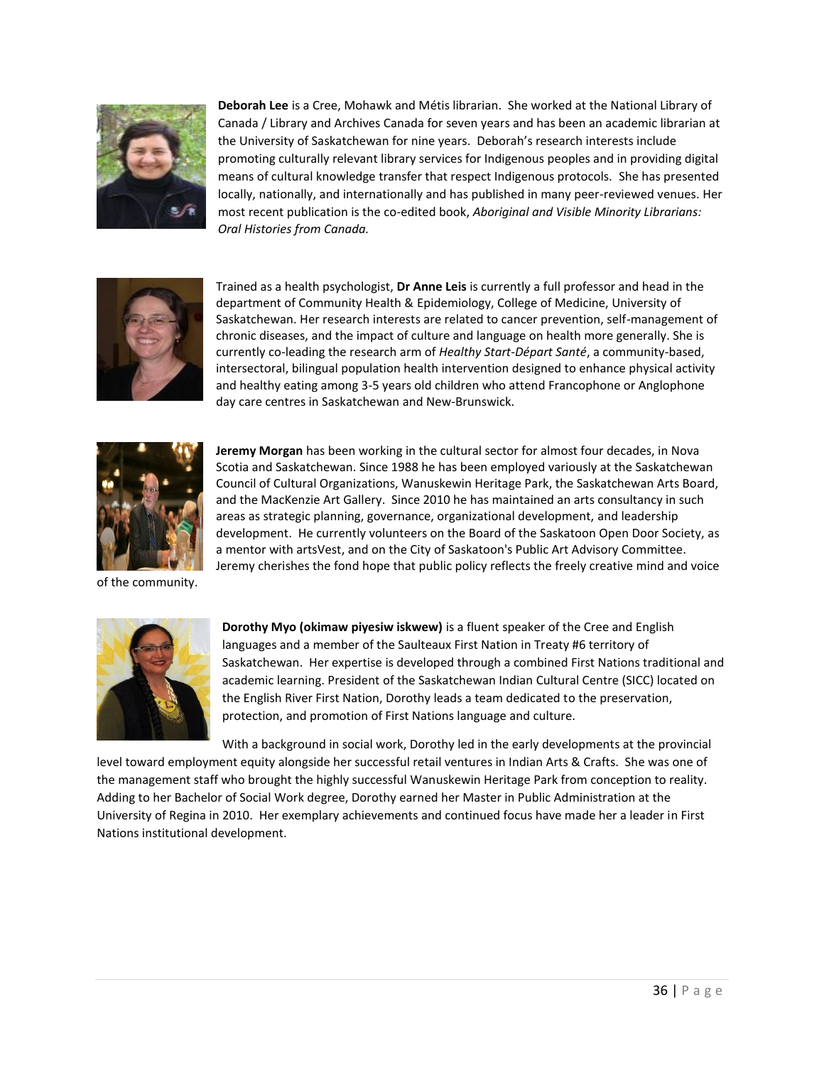**Deborah Lee** is a Cree, Mohawk and Métis librarian. She worked at the National Library of Canada / Library and Archives Canada for seven years and has been an academic librarian at the University of Saskatchewan for nine years. Deborah's research interests include promoting culturally relevant library services for Indigenous peoples and in providing digital means of cultural knowledge transfer that respect Indigenous protocols. She has presented locally, nationally, and internationally and has published in many peer-reviewed venues. Her most recent publication is the co-edited book, *Aboriginal and Visible Minority Librarians: Oral Histories from Canada.*

Trained as a health psychologist, **Dr Anne Leis** is currently a full professor and head in the department of Community Health & Epidemiology, College of Medicine, University of Saskatchewan. Her research interests are related to cancer prevention, self-management of chronic diseases, and the impact of culture and language on health more generally. She is currently co-leading the research arm of *Healthy Start-Départ Santé*, a community-based, intersectoral, bilingual population health intervention designed to enhance physical activity and healthy eating among 3-5 years old children who attend Francophone or Anglophone day care centres in Saskatchewan and New-Brunswick.

**Jeremy Morgan** has been working in the cultural sector for almost four decades, in Nova Scotia and Saskatchewan. Since 1988 he has been employed variously at the Saskatchewan Council of Cultural Organizations, Wanuskewin Heritage Park, the Saskatchewan Arts Board, and the MacKenzie Art Gallery. Since 2010 he has maintained an arts consultancy in such areas as strategic planning, governance, organizational development, and leadership development. He currently volunteers on the Board of the Saskatoon Open Door Society, as a mentor with artsVest, and on the City of Saskatoon's Public Art Advisory Committee. Jeremy cherishes the fond hope that public policy reflects the freely creative mind and voice of the community.

**Dorothy Myo (okimaw piyesiw iskwew)** is a fluent speaker of the Cree and English languages and a member of the Saulteaux First Nation in Treaty #6 territory of Saskatchewan. Her expertise is developed through a combined First Nations traditional and academic learning. President of the Saskatchewan Indian Cultural Centre (SICC) located on the English River First Nation, Dorothy leads a team dedicated to the preservation, protection, and promotion of First Nations language and culture.

With a background in social work, Dorothy led in the early developments at the provincial level toward employment equity alongside her successful retail ventures in Indian Arts & Crafts. She was one of the management staff who brought the highly successful Wanuskewin Heritage Park from conception to reality. Adding to her Bachelor of Social Work degree, Dorothy earned her Master in Public Administration at the University of Regina in 2010. Her exemplary achievements and continued focus have made her a leader in First Nations institutional development.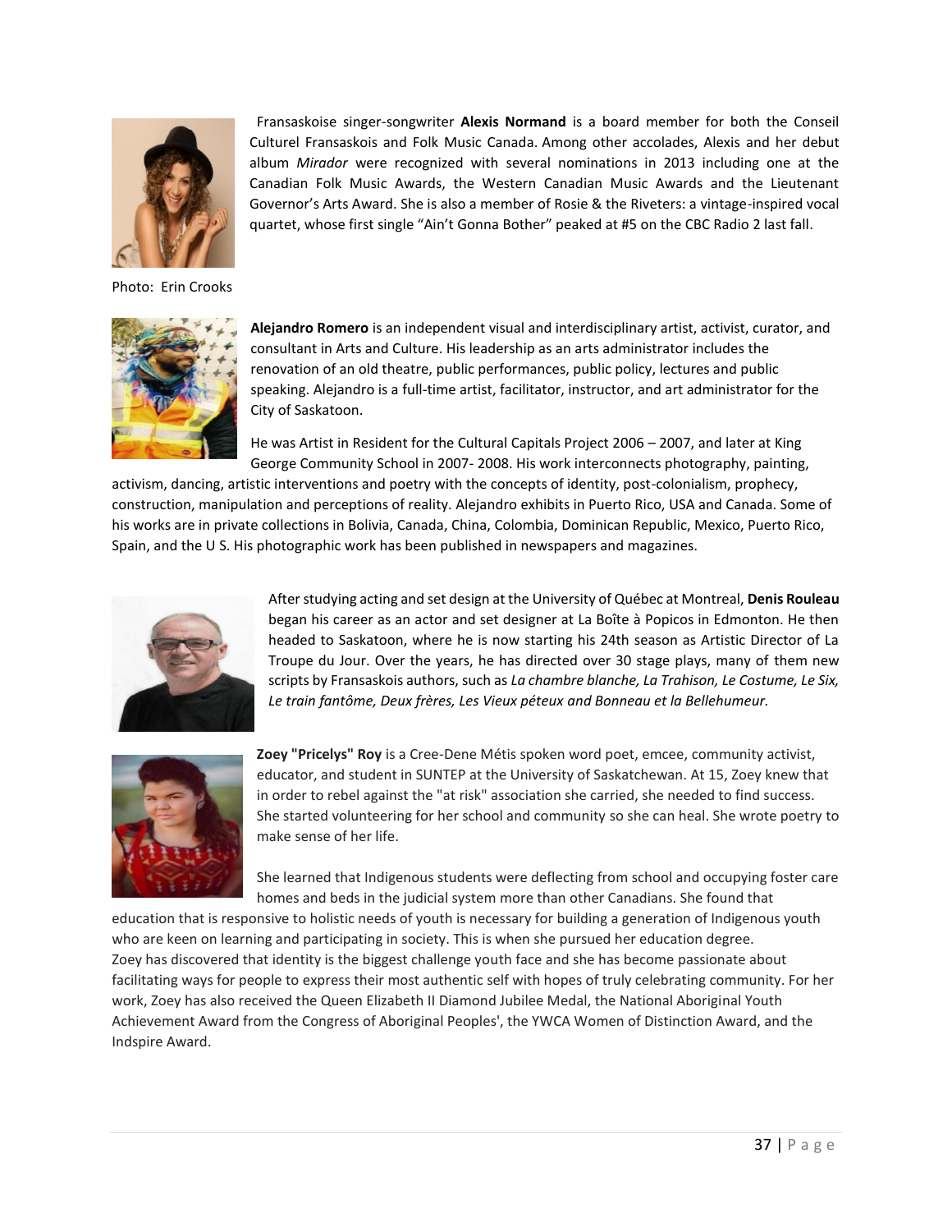Fransaskoise singer-songwriter **Alexis Normand** is a board member for both the Conseil Culturel Fransaskois and Folk Music Canada. Among other accolades, Alexis and her debut album *Mirador* were recognized with several nominations in 2013 including one at the Canadian Folk Music Awards, the Western Canadian Music Awards and the Lieutenant Governor's Arts Award. She is also a member of Rosie & the Riveters: a vintage-inspired vocal quartet, whose first single "Ain't Gonna Bother" peaked at #5 on the CBC Radio 2 last fall.

Photo: Erin Crooks

**Alejandro Romero** is an independent visual and interdisciplinary artist, activist, curator, and consultant in Arts and Culture. His leadership as an arts administrator includes the renovation of an old theatre, public performances, public policy, lectures and public speaking. Alejandro is a full-time artist, facilitator, instructor, and art administrator for the City of Saskatoon.

He was Artist in Resident for the Cultural Capitals Project 2006 – 2007, and later at King George Community School in 2007- 2008. His work interconnects photography, painting, activism, dancing, artistic interventions and poetry with the concepts of identity, post-colonialism, prophecy, construction, manipulation and perceptions of reality. Alejandro exhibits in Puerto Rico, USA and Canada. Some of his works are in private collections in Bolivia, Canada, China, Colombia, Dominican Republic, Mexico, Puerto Rico, Spain, and the U S. His photographic work has been published in newspapers and magazines.

After studying acting and set design at the University of Québec at Montreal, **Denis Rouleau** began his career as an actor and set designer at La Boîte à Popicos in Edmonton. He then headed to Saskatoon, where he is now starting his 24th season as Artistic Director of La Troupe du Jour. Over the years, he has directed over 30 stage plays, many of them new scripts by Fransaskois authors, such as *La chambre blanche, La Trahison, Le Costume, Le Six, Le train fantôme, Deux frères, Les Vieux péteux and Bonneau et la Bellehumeur.*

**Zoey "Pricelys" Roy** is a Cree-Dene Métis spoken word poet, emcee, community activist, educator, and student in SUNTEP at the University of Saskatchewan. At 15, Zoey knew that in order to rebel against the "at risk" association she carried, she needed to find success. She started volunteering for her school and community so she can heal. She wrote poetry to make sense of her life.

She learned that Indigenous students were deflecting from school and occupying foster care homes and beds in the judicial system more than other Canadians. She found that education that is responsive to holistic needs of youth is necessary for building a generation of Indigenous youth who are keen on learning and participating in society. This is when she pursued her education degree.
Zoey has discovered that identity is the biggest challenge youth face and she has become passionate about facilitating ways for people to express their most authentic self with hopes of truly celebrating community. For her work, Zoey has also received the Queen Elizabeth II Diamond Jubilee Medal, the National Aboriginal Youth Achievement Award from the Congress of Aboriginal Peoples', the YWCA Women of Distinction Award, and the Indspire Award.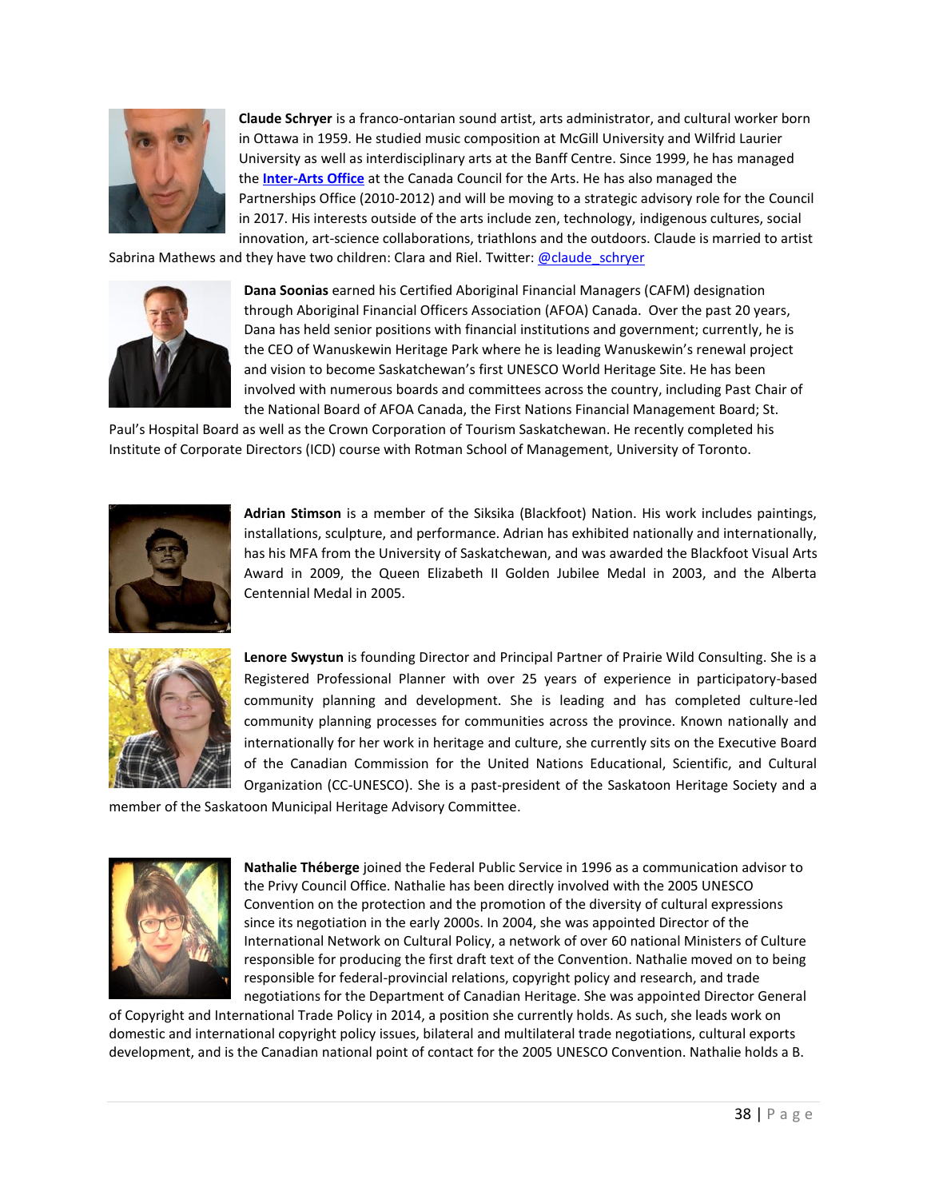**Claude Schryer** is a franco-ontarian sound artist, arts administrator, and cultural worker born in Ottawa in 1959. He studied music composition at McGill University and Wilfrid Laurier University as well as interdisciplinary arts at the Banff Centre. Since 1999, he has managed the **Inter-Arts Office** at the Canada Council for the Arts. He has also managed the Partnerships Office (2010-2012) and will be moving to a strategic advisory role for the Council in 2017. His interests outside of the arts include zen, technology, indigenous cultures, social innovation, art-science collaborations, triathlons and the outdoors. Claude is married to artist Sabrina Mathews and they have two children: Clara and Riel. Twitter: @claude_schryer

**Dana Soonias** earned his Certified Aboriginal Financial Managers (CAFM) designation through Aboriginal Financial Officers Association (AFOA) Canada. Over the past 20 years, Dana has held senior positions with financial institutions and government; currently, he is the CEO of Wanuskewin Heritage Park where he is leading Wanuskewin's renewal project and vision to become Saskatchewan's first UNESCO World Heritage Site. He has been involved with numerous boards and committees across the country, including Past Chair of the National Board of AFOA Canada, the First Nations Financial Management Board; St. Paul's Hospital Board as well as the Crown Corporation of Tourism Saskatchewan. He recently completed his Institute of Corporate Directors (ICD) course with Rotman School of Management, University of Toronto.

**Adrian Stimson** is a member of the Siksika (Blackfoot) Nation. His work includes paintings, installations, sculpture, and performance. Adrian has exhibited nationally and internationally, has his MFA from the University of Saskatchewan, and was awarded the Blackfoot Visual Arts Award in 2009, the Queen Elizabeth II Golden Jubilee Medal in 2003, and the Alberta Centennial Medal in 2005.

**Lenore Swystun** is founding Director and Principal Partner of Prairie Wild Consulting. She is a Registered Professional Planner with over 25 years of experience in participatory-based community planning and development. She is leading and has completed culture-led community planning processes for communities across the province. Known nationally and internationally for her work in heritage and culture, she currently sits on the Executive Board of the Canadian Commission for the United Nations Educational, Scientific, and Cultural Organization (CC-UNESCO). She is a past-president of the Saskatoon Heritage Society and a member of the Saskatoon Municipal Heritage Advisory Committee.

**Nathalie Théberge** joined the Federal Public Service in 1996 as a communication advisor to the Privy Council Office. Nathalie has been directly involved with the 2005 UNESCO Convention on the protection and the promotion of the diversity of cultural expressions since its negotiation in the early 2000s. In 2004, she was appointed Director of the International Network on Cultural Policy, a network of over 60 national Ministers of Culture responsible for producing the first draft text of the Convention. Nathalie moved on to being responsible for federal-provincial relations, copyright policy and research, and trade negotiations for the Department of Canadian Heritage. She was appointed Director General of Copyright and International Trade Policy in 2014, a position she currently holds. As such, she leads work on domestic and international copyright policy issues, bilateral and multilateral trade negotiations, cultural exports development, and is the Canadian national point of contact for the 2005 UNESCO Convention. Nathalie holds a B.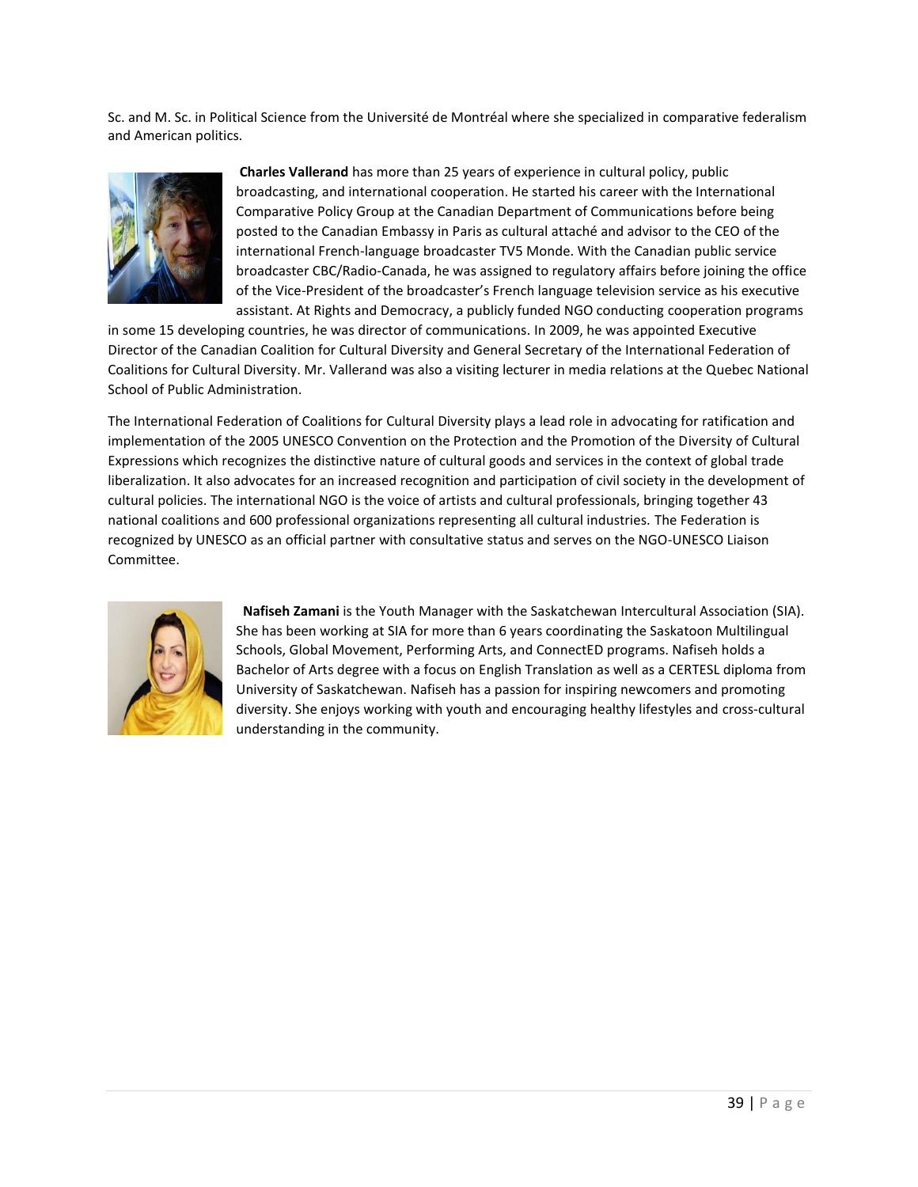Sc. and M. Sc. in Political Science from the Université de Montréal where she specialized in comparative federalism and American politics.

**Charles Vallerand** has more than 25 years of experience in cultural policy, public broadcasting, and international cooperation. He started his career with the International Comparative Policy Group at the Canadian Department of Communications before being posted to the Canadian Embassy in Paris as cultural attaché and advisor to the CEO of the international French-language broadcaster TV5 Monde. With the Canadian public service broadcaster CBC/Radio-Canada, he was assigned to regulatory affairs before joining the office of the Vice-President of the broadcaster's French language television service as his executive assistant. At Rights and Democracy, a publicly funded NGO conducting cooperation programs in some 15 developing countries, he was director of communications. In 2009, he was appointed Executive Director of the Canadian Coalition for Cultural Diversity and General Secretary of the International Federation of Coalitions for Cultural Diversity. Mr. Vallerand was also a visiting lecturer in media relations at the Quebec National School of Public Administration.

The International Federation of Coalitions for Cultural Diversity plays a lead role in advocating for ratification and implementation of the 2005 UNESCO Convention on the Protection and the Promotion of the Diversity of Cultural Expressions which recognizes the distinctive nature of cultural goods and services in the context of global trade liberalization. It also advocates for an increased recognition and participation of civil society in the development of cultural policies. The international NGO is the voice of artists and cultural professionals, bringing together 43 national coalitions and 600 professional organizations representing all cultural industries. The Federation is recognized by UNESCO as an official partner with consultative status and serves on the NGO-UNESCO Liaison Committee.

**Nafiseh Zamani** is the Youth Manager with the Saskatchewan Intercultural Association (SIA). She has been working at SIA for more than 6 years coordinating the Saskatoon Multilingual Schools, Global Movement, Performing Arts, and ConnectED programs. Nafiseh holds a Bachelor of Arts degree with a focus on English Translation as well as a CERTESL diploma from University of Saskatchewan. Nafiseh has a passion for inspiring newcomers and promoting diversity. She enjoys working with youth and encouraging healthy lifestyles and cross-cultural understanding in the community.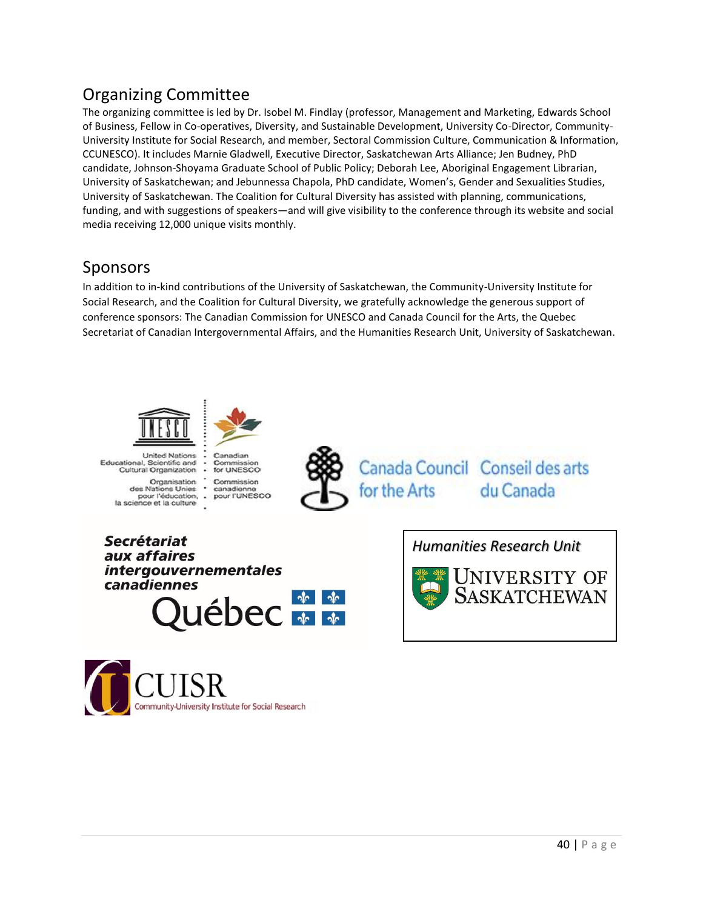## Organizing Committee

The organizing committee is led by Dr. Isobel M. Findlay (professor, Management and Marketing, Edwards School of Business, Fellow in Co-operatives, Diversity, and Sustainable Development, University Co-Director, Community-University Institute for Social Research, and member, Sectoral Commission Culture, Communication & Information, CCUNESCO). It includes Marnie Gladwell, Executive Director, Saskatchewan Arts Alliance; Jen Budney, PhD candidate, Johnson-Shoyama Graduate School of Public Policy; Deborah Lee, Aboriginal Engagement Librarian, University of Saskatchewan; and Jebunnessa Chapola, PhD candidate, Women's, Gender and Sexualities Studies, University of Saskatchewan. The Coalition for Cultural Diversity has assisted with planning, communications, funding, and with suggestions of speakers—and will give visibility to the conference through its website and social media receiving 12,000 unique visits monthly.

## Sponsors

In addition to in-kind contributions of the University of Saskatchewan, the Community-University Institute for Social Research, and the Coalition for Cultural Diversity, we gratefully acknowledge the generous support of conference sponsors: The Canadian Commission for UNESCO and Canada Council for the Arts, the Quebec Secretariat of Canadian Intergovernmental Affairs, and the Humanities Research Unit, University of Saskatchewan.

UNESCO
United Nations Educational, Scientific and Cultural Organization
Organisation des Nations Unies pour l'éducation, la science et la culture

Canadian Commission for UNESCO
Commission canadienne pour l'UNESCO

Canada Council for the Arts
Conseil des arts du Canada

Secrétariat aux affaires intergouvernementales canadiennes
Québec

*Humanities Research Unit*
University of Saskatchewan

CUISR
Community-University Institute for Social Research